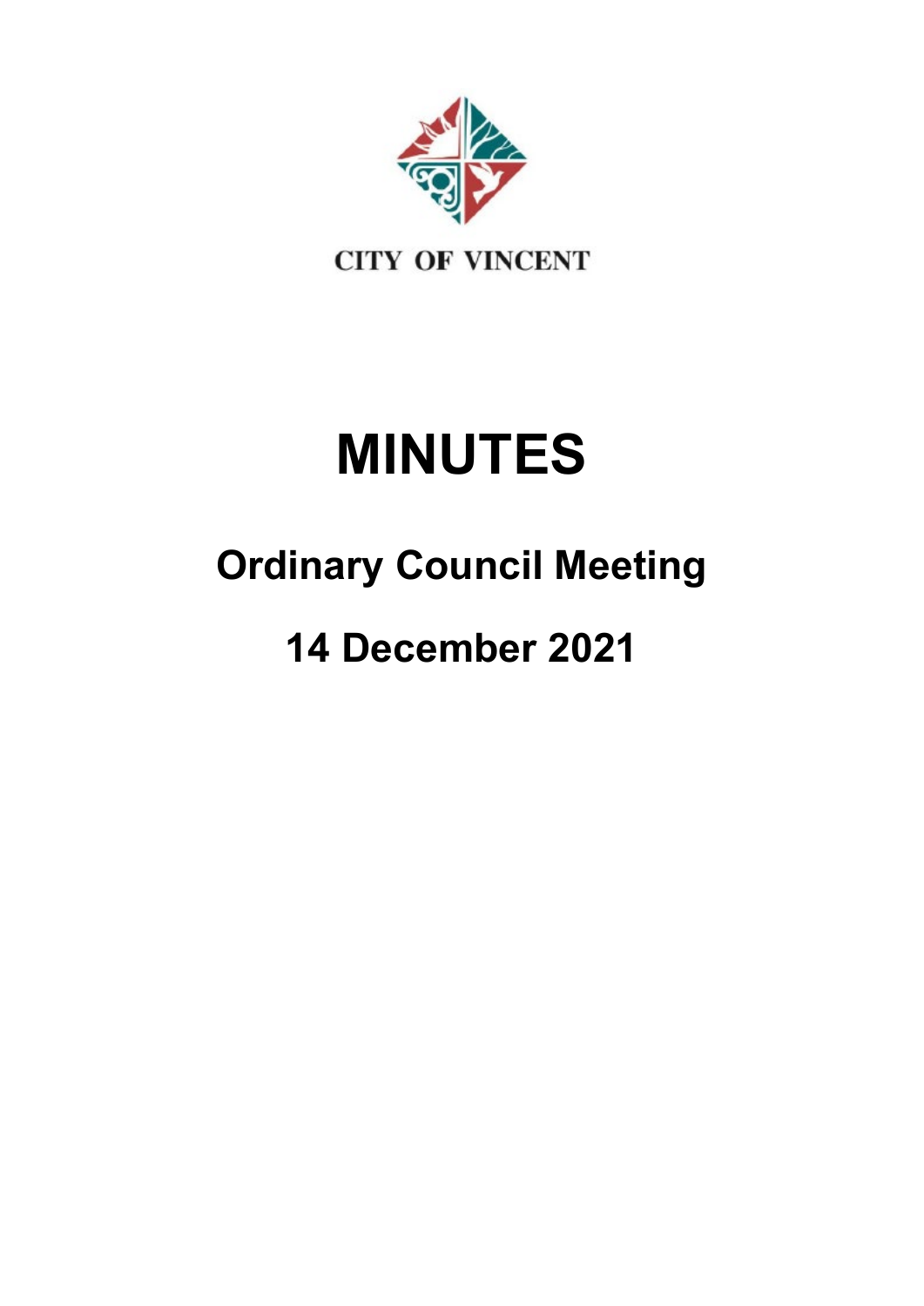CITY OF VINCENT

# MINUTES

## Ordinary Council Meeting

## 14 December 2021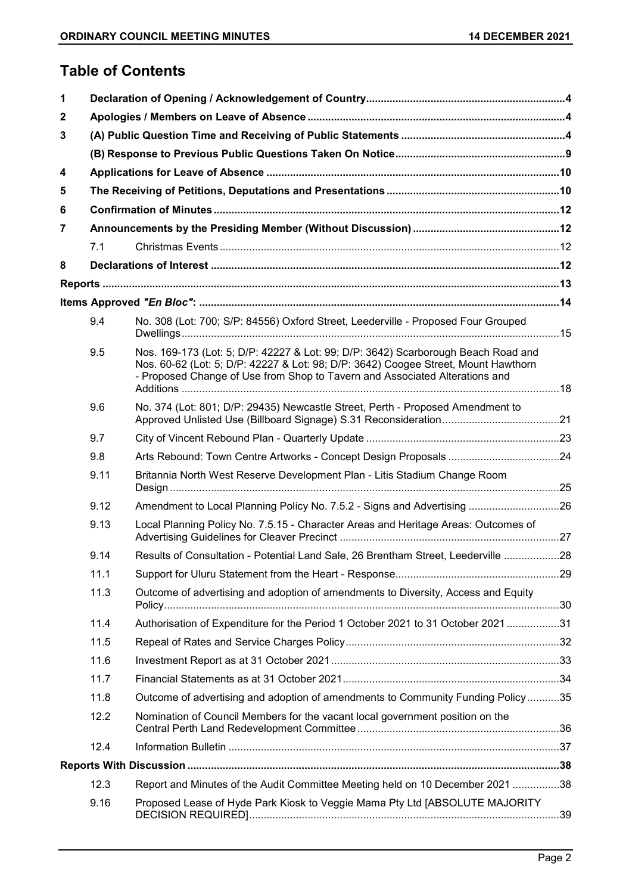# Table of Contents

| | | | |
|---|---|---|---|
| 1 | | Declaration of Opening / Acknowledgement of Country | 4 |
| 2 | | Apologies / Members on Leave of Absence | 4 |
| 3 | | (A) Public Question Time and Receiving of Public Statements | 4 |
| | | (B) Response to Previous Public Questions Taken On Notice | 9 |
| 4 | | Applications for Leave of Absence | 10 |
| 5 | | The Receiving of Petitions, Deputations and Presentations | 10 |
| 6 | | Confirmation of Minutes | 12 |
| 7 | | Announcements by the Presiding Member (Without Discussion) | 12 |
| | 7.1 | Christmas Events | 12 |
| 8 | | Declarations of Interest | 12 |
| Reports | | | 13 |
| Items Approved *"En Bloc"*: | | | 14 |
| | 9.4 | No. 308 (Lot: 700; S/P: 84556) Oxford Street, Leederville - Proposed Four Grouped Dwellings | 15 |
| | 9.5 | Nos. 169-173 (Lot: 5; D/P: 42227 & Lot: 99; D/P: 3642) Scarborough Beach Road and Nos. 60-62 (Lot: 5; D/P: 42227 & Lot: 98; D/P: 3642) Coogee Street, Mount Hawthorn - Proposed Change of Use from Shop to Tavern and Associated Alterations and Additions | 18 |
| | 9.6 | No. 374 (Lot: 801; D/P: 29435) Newcastle Street, Perth - Proposed Amendment to Approved Unlisted Use (Billboard Signage) S.31 Reconsideration | 21 |
| | 9.7 | City of Vincent Rebound Plan - Quarterly Update | 23 |
| | 9.8 | Arts Rebound: Town Centre Artworks - Concept Design Proposals | 24 |
| | 9.11 | Britannia North West Reserve Development Plan - Litis Stadium Change Room Design | 25 |
| | 9.12 | Amendment to Local Planning Policy No. 7.5.2 - Signs and Advertising | 26 |
| | 9.13 | Local Planning Policy No. 7.5.15 - Character Areas and Heritage Areas: Outcomes of Advertising Guidelines for Cleaver Precinct | 27 |
| | 9.14 | Results of Consultation - Potential Land Sale, 26 Brentham Street, Leederville | 28 |
| | 11.1 | Support for Uluru Statement from the Heart - Response | 29 |
| | 11.3 | Outcome of advertising and adoption of amendments to Diversity, Access and Equity Policy | 30 |
| | 11.4 | Authorisation of Expenditure for the Period 1 October 2021 to 31 October 2021 | 31 |
| | 11.5 | Repeal of Rates and Service Charges Policy | 32 |
| | 11.6 | Investment Report as at 31 October 2021 | 33 |
| | 11.7 | Financial Statements as at 31 October 2021 | 34 |
| | 11.8 | Outcome of advertising and adoption of amendments to Community Funding Policy | 35 |
| | 12.2 | Nomination of Council Members for the vacant local government position on the Central Perth Land Redevelopment Committee | 36 |
| | 12.4 | Information Bulletin | 37 |
| Reports With Discussion | | | 38 |
| | 12.3 | Report and Minutes of the Audit Committee Meeting held on 10 December 2021 | 38 |
| | 9.16 | Proposed Lease of Hyde Park Kiosk to Veggie Mama Pty Ltd [ABSOLUTE MAJORITY DECISION REQUIRED] | 39 |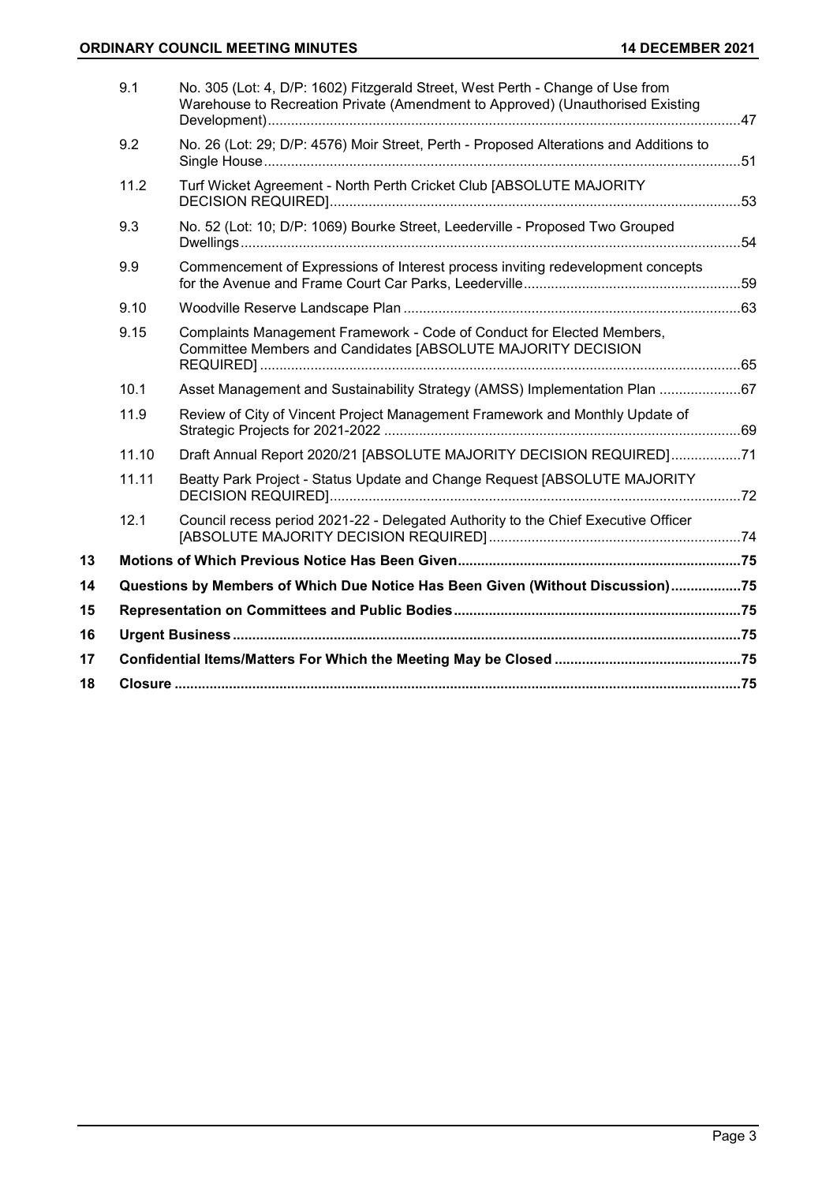| | | | |
|---|---|---|---|
| | 9.1 | No. 305 (Lot: 4, D/P: 1602) Fitzgerald Street, West Perth - Change of Use from Warehouse to Recreation Private (Amendment to Approved) (Unauthorised Existing Development) | 47 |
| | 9.2 | No. 26 (Lot: 29; D/P: 4576) Moir Street, Perth - Proposed Alterations and Additions to Single House | 51 |
| | 11.2 | Turf Wicket Agreement - North Perth Cricket Club [ABSOLUTE MAJORITY DECISION REQUIRED] | 53 |
| | 9.3 | No. 52 (Lot: 10; D/P: 1069) Bourke Street, Leederville - Proposed Two Grouped Dwellings | 54 |
| | 9.9 | Commencement of Expressions of Interest process inviting redevelopment concepts for the Avenue and Frame Court Car Parks, Leederville | 59 |
| | 9.10 | Woodville Reserve Landscape Plan | 63 |
| | 9.15 | Complaints Management Framework - Code of Conduct for Elected Members, Committee Members and Candidates [ABSOLUTE MAJORITY DECISION REQUIRED] | 65 |
| | 10.1 | Asset Management and Sustainability Strategy (AMSS) Implementation Plan | 67 |
| | 11.9 | Review of City of Vincent Project Management Framework and Monthly Update of Strategic Projects for 2021-2022 | 69 |
| | 11.10 | Draft Annual Report 2020/21 [ABSOLUTE MAJORITY DECISION REQUIRED] | 71 |
| | 11.11 | Beatty Park Project - Status Update and Change Request [ABSOLUTE MAJORITY DECISION REQUIRED] | 72 |
| | 12.1 | Council recess period 2021-22 - Delegated Authority to the Chief Executive Officer [ABSOLUTE MAJORITY DECISION REQUIRED] | 74 |
| **13** | **Motions of Which Previous Notice Has Been Given** | | **75** |
| **14** | **Questions by Members of Which Due Notice Has Been Given (Without Discussion)** | | **75** |
| **15** | **Representation on Committees and Public Bodies** | | **75** |
| **16** | **Urgent Business** | | **75** |
| **17** | **Confidential Items/Matters For Which the Meeting May be Closed** | | **75** |
| **18** | **Closure** | | **75** |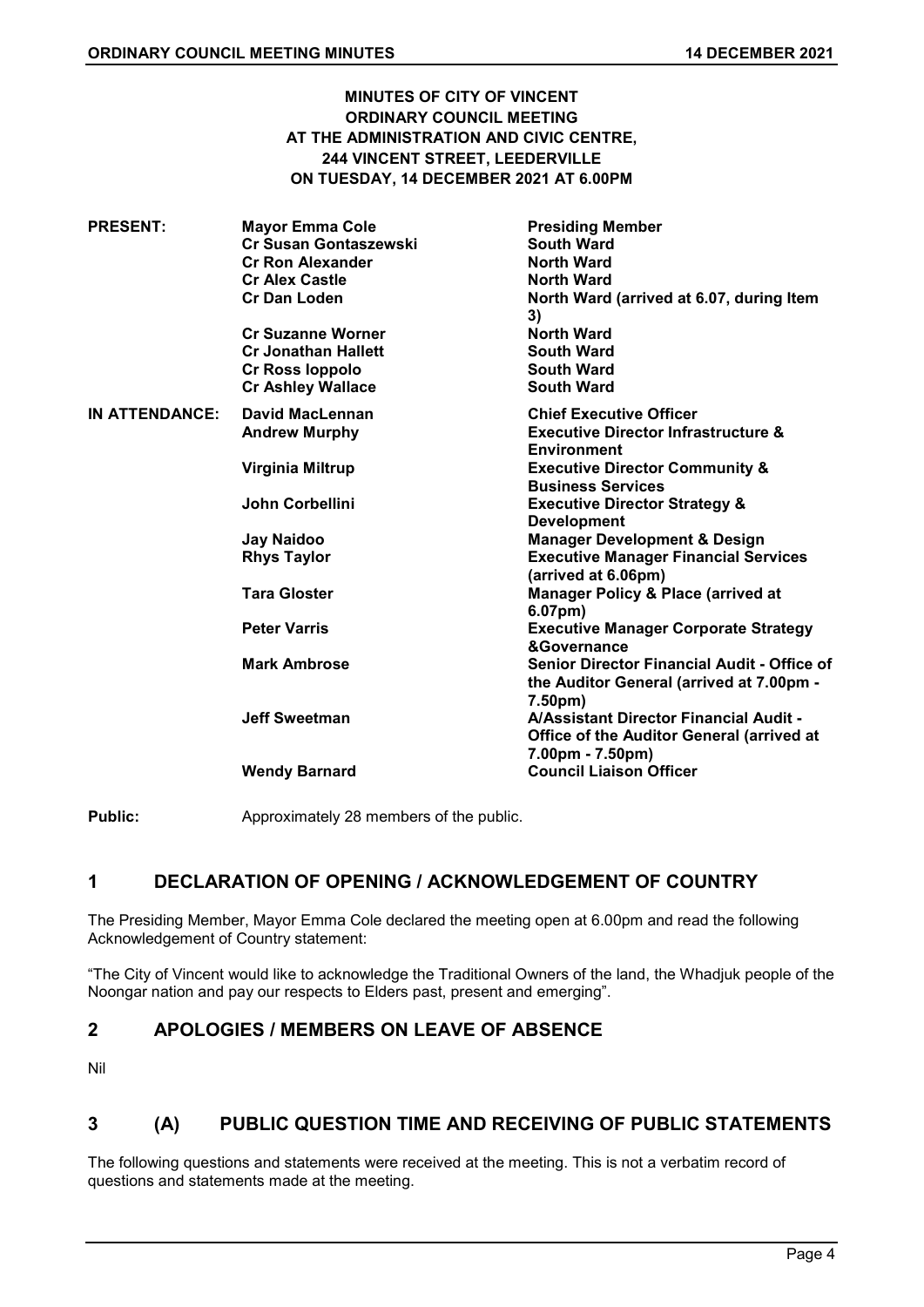**MINUTES OF CITY OF VINCENT**
**ORDINARY COUNCIL MEETING**
**AT THE ADMINISTRATION AND CIVIC CENTRE,**
**244 VINCENT STREET, LEEDERVILLE**
**ON TUESDAY, 14 DECEMBER 2021 AT 6.00PM**

| | | |
|---|---|---|
| **PRESENT:** | **Mayor Emma Cole** | **Presiding Member** |
| | **Cr Susan Gontaszewski** | **South Ward** |
| | **Cr Ron Alexander** | **North Ward** |
| | **Cr Alex Castle** | **North Ward** |
| | **Cr Dan Loden** | **North Ward (arrived at 6.07, during Item 3)** |
| | **Cr Suzanne Worner** | **North Ward** |
| | **Cr Jonathan Hallett** | **South Ward** |
| | **Cr Ross Ioppolo** | **South Ward** |
| | **Cr Ashley Wallace** | **South Ward** |
| **IN ATTENDANCE:** | **David MacLennan** | **Chief Executive Officer** |
| | **Andrew Murphy** | **Executive Director Infrastructure & Environment** |
| | **Virginia Miltrup** | **Executive Director Community & Business Services** |
| | **John Corbellini** | **Executive Director Strategy & Development** |
| | **Jay Naidoo** | **Manager Development & Design** |
| | **Rhys Taylor** | **Executive Manager Financial Services (arrived at 6.06pm)** |
| | **Tara Gloster** | **Manager Policy & Place (arrived at 6.07pm)** |
| | **Peter Varris** | **Executive Manager Corporate Strategy &Governance** |
| | **Mark Ambrose** | **Senior Director Financial Audit - Office of the Auditor General (arrived at 7.00pm - 7.50pm)** |
| | **Jeff Sweetman** | **A/Assistant Director Financial Audit - Office of the Auditor General (arrived at 7.00pm - 7.50pm)** |
| | **Wendy Barnard** | **Council Liaison Officer** |

**Public:** Approximately 28 members of the public.

## 1 DECLARATION OF OPENING / ACKNOWLEDGEMENT OF COUNTRY

The Presiding Member, Mayor Emma Cole declared the meeting open at 6.00pm and read the following Acknowledgement of Country statement:

"The City of Vincent would like to acknowledge the Traditional Owners of the land, the Whadjuk people of the Noongar nation and pay our respects to Elders past, present and emerging".

## 2 APOLOGIES / MEMBERS ON LEAVE OF ABSENCE

Nil

## 3 (A) PUBLIC QUESTION TIME AND RECEIVING OF PUBLIC STATEMENTS

The following questions and statements were received at the meeting. This is not a verbatim record of questions and statements made at the meeting.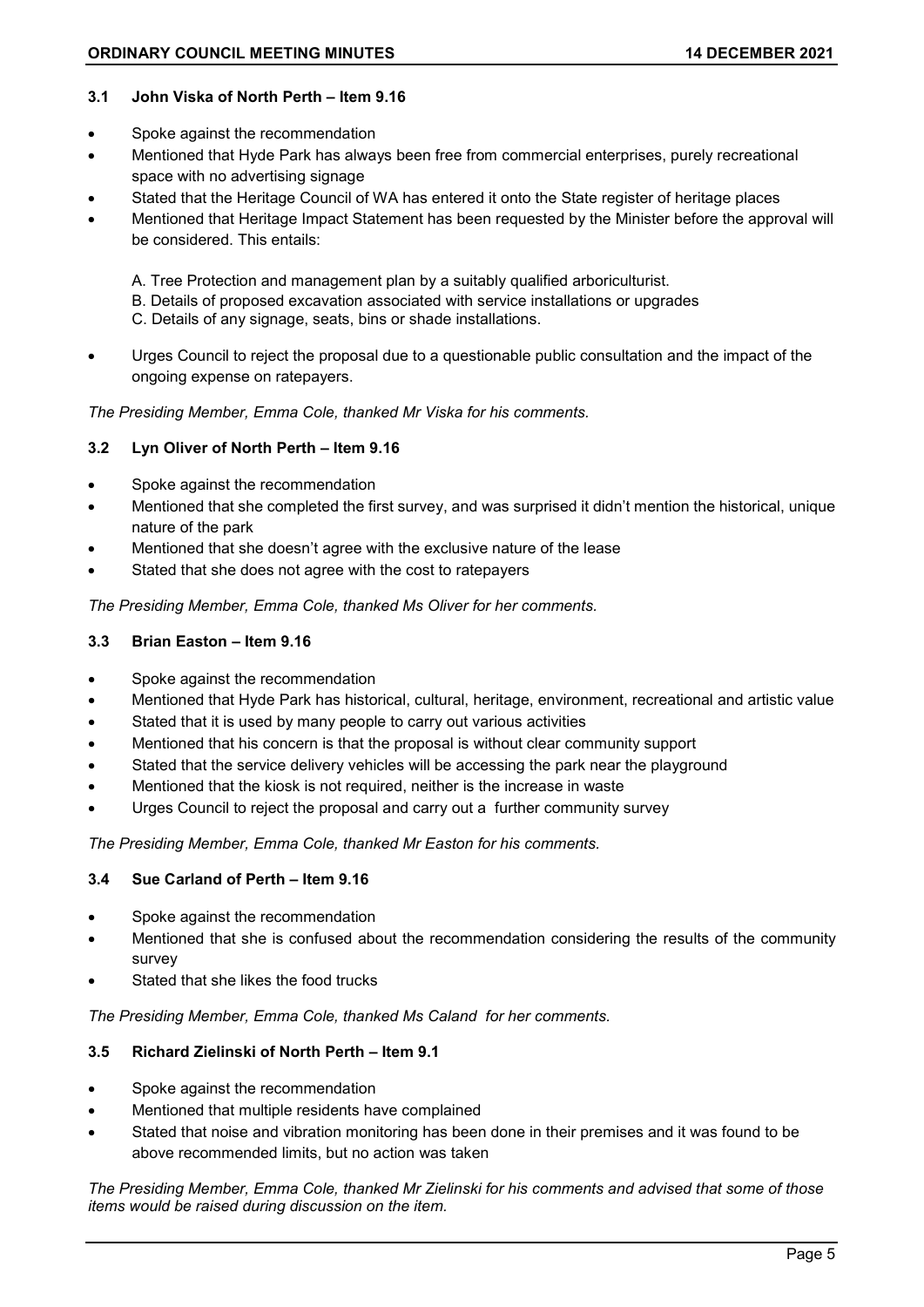### 3.1 John Viska of North Perth – Item 9.16

- Spoke against the recommendation
- Mentioned that Hyde Park has always been free from commercial enterprises, purely recreational space with no advertising signage
- Stated that the Heritage Council of WA has entered it onto the State register of heritage places
- Mentioned that Heritage Impact Statement has been requested by the Minister before the approval will be considered. This entails:

  A. Tree Protection and management plan by a suitably qualified arboriculturist.
  B. Details of proposed excavation associated with service installations or upgrades
  C. Details of any signage, seats, bins or shade installations.

- Urges Council to reject the proposal due to a questionable public consultation and the impact of the ongoing expense on ratepayers.

*The Presiding Member, Emma Cole, thanked Mr Viska for his comments.*

### 3.2 Lyn Oliver of North Perth – Item 9.16

- Spoke against the recommendation
- Mentioned that she completed the first survey, and was surprised it didn't mention the historical, unique nature of the park
- Mentioned that she doesn't agree with the exclusive nature of the lease
- Stated that she does not agree with the cost to ratepayers

*The Presiding Member, Emma Cole, thanked Ms Oliver for her comments.*

### 3.3 Brian Easton – Item 9.16

- Spoke against the recommendation
- Mentioned that Hyde Park has historical, cultural, heritage, environment, recreational and artistic value
- Stated that it is used by many people to carry out various activities
- Mentioned that his concern is that the proposal is without clear community support
- Stated that the service delivery vehicles will be accessing the park near the playground
- Mentioned that the kiosk is not required, neither is the increase in waste
- Urges Council to reject the proposal and carry out a further community survey

*The Presiding Member, Emma Cole, thanked Mr Easton for his comments.*

### 3.4 Sue Carland of Perth – Item 9.16

- Spoke against the recommendation
- Mentioned that she is confused about the recommendation considering the results of the community survey
- Stated that she likes the food trucks

*The Presiding Member, Emma Cole, thanked Ms Caland for her comments.*

### 3.5 Richard Zielinski of North Perth – Item 9.1

- Spoke against the recommendation
- Mentioned that multiple residents have complained
- Stated that noise and vibration monitoring has been done in their premises and it was found to be above recommended limits, but no action was taken

*The Presiding Member, Emma Cole, thanked Mr Zielinski for his comments and advised that some of those items would be raised during discussion on the item.*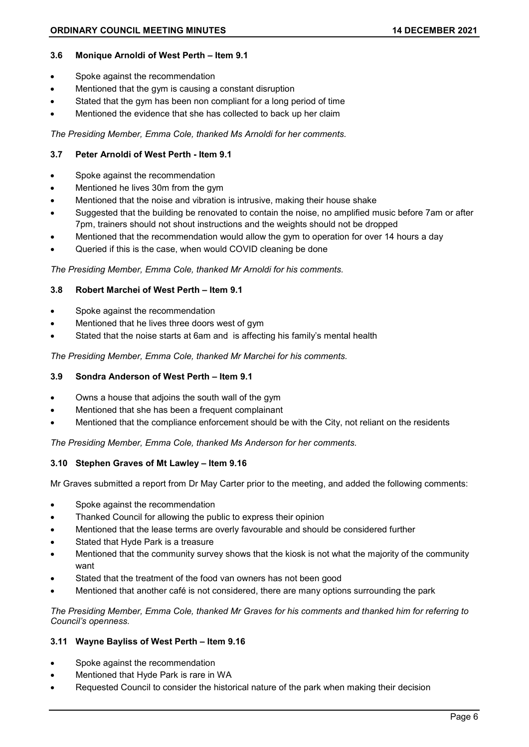### 3.6 Monique Arnoldi of West Perth – Item 9.1

- Spoke against the recommendation
- Mentioned that the gym is causing a constant disruption
- Stated that the gym has been non compliant for a long period of time
- Mentioned the evidence that she has collected to back up her claim

*The Presiding Member, Emma Cole, thanked Ms Arnoldi for her comments.*

### 3.7 Peter Arnoldi of West Perth - Item 9.1

- Spoke against the recommendation
- Mentioned he lives 30m from the gym
- Mentioned that the noise and vibration is intrusive, making their house shake
- Suggested that the building be renovated to contain the noise, no amplified music before 7am or after 7pm, trainers should not shout instructions and the weights should not be dropped
- Mentioned that the recommendation would allow the gym to operation for over 14 hours a day
- Queried if this is the case, when would COVID cleaning be done

*The Presiding Member, Emma Cole, thanked Mr Arnoldi for his comments.*

### 3.8 Robert Marchei of West Perth – Item 9.1

- Spoke against the recommendation
- Mentioned that he lives three doors west of gym
- Stated that the noise starts at 6am and is affecting his family's mental health

*The Presiding Member, Emma Cole, thanked Mr Marchei for his comments.*

### 3.9 Sondra Anderson of West Perth – Item 9.1

- Owns a house that adjoins the south wall of the gym
- Mentioned that she has been a frequent complainant
- Mentioned that the compliance enforcement should be with the City, not reliant on the residents

*The Presiding Member, Emma Cole, thanked Ms Anderson for her comments.*

### 3.10 Stephen Graves of Mt Lawley – Item 9.16

Mr Graves submitted a report from Dr May Carter prior to the meeting, and added the following comments:

- Spoke against the recommendation
- Thanked Council for allowing the public to express their opinion
- Mentioned that the lease terms are overly favourable and should be considered further
- Stated that Hyde Park is a treasure
- Mentioned that the community survey shows that the kiosk is not what the majority of the community want
- Stated that the treatment of the food van owners has not been good
- Mentioned that another café is not considered, there are many options surrounding the park

*The Presiding Member, Emma Cole, thanked Mr Graves for his comments and thanked him for referring to Council's openness.*

### 3.11 Wayne Bayliss of West Perth – Item 9.16

- Spoke against the recommendation
- Mentioned that Hyde Park is rare in WA
- Requested Council to consider the historical nature of the park when making their decision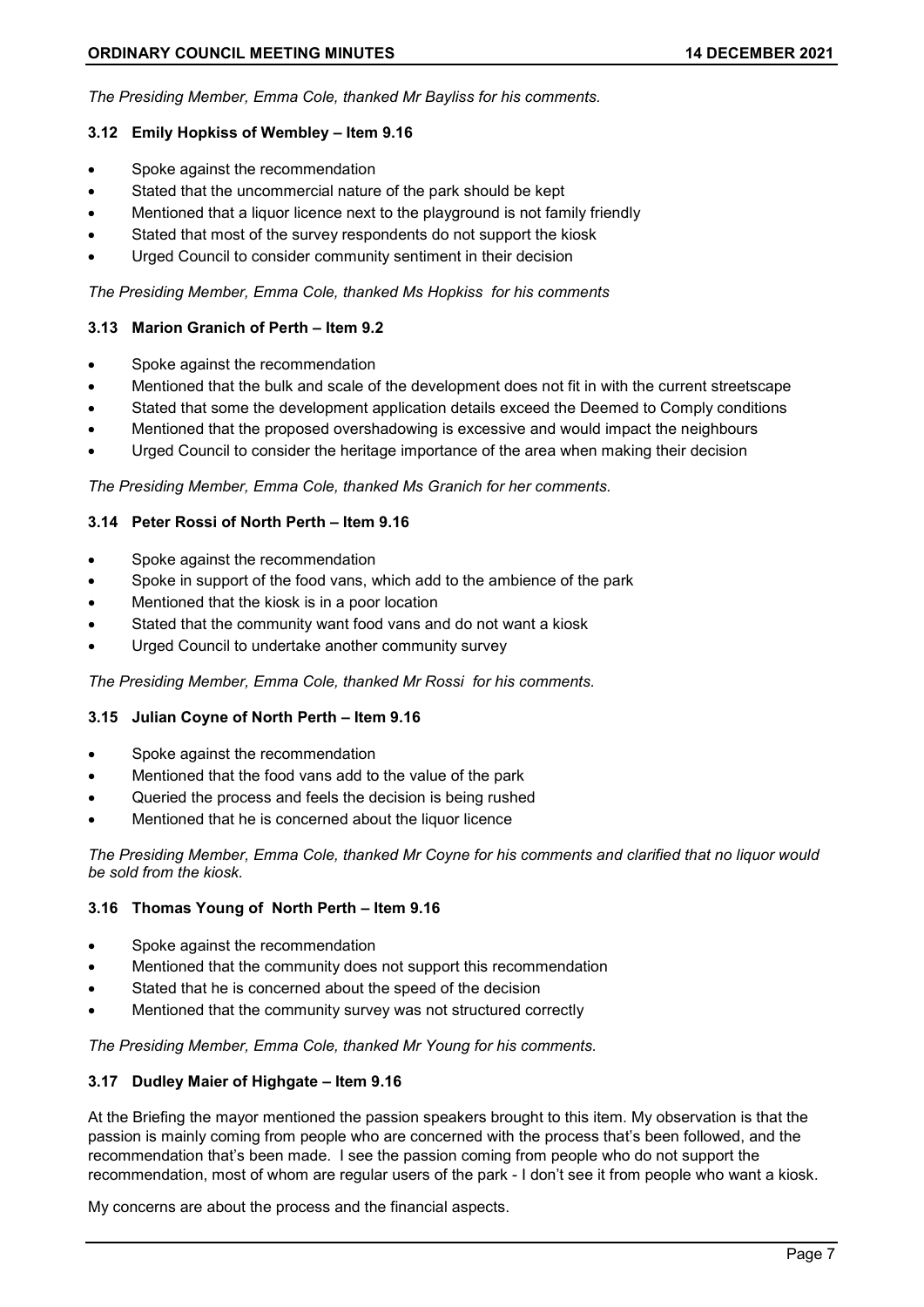*The Presiding Member, Emma Cole, thanked Mr Bayliss for his comments.*

### 3.12 Emily Hopkiss of Wembley – Item 9.16

- Spoke against the recommendation
- Stated that the uncommercial nature of the park should be kept
- Mentioned that a liquor licence next to the playground is not family friendly
- Stated that most of the survey respondents do not support the kiosk
- Urged Council to consider community sentiment in their decision

*The Presiding Member, Emma Cole, thanked Ms Hopkiss for his comments*

### 3.13 Marion Granich of Perth – Item 9.2

- Spoke against the recommendation
- Mentioned that the bulk and scale of the development does not fit in with the current streetscape
- Stated that some the development application details exceed the Deemed to Comply conditions
- Mentioned that the proposed overshadowing is excessive and would impact the neighbours
- Urged Council to consider the heritage importance of the area when making their decision

*The Presiding Member, Emma Cole, thanked Ms Granich for her comments.*

### 3.14 Peter Rossi of North Perth – Item 9.16

- Spoke against the recommendation
- Spoke in support of the food vans, which add to the ambience of the park
- Mentioned that the kiosk is in a poor location
- Stated that the community want food vans and do not want a kiosk
- Urged Council to undertake another community survey

*The Presiding Member, Emma Cole, thanked Mr Rossi for his comments.*

### 3.15 Julian Coyne of North Perth – Item 9.16

- Spoke against the recommendation
- Mentioned that the food vans add to the value of the park
- Queried the process and feels the decision is being rushed
- Mentioned that he is concerned about the liquor licence

*The Presiding Member, Emma Cole, thanked Mr Coyne for his comments and clarified that no liquor would be sold from the kiosk.*

### 3.16 Thomas Young of North Perth – Item 9.16

- Spoke against the recommendation
- Mentioned that the community does not support this recommendation
- Stated that he is concerned about the speed of the decision
- Mentioned that the community survey was not structured correctly

*The Presiding Member, Emma Cole, thanked Mr Young for his comments.*

### 3.17 Dudley Maier of Highgate – Item 9.16

At the Briefing the mayor mentioned the passion speakers brought to this item. My observation is that the passion is mainly coming from people who are concerned with the process that's been followed, and the recommendation that's been made. I see the passion coming from people who do not support the recommendation, most of whom are regular users of the park - I don't see it from people who want a kiosk.

My concerns are about the process and the financial aspects.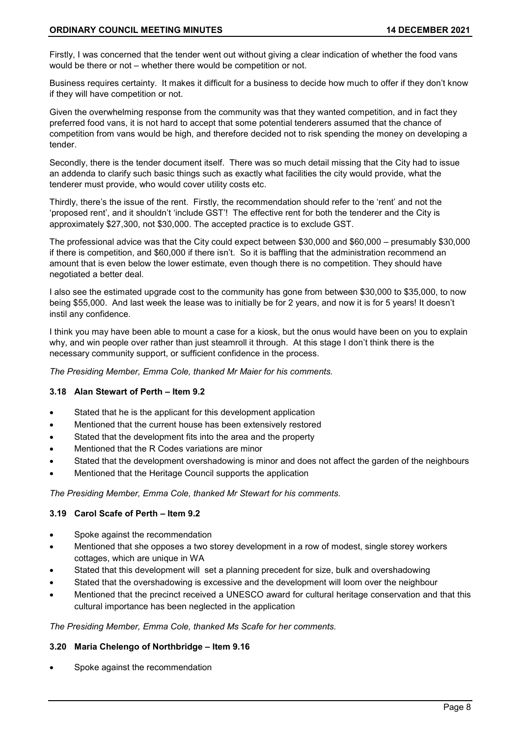Firstly, I was concerned that the tender went out without giving a clear indication of whether the food vans would be there or not – whether there would be competition or not.

Business requires certainty. It makes it difficult for a business to decide how much to offer if they don't know if they will have competition or not.

Given the overwhelming response from the community was that they wanted competition, and in fact they preferred food vans, it is not hard to accept that some potential tenderers assumed that the chance of competition from vans would be high, and therefore decided not to risk spending the money on developing a tender.

Secondly, there is the tender document itself. There was so much detail missing that the City had to issue an addenda to clarify such basic things such as exactly what facilities the city would provide, what the tenderer must provide, who would cover utility costs etc.

Thirdly, there's the issue of the rent. Firstly, the recommendation should refer to the 'rent' and not the 'proposed rent', and it shouldn't 'include GST'! The effective rent for both the tenderer and the City is approximately $27,300, not $30,000. The accepted practice is to exclude GST.

The professional advice was that the City could expect between $30,000 and $60,000 – presumably $30,000 if there is competition, and $60,000 if there isn't. So it is baffling that the administration recommend an amount that is even below the lower estimate, even though there is no competition. They should have negotiated a better deal.

I also see the estimated upgrade cost to the community has gone from between $30,000 to $35,000, to now being $55,000. And last week the lease was to initially be for 2 years, and now it is for 5 years! It doesn't instil any confidence.

I think you may have been able to mount a case for a kiosk, but the onus would have been on you to explain why, and win people over rather than just steamroll it through. At this stage I don't think there is the necessary community support, or sufficient confidence in the process.

*The Presiding Member, Emma Cole, thanked Mr Maier for his comments.*

### 3.18 Alan Stewart of Perth – Item 9.2

- Stated that he is the applicant for this development application
- Mentioned that the current house has been extensively restored
- Stated that the development fits into the area and the property
- Mentioned that the R Codes variations are minor
- Stated that the development overshadowing is minor and does not affect the garden of the neighbours
- Mentioned that the Heritage Council supports the application

*The Presiding Member, Emma Cole, thanked Mr Stewart for his comments.*

### 3.19 Carol Scafe of Perth – Item 9.2

- Spoke against the recommendation
- Mentioned that she opposes a two storey development in a row of modest, single storey workers cottages, which are unique in WA
- Stated that this development will set a planning precedent for size, bulk and overshadowing
- Stated that the overshadowing is excessive and the development will loom over the neighbour
- Mentioned that the precinct received a UNESCO award for cultural heritage conservation and that this cultural importance has been neglected in the application

*The Presiding Member, Emma Cole, thanked Ms Scafe for her comments.*

### 3.20 Maria Chelengo of Northbridge – Item 9.16

- Spoke against the recommendation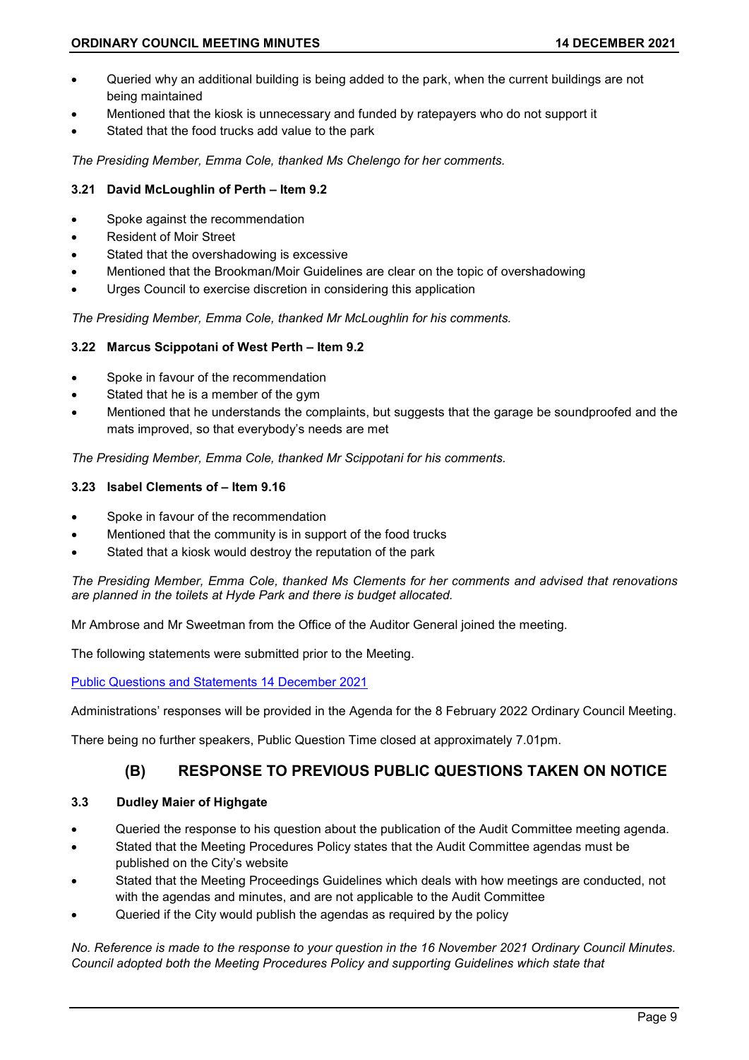- Queried why an additional building is being added to the park, when the current buildings are not being maintained
- Mentioned that the kiosk is unnecessary and funded by ratepayers who do not support it
- Stated that the food trucks add value to the park

*The Presiding Member, Emma Cole, thanked Ms Chelengo for her comments.*

### 3.21 David McLoughlin of Perth – Item 9.2

- Spoke against the recommendation
- Resident of Moir Street
- Stated that the overshadowing is excessive
- Mentioned that the Brookman/Moir Guidelines are clear on the topic of overshadowing
- Urges Council to exercise discretion in considering this application

*The Presiding Member, Emma Cole, thanked Mr McLoughlin for his comments.*

### 3.22 Marcus Scippotani of West Perth – Item 9.2

- Spoke in favour of the recommendation
- Stated that he is a member of the gym
- Mentioned that he understands the complaints, but suggests that the garage be soundproofed and the mats improved, so that everybody's needs are met

*The Presiding Member, Emma Cole, thanked Mr Scippotani for his comments.*

### 3.23 Isabel Clements of – Item 9.16

- Spoke in favour of the recommendation
- Mentioned that the community is in support of the food trucks
- Stated that a kiosk would destroy the reputation of the park

*The Presiding Member, Emma Cole, thanked Ms Clements for her comments and advised that renovations are planned in the toilets at Hyde Park and there is budget allocated.*

Mr Ambrose and Mr Sweetman from the Office of the Auditor General joined the meeting.

The following statements were submitted prior to the Meeting.

Public Questions and Statements 14 December 2021

Administrations' responses will be provided in the Agenda for the 8 February 2022 Ordinary Council Meeting.

There being no further speakers, Public Question Time closed at approximately 7.01pm.

## (B) RESPONSE TO PREVIOUS PUBLIC QUESTIONS TAKEN ON NOTICE

### 3.3 Dudley Maier of Highgate

- Queried the response to his question about the publication of the Audit Committee meeting agenda.
- Stated that the Meeting Procedures Policy states that the Audit Committee agendas must be published on the City's website
- Stated that the Meeting Proceedings Guidelines which deals with how meetings are conducted, not with the agendas and minutes, and are not applicable to the Audit Committee
- Queried if the City would publish the agendas as required by the policy

*No. Reference is made to the response to your question in the 16 November 2021 Ordinary Council Minutes. Council adopted both the Meeting Procedures Policy and supporting Guidelines which state that*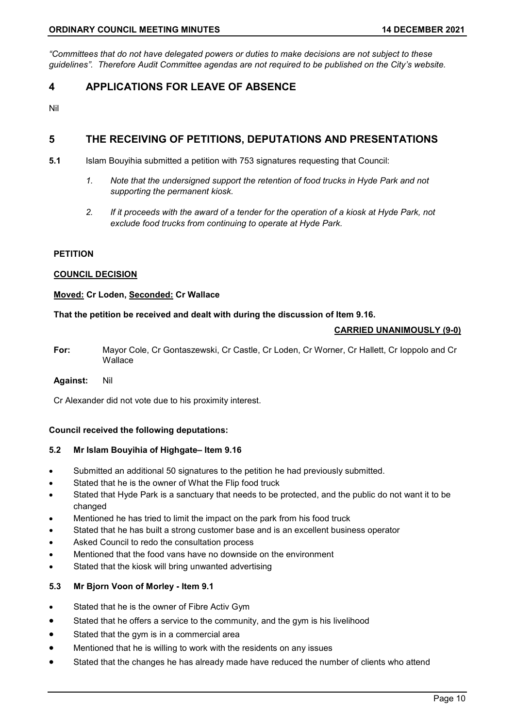*"Committees that do not have delegated powers or duties to make decisions are not subject to these guidelines". Therefore Audit Committee agendas are not required to be published on the City's website.*

# 4 APPLICATIONS FOR LEAVE OF ABSENCE

Nil

# 5 THE RECEIVING OF PETITIONS, DEPUTATIONS AND PRESENTATIONS

**5.1** Islam Bouyihia submitted a petition with 753 signatures requesting that Council:

1. *Note that the undersigned support the retention of food trucks in Hyde Park and not supporting the permanent kiosk.*
2. *If it proceeds with the award of a tender for the operation of a kiosk at Hyde Park, not exclude food trucks from continuing to operate at Hyde Park.*

**PETITION**

**COUNCIL DECISION**

**Moved: Cr Loden, Seconded: Cr Wallace**

**That the petition be received and dealt with during the discussion of Item 9.16.**

**CARRIED UNANIMOUSLY (9-0)**

**For:** Mayor Cole, Cr Gontaszewski, Cr Castle, Cr Loden, Cr Worner, Cr Hallett, Cr Ioppolo and Cr Wallace

**Against:** Nil

Cr Alexander did not vote due to his proximity interest.

**Council received the following deputations:**

### 5.2 Mr Islam Bouyihia of Highgate– Item 9.16

- Submitted an additional 50 signatures to the petition he had previously submitted.
- Stated that he is the owner of What the Flip food truck
- Stated that Hyde Park is a sanctuary that needs to be protected, and the public do not want it to be changed
- Mentioned he has tried to limit the impact on the park from his food truck
- Stated that he has built a strong customer base and is an excellent business operator
- Asked Council to redo the consultation process
- Mentioned that the food vans have no downside on the environment
- Stated that the kiosk will bring unwanted advertising

### 5.3 Mr Bjorn Voon of Morley - Item 9.1

- Stated that he is the owner of Fibre Activ Gym
- Stated that he offers a service to the community, and the gym is his livelihood
- Stated that the gym is in a commercial area
- Mentioned that he is willing to work with the residents on any issues
- Stated that the changes he has already made have reduced the number of clients who attend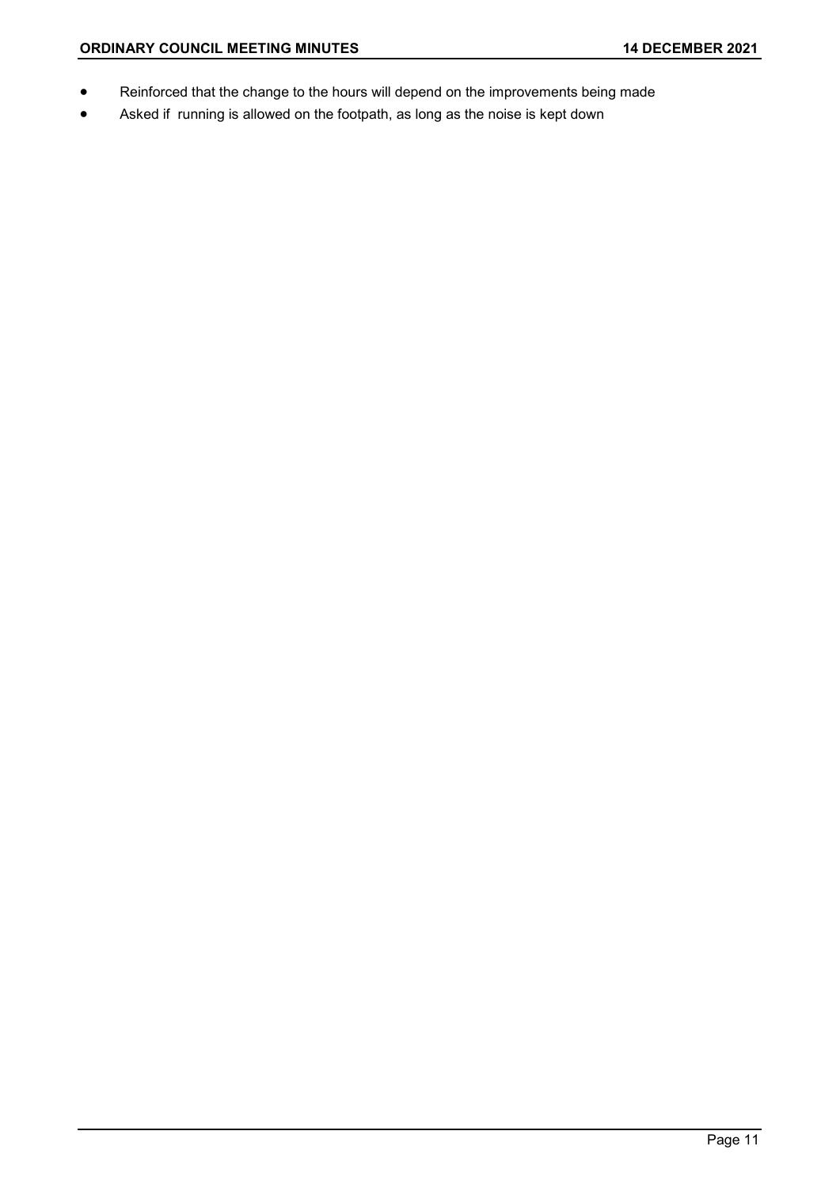- Reinforced that the change to the hours will depend on the improvements being made
- Asked if running is allowed on the footpath, as long as the noise is kept down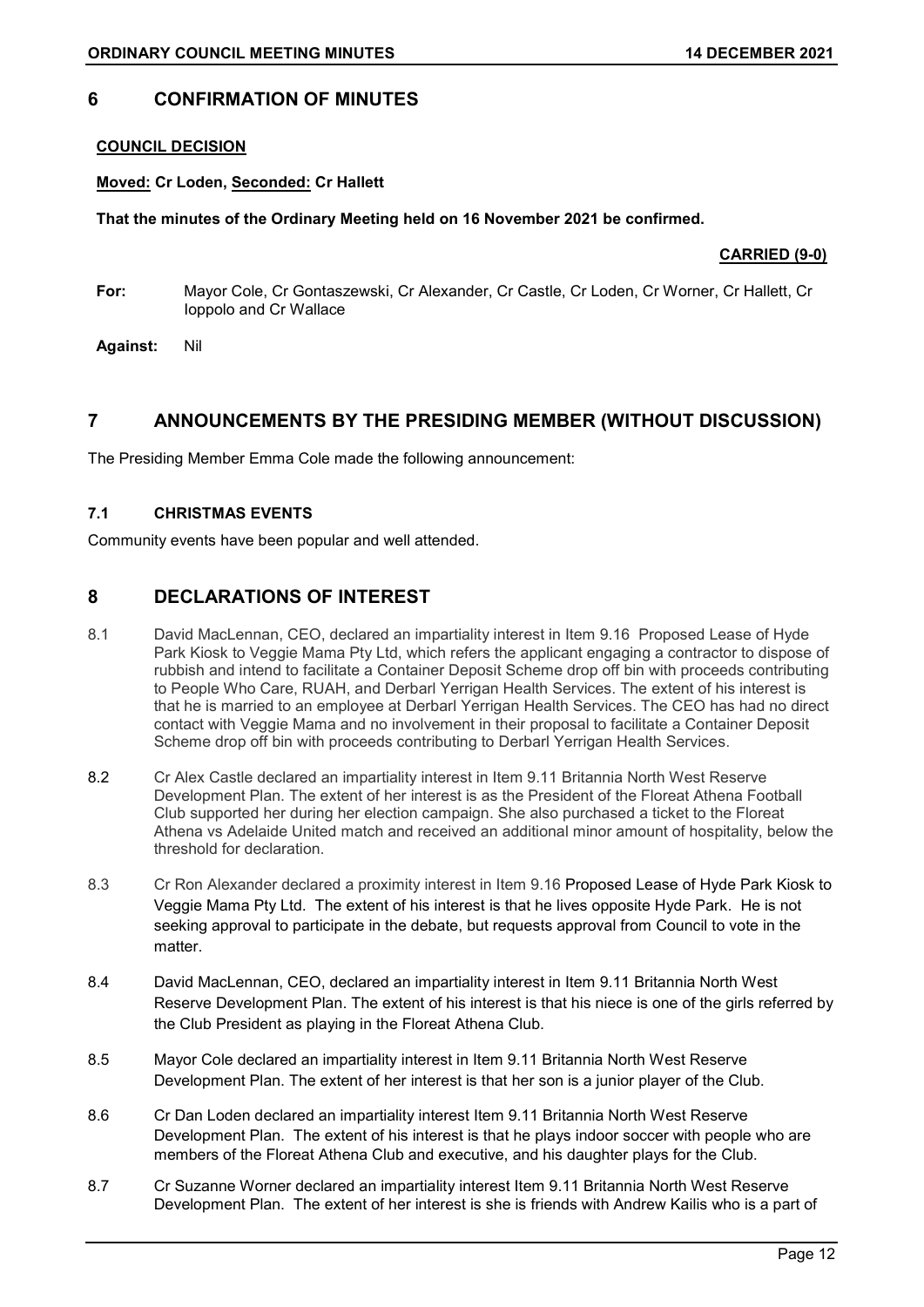## 6 CONFIRMATION OF MINUTES

**COUNCIL DECISION**

**Moved: Cr Loden, Seconded: Cr Hallett**

**That the minutes of the Ordinary Meeting held on 16 November 2021 be confirmed.**

**CARRIED (9-0)**

**For:** Mayor Cole, Cr Gontaszewski, Cr Alexander, Cr Castle, Cr Loden, Cr Worner, Cr Hallett, Cr Ioppolo and Cr Wallace

**Against:** Nil

## 7 ANNOUNCEMENTS BY THE PRESIDING MEMBER (WITHOUT DISCUSSION)

The Presiding Member Emma Cole made the following announcement:

### 7.1 CHRISTMAS EVENTS

Community events have been popular and well attended.

## 8 DECLARATIONS OF INTEREST

8.1 David MacLennan, CEO, declared an impartiality interest in Item 9.16 Proposed Lease of Hyde Park Kiosk to Veggie Mama Pty Ltd, which refers the applicant engaging a contractor to dispose of rubbish and intend to facilitate a Container Deposit Scheme drop off bin with proceeds contributing to People Who Care, RUAH, and Derbarl Yerrigan Health Services. The extent of his interest is that he is married to an employee at Derbarl Yerrigan Health Services. The CEO has had no direct contact with Veggie Mama and no involvement in their proposal to facilitate a Container Deposit Scheme drop off bin with proceeds contributing to Derbarl Yerrigan Health Services.

8.2 Cr Alex Castle declared an impartiality interest in Item 9.11 Britannia North West Reserve Development Plan. The extent of her interest is as the President of the Floreat Athena Football Club supported her during her election campaign. She also purchased a ticket to the Floreat Athena vs Adelaide United match and received an additional minor amount of hospitality, below the threshold for declaration.

8.3 Cr Ron Alexander declared a proximity interest in Item 9.16 Proposed Lease of Hyde Park Kiosk to Veggie Mama Pty Ltd. The extent of his interest is that he lives opposite Hyde Park. He is not seeking approval to participate in the debate, but requests approval from Council to vote in the matter.

8.4 David MacLennan, CEO, declared an impartiality interest in Item 9.11 Britannia North West Reserve Development Plan. The extent of his interest is that his niece is one of the girls referred by the Club President as playing in the Floreat Athena Club.

8.5 Mayor Cole declared an impartiality interest in Item 9.11 Britannia North West Reserve Development Plan. The extent of her interest is that her son is a junior player of the Club.

8.6 Cr Dan Loden declared an impartiality interest Item 9.11 Britannia North West Reserve Development Plan. The extent of his interest is that he plays indoor soccer with people who are members of the Floreat Athena Club and executive, and his daughter plays for the Club.

8.7 Cr Suzanne Worner declared an impartiality interest Item 9.11 Britannia North West Reserve Development Plan. The extent of her interest is she is friends with Andrew Kailis who is a part of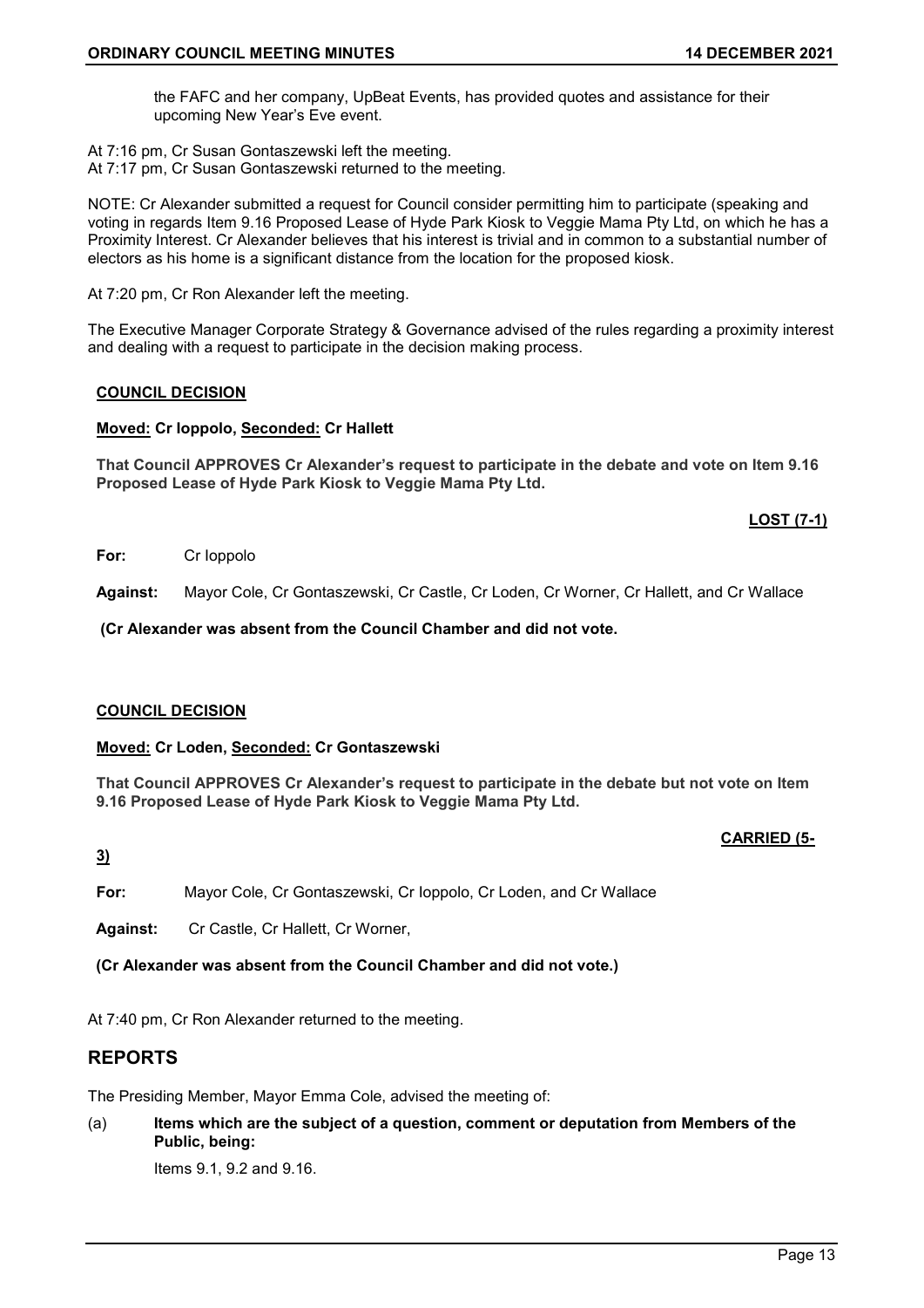the FAFC and her company, UpBeat Events, has provided quotes and assistance for their upcoming New Year's Eve event.

At 7:16 pm, Cr Susan Gontaszewski left the meeting.
At 7:17 pm, Cr Susan Gontaszewski returned to the meeting.

NOTE: Cr Alexander submitted a request for Council consider permitting him to participate (speaking and voting in regards Item 9.16 Proposed Lease of Hyde Park Kiosk to Veggie Mama Pty Ltd, on which he has a Proximity Interest. Cr Alexander believes that his interest is trivial and in common to a substantial number of electors as his home is a significant distance from the location for the proposed kiosk.

At 7:20 pm, Cr Ron Alexander left the meeting.

The Executive Manager Corporate Strategy & Governance advised of the rules regarding a proximity interest and dealing with a request to participate in the decision making process.

**COUNCIL DECISION**

**Moved: Cr Ioppolo, Seconded: Cr Hallett**

**That Council APPROVES Cr Alexander's request to participate in the debate and vote on Item 9.16 Proposed Lease of Hyde Park Kiosk to Veggie Mama Pty Ltd.**

**LOST (7-1)**

**For:** Cr Ioppolo

**Against:** Mayor Cole, Cr Gontaszewski, Cr Castle, Cr Loden, Cr Worner, Cr Hallett, and Cr Wallace

**(Cr Alexander was absent from the Council Chamber and did not vote.**

**COUNCIL DECISION**

**Moved: Cr Loden, Seconded: Cr Gontaszewski**

**That Council APPROVES Cr Alexander's request to participate in the debate but not vote on Item 9.16 Proposed Lease of Hyde Park Kiosk to Veggie Mama Pty Ltd.**

**CARRIED (5-3)**

**For:** Mayor Cole, Cr Gontaszewski, Cr Ioppolo, Cr Loden, and Cr Wallace

**Against:** Cr Castle, Cr Hallett, Cr Worner,

**(Cr Alexander was absent from the Council Chamber and did not vote.)**

At 7:40 pm, Cr Ron Alexander returned to the meeting.

## REPORTS

The Presiding Member, Mayor Emma Cole, advised the meeting of:

(a) **Items which are the subject of a question, comment or deputation from Members of the Public, being:**

Items 9.1, 9.2 and 9.16.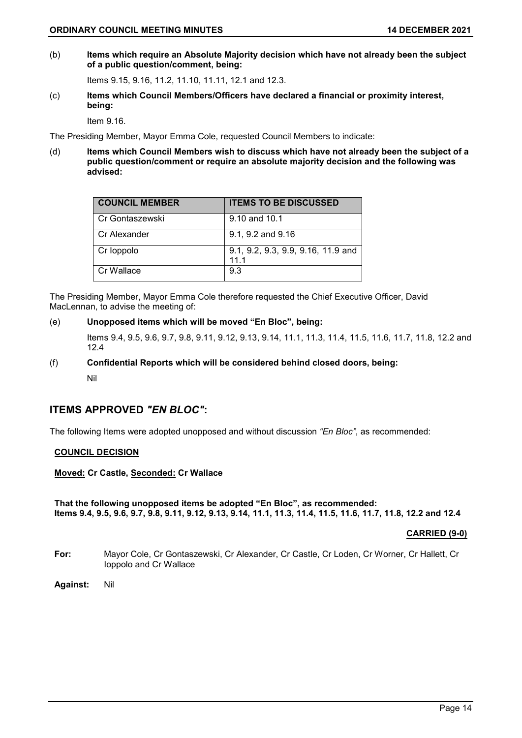(b) **Items which require an Absolute Majority decision which have not already been the subject of a public question/comment, being:**

Items 9.15, 9.16, 11.2, 11.10, 11.11, 12.1 and 12.3.

(c) **Items which Council Members/Officers have declared a financial or proximity interest, being:**

Item 9.16.

The Presiding Member, Mayor Emma Cole, requested Council Members to indicate:

(d) **Items which Council Members wish to discuss which have not already been the subject of a public question/comment or require an absolute majority decision and the following was advised:**

| COUNCIL MEMBER | ITEMS TO BE DISCUSSED |
|---|---|
| Cr Gontaszewski | 9.10 and 10.1 |
| Cr Alexander | 9.1, 9.2 and 9.16 |
| Cr Ioppolo | 9.1, 9.2, 9.3, 9.9, 9.16, 11.9 and 11.1 |
| Cr Wallace | 9.3 |

The Presiding Member, Mayor Emma Cole therefore requested the Chief Executive Officer, David MacLennan, to advise the meeting of:

(e) **Unopposed items which will be moved "En Bloc", being:**

Items 9.4, 9.5, 9.6, 9.7, 9.8, 9.11, 9.12, 9.13, 9.14, 11.1, 11.3, 11.4, 11.5, 11.6, 11.7, 11.8, 12.2 and 12.4

(f) **Confidential Reports which will be considered behind closed doors, being:**

Nil

## ITEMS APPROVED *"EN BLOC"*:

The following Items were adopted unopposed and without discussion *"En Bloc"*, as recommended:

**COUNCIL DECISION**

**Moved: Cr Castle, Seconded: Cr Wallace**

**That the following unopposed items be adopted "En Bloc", as recommended:**
**Items 9.4, 9.5, 9.6, 9.7, 9.8, 9.11, 9.12, 9.13, 9.14, 11.1, 11.3, 11.4, 11.5, 11.6, 11.7, 11.8, 12.2 and 12.4**

**CARRIED (9-0)**

**For:** Mayor Cole, Cr Gontaszewski, Cr Alexander, Cr Castle, Cr Loden, Cr Worner, Cr Hallett, Cr Ioppolo and Cr Wallace

**Against:** Nil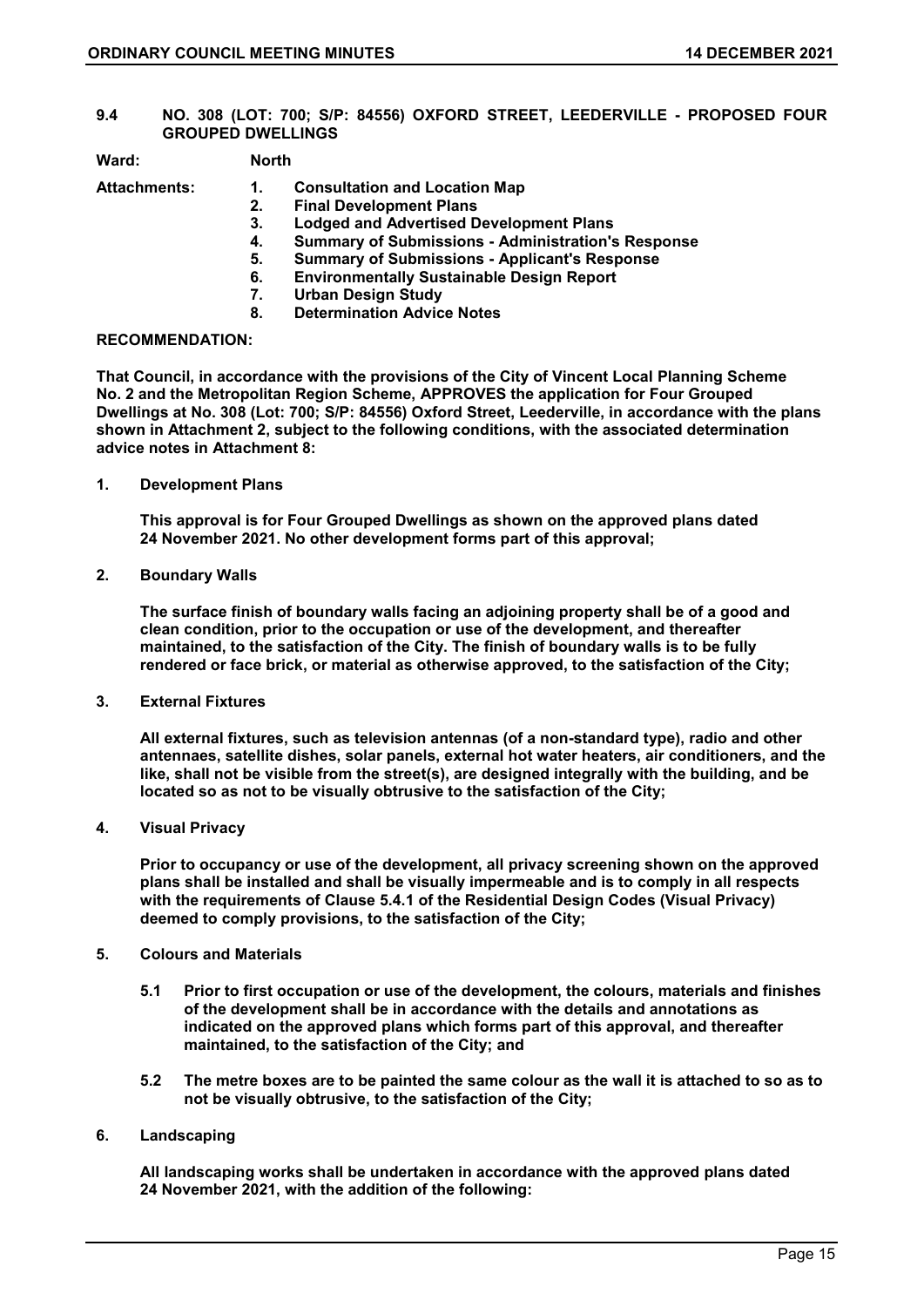## 9.4 NO. 308 (LOT: 700; S/P: 84556) OXFORD STREET, LEEDERVILLE - PROPOSED FOUR GROUPED DWELLINGS

**Ward:** **North**

**Attachments:**
1. **Consultation and Location Map**
2. **Final Development Plans**
3. **Lodged and Advertised Development Plans**
4. **Summary of Submissions - Administration's Response**
5. **Summary of Submissions - Applicant's Response**
6. **Environmentally Sustainable Design Report**
7. **Urban Design Study**
8. **Determination Advice Notes**

**RECOMMENDATION:**

**That Council, in accordance with the provisions of the City of Vincent Local Planning Scheme No. 2 and the Metropolitan Region Scheme, APPROVES the application for Four Grouped Dwellings at No. 308 (Lot: 700; S/P: 84556) Oxford Street, Leederville, in accordance with the plans shown in Attachment 2, subject to the following conditions, with the associated determination advice notes in Attachment 8:**

**1. Development Plans**

**This approval is for Four Grouped Dwellings as shown on the approved plans dated 24 November 2021. No other development forms part of this approval;**

**2. Boundary Walls**

**The surface finish of boundary walls facing an adjoining property shall be of a good and clean condition, prior to the occupation or use of the development, and thereafter maintained, to the satisfaction of the City. The finish of boundary walls is to be fully rendered or face brick, or material as otherwise approved, to the satisfaction of the City;**

**3. External Fixtures**

**All external fixtures, such as television antennas (of a non-standard type), radio and other antennaes, satellite dishes, solar panels, external hot water heaters, air conditioners, and the like, shall not be visible from the street(s), are designed integrally with the building, and be located so as not to be visually obtrusive to the satisfaction of the City;**

**4. Visual Privacy**

**Prior to occupancy or use of the development, all privacy screening shown on the approved plans shall be installed and shall be visually impermeable and is to comply in all respects with the requirements of Clause 5.4.1 of the Residential Design Codes (Visual Privacy) deemed to comply provisions, to the satisfaction of the City;**

**5. Colours and Materials**

**5.1 Prior to first occupation or use of the development, the colours, materials and finishes of the development shall be in accordance with the details and annotations as indicated on the approved plans which forms part of this approval, and thereafter maintained, to the satisfaction of the City; and**

**5.2 The metre boxes are to be painted the same colour as the wall it is attached to so as to not be visually obtrusive, to the satisfaction of the City;**

**6. Landscaping**

**All landscaping works shall be undertaken in accordance with the approved plans dated 24 November 2021, with the addition of the following:**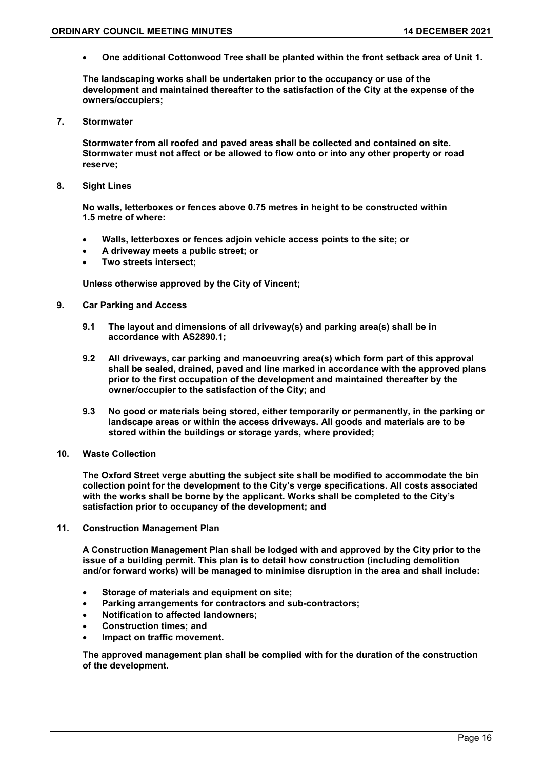- **One additional Cottonwood Tree shall be planted within the front setback area of Unit 1.**

**The landscaping works shall be undertaken prior to the occupancy or use of the development and maintained thereafter to the satisfaction of the City at the expense of the owners/occupiers;**

**7. Stormwater**

**Stormwater from all roofed and paved areas shall be collected and contained on site. Stormwater must not affect or be allowed to flow onto or into any other property or road reserve;**

**8. Sight Lines**

**No walls, letterboxes or fences above 0.75 metres in height to be constructed within 1.5 metre of where:**

- **Walls, letterboxes or fences adjoin vehicle access points to the site; or**
- **A driveway meets a public street; or**
- **Two streets intersect;**

**Unless otherwise approved by the City of Vincent;**

**9. Car Parking and Access**

**9.1 The layout and dimensions of all driveway(s) and parking area(s) shall be in accordance with AS2890.1;**

**9.2 All driveways, car parking and manoeuvring area(s) which form part of this approval shall be sealed, drained, paved and line marked in accordance with the approved plans prior to the first occupation of the development and maintained thereafter by the owner/occupier to the satisfaction of the City; and**

**9.3 No good or materials being stored, either temporarily or permanently, in the parking or landscape areas or within the access driveways. All goods and materials are to be stored within the buildings or storage yards, where provided;**

**10. Waste Collection**

**The Oxford Street verge abutting the subject site shall be modified to accommodate the bin collection point for the development to the City's verge specifications. All costs associated with the works shall be borne by the applicant. Works shall be completed to the City's satisfaction prior to occupancy of the development; and**

**11. Construction Management Plan**

**A Construction Management Plan shall be lodged with and approved by the City prior to the issue of a building permit. This plan is to detail how construction (including demolition and/or forward works) will be managed to minimise disruption in the area and shall include:**

- **Storage of materials and equipment on site;**
- **Parking arrangements for contractors and sub-contractors;**
- **Notification to affected landowners;**
- **Construction times; and**
- **Impact on traffic movement.**

**The approved management plan shall be complied with for the duration of the construction of the development.**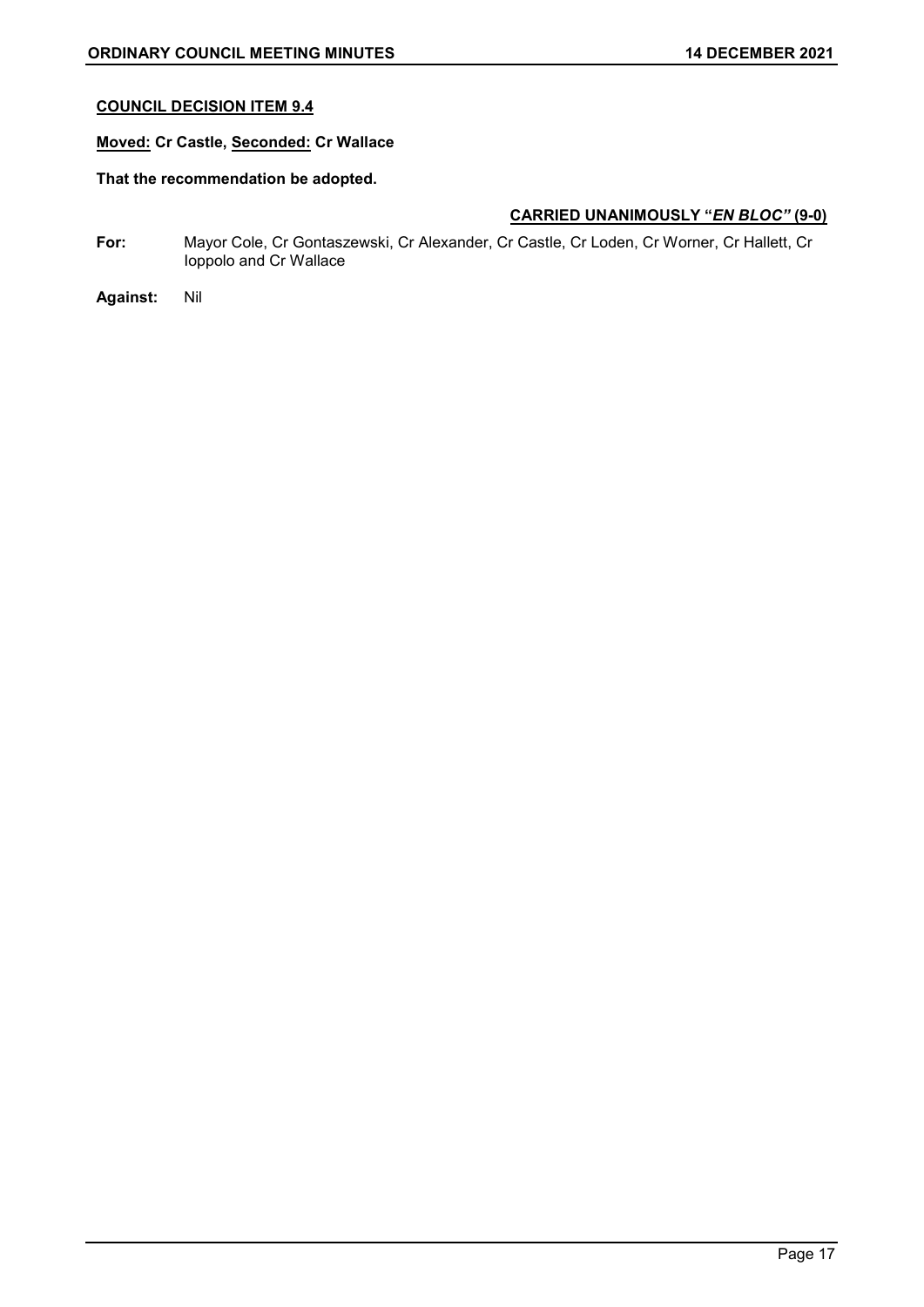**COUNCIL DECISION ITEM 9.4**

**Moved: Cr Castle, Seconded: Cr Wallace**

**That the recommendation be adopted.**

**CARRIED UNANIMOUSLY "*EN BLOC*" (9-0)**

**For:** Mayor Cole, Cr Gontaszewski, Cr Alexander, Cr Castle, Cr Loden, Cr Worner, Cr Hallett, Cr Ioppolo and Cr Wallace

**Against:** Nil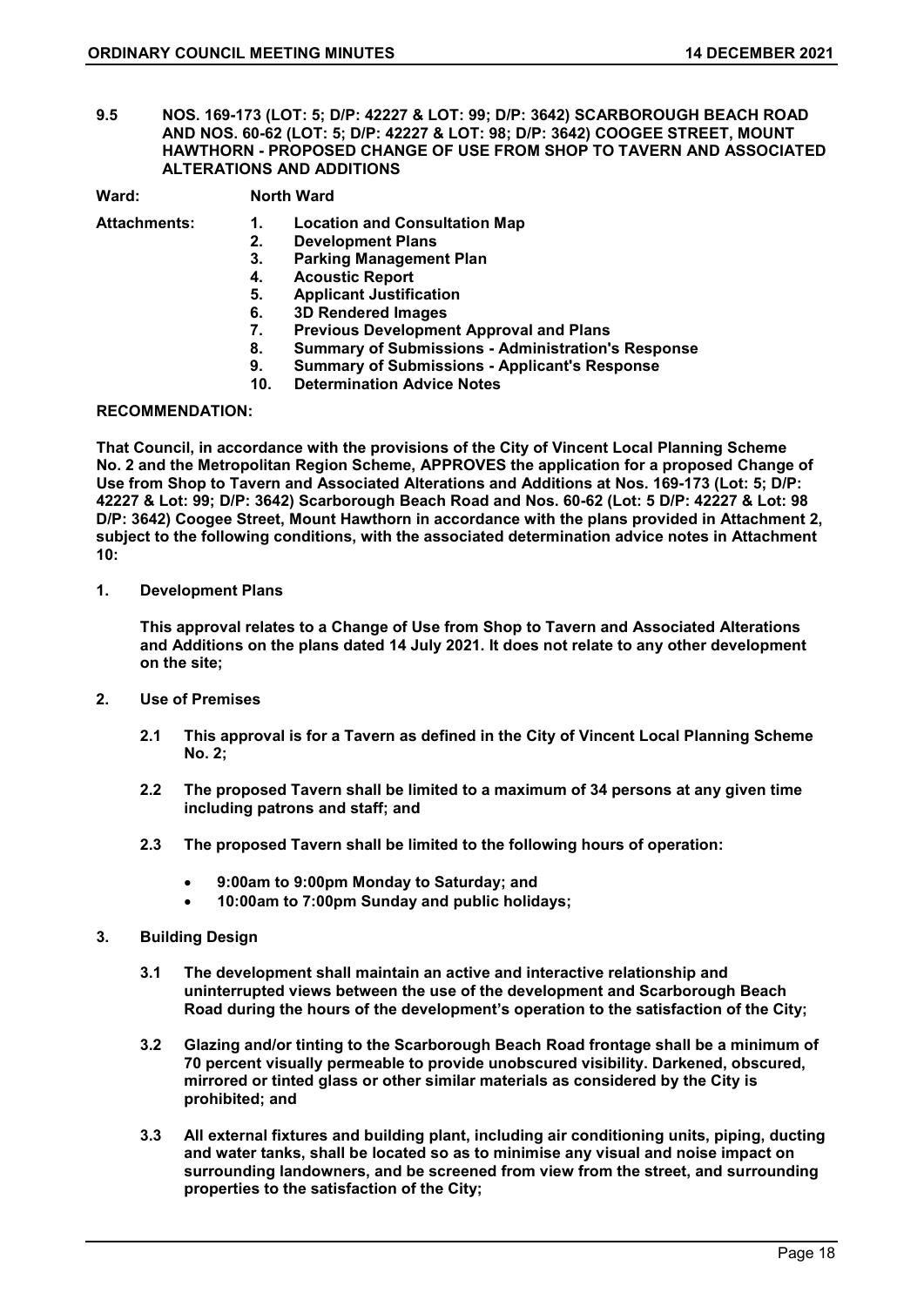## 9.5 NOS. 169-173 (LOT: 5; D/P: 42227 & LOT: 99; D/P: 3642) SCARBOROUGH BEACH ROAD AND NOS. 60-62 (LOT: 5; D/P: 42227 & LOT: 98; D/P: 3642) COOGEE STREET, MOUNT HAWTHORN - PROPOSED CHANGE OF USE FROM SHOP TO TAVERN AND ASSOCIATED ALTERATIONS AND ADDITIONS

**Ward:** North Ward

**Attachments:**

1. **Location and Consultation Map**
2. **Development Plans**
3. **Parking Management Plan**
4. **Acoustic Report**
5. **Applicant Justification**
6. **3D Rendered Images**
7. **Previous Development Approval and Plans**
8. **Summary of Submissions - Administration's Response**
9. **Summary of Submissions - Applicant's Response**
10. **Determination Advice Notes**

**RECOMMENDATION:**

**That Council, in accordance with the provisions of the City of Vincent Local Planning Scheme No. 2 and the Metropolitan Region Scheme, APPROVES the application for a proposed Change of Use from Shop to Tavern and Associated Alterations and Additions at Nos. 169-173 (Lot: 5; D/P: 42227 & Lot: 99; D/P: 3642) Scarborough Beach Road and Nos. 60-62 (Lot: 5 D/P: 42227 & Lot: 98 D/P: 3642) Coogee Street, Mount Hawthorn in accordance with the plans provided in Attachment 2, subject to the following conditions, with the associated determination advice notes in Attachment 10:**

**1. Development Plans**

**This approval relates to a Change of Use from Shop to Tavern and Associated Alterations and Additions on the plans dated 14 July 2021. It does not relate to any other development on the site;**

**2. Use of Premises**

**2.1 This approval is for a Tavern as defined in the City of Vincent Local Planning Scheme No. 2;**

**2.2 The proposed Tavern shall be limited to a maximum of 34 persons at any given time including patrons and staff; and**

**2.3 The proposed Tavern shall be limited to the following hours of operation:**

- **9:00am to 9:00pm Monday to Saturday; and**
- **10:00am to 7:00pm Sunday and public holidays;**

**3. Building Design**

**3.1 The development shall maintain an active and interactive relationship and uninterrupted views between the use of the development and Scarborough Beach Road during the hours of the development's operation to the satisfaction of the City;**

**3.2 Glazing and/or tinting to the Scarborough Beach Road frontage shall be a minimum of 70 percent visually permeable to provide unobscured visibility. Darkened, obscured, mirrored or tinted glass or other similar materials as considered by the City is prohibited; and**

**3.3 All external fixtures and building plant, including air conditioning units, piping, ducting and water tanks, shall be located so as to minimise any visual and noise impact on surrounding landowners, and be screened from view from the street, and surrounding properties to the satisfaction of the City;**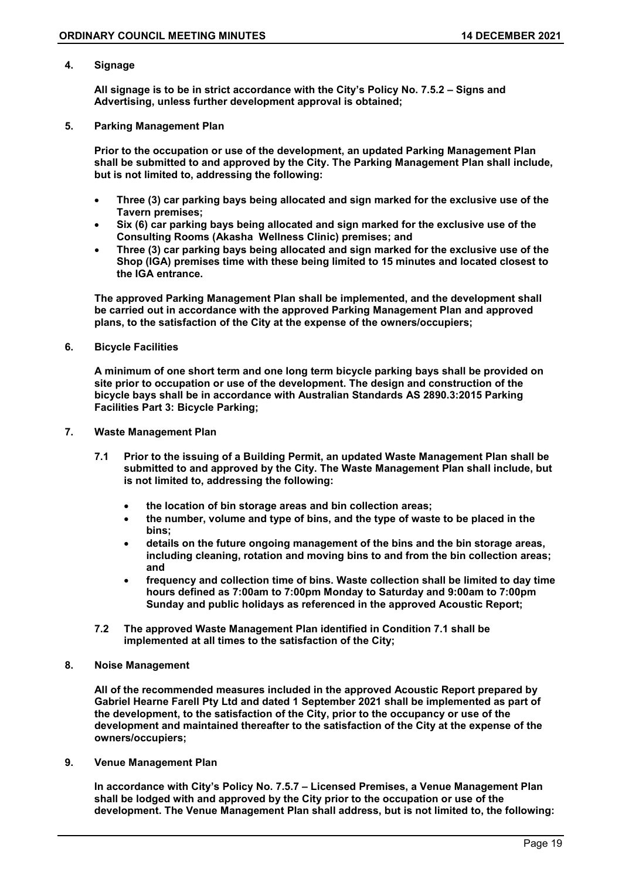**4. Signage**

**All signage is to be in strict accordance with the City's Policy No. 7.5.2 – Signs and Advertising, unless further development approval is obtained;**

**5. Parking Management Plan**

**Prior to the occupation or use of the development, an updated Parking Management Plan shall be submitted to and approved by the City. The Parking Management Plan shall include, but is not limited to, addressing the following:**

- **Three (3) car parking bays being allocated and sign marked for the exclusive use of the Tavern premises;**
- **Six (6) car parking bays being allocated and sign marked for the exclusive use of the Consulting Rooms (Akasha Wellness Clinic) premises; and**
- **Three (3) car parking bays being allocated and sign marked for the exclusive use of the Shop (IGA) premises time with these being limited to 15 minutes and located closest to the IGA entrance.**

**The approved Parking Management Plan shall be implemented, and the development shall be carried out in accordance with the approved Parking Management Plan and approved plans, to the satisfaction of the City at the expense of the owners/occupiers;**

**6. Bicycle Facilities**

**A minimum of one short term and one long term bicycle parking bays shall be provided on site prior to occupation or use of the development. The design and construction of the bicycle bays shall be in accordance with Australian Standards AS 2890.3:2015 Parking Facilities Part 3: Bicycle Parking;**

**7. Waste Management Plan**

**7.1 Prior to the issuing of a Building Permit, an updated Waste Management Plan shall be submitted to and approved by the City. The Waste Management Plan shall include, but is not limited to, addressing the following:**

- **the location of bin storage areas and bin collection areas;**
- **the number, volume and type of bins, and the type of waste to be placed in the bins;**
- **details on the future ongoing management of the bins and the bin storage areas, including cleaning, rotation and moving bins to and from the bin collection areas; and**
- **frequency and collection time of bins. Waste collection shall be limited to day time hours defined as 7:00am to 7:00pm Monday to Saturday and 9:00am to 7:00pm Sunday and public holidays as referenced in the approved Acoustic Report;**

**7.2 The approved Waste Management Plan identified in Condition 7.1 shall be implemented at all times to the satisfaction of the City;**

**8. Noise Management**

**All of the recommended measures included in the approved Acoustic Report prepared by Gabriel Hearne Farell Pty Ltd and dated 1 September 2021 shall be implemented as part of the development, to the satisfaction of the City, prior to the occupancy or use of the development and maintained thereafter to the satisfaction of the City at the expense of the owners/occupiers;**

**9. Venue Management Plan**

**In accordance with City's Policy No. 7.5.7 – Licensed Premises, a Venue Management Plan shall be lodged with and approved by the City prior to the occupation or use of the development. The Venue Management Plan shall address, but is not limited to, the following:**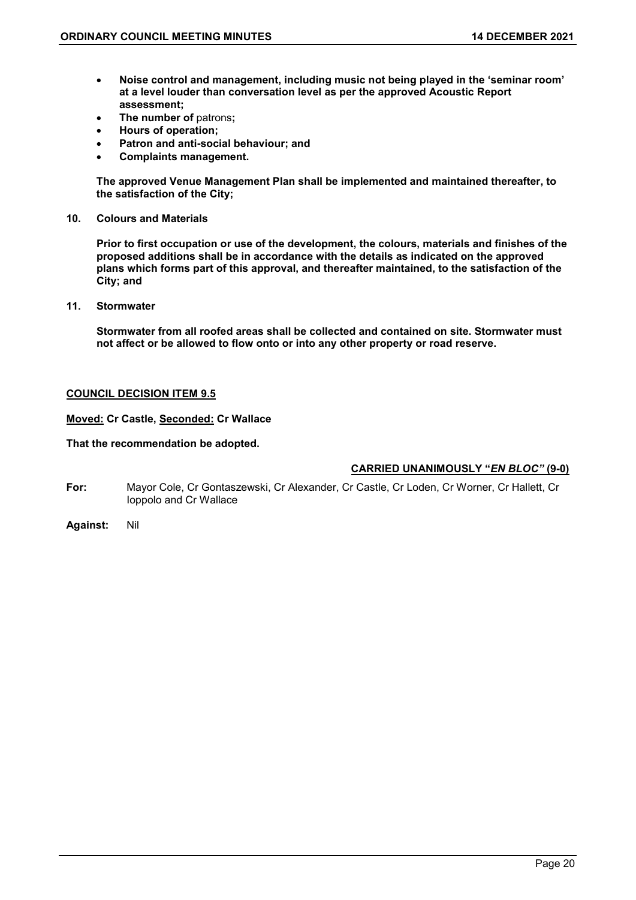- **Noise control and management, including music not being played in the 'seminar room' at a level louder than conversation level as per the approved Acoustic Report assessment;**
- **The number of** patrons**;**
- **Hours of operation;**
- **Patron and anti-social behaviour; and**
- **Complaints management.**

**The approved Venue Management Plan shall be implemented and maintained thereafter, to the satisfaction of the City;**

**10. Colours and Materials**

**Prior to first occupation or use of the development, the colours, materials and finishes of the proposed additions shall be in accordance with the details as indicated on the approved plans which forms part of this approval, and thereafter maintained, to the satisfaction of the City; and**

**11. Stormwater**

**Stormwater from all roofed areas shall be collected and contained on site. Stormwater must not affect or be allowed to flow onto or into any other property or road reserve.**

**<u>COUNCIL DECISION ITEM 9.5</u>**

**<u>Moved:</u> Cr Castle, <u>Seconded:</u> Cr Wallace**

**That the recommendation be adopted.**

**<u>CARRIED UNANIMOUSLY "*EN BLOC*" (9-0)</u>**

**For:** Mayor Cole, Cr Gontaszewski, Cr Alexander, Cr Castle, Cr Loden, Cr Worner, Cr Hallett, Cr Ioppolo and Cr Wallace

**Against:** Nil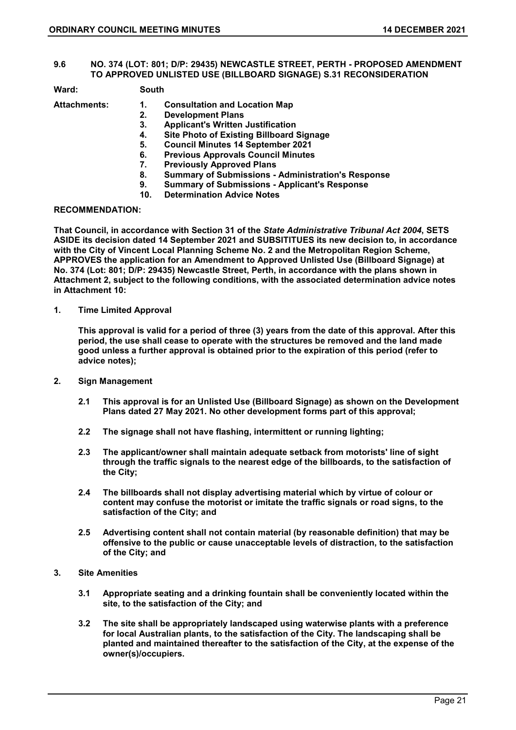## 9.6 NO. 374 (LOT: 801; D/P: 29435) NEWCASTLE STREET, PERTH - PROPOSED AMENDMENT TO APPROVED UNLISTED USE (BILLBOARD SIGNAGE) S.31 RECONSIDERATION

**Ward:** South

**Attachments:**
1. **Consultation and Location Map**
2. **Development Plans**
3. **Applicant's Written Justification**
4. **Site Photo of Existing Billboard Signage**
5. **Council Minutes 14 September 2021**
6. **Previous Approvals Council Minutes**
7. **Previously Approved Plans**
8. **Summary of Submissions - Administration's Response**
9. **Summary of Submissions - Applicant's Response**
10. **Determination Advice Notes**

**RECOMMENDATION:**

**That Council, in accordance with Section 31 of the *State Administrative Tribunal Act 2004*, SETS ASIDE its decision dated 14 September 2021 and SUBSITITUES its new decision to, in accordance with the City of Vincent Local Planning Scheme No. 2 and the Metropolitan Region Scheme, APPROVES the application for an Amendment to Approved Unlisted Use (Billboard Signage) at No. 374 (Lot: 801; D/P: 29435) Newcastle Street, Perth, in accordance with the plans shown in Attachment 2, subject to the following conditions, with the associated determination advice notes in Attachment 10:**

1. **Time Limited Approval**

   **This approval is valid for a period of three (3) years from the date of this approval. After this period, the use shall cease to operate with the structures be removed and the land made good unless a further approval is obtained prior to the expiration of this period (refer to advice notes);**

2. **Sign Management**

   2.1 **This approval is for an Unlisted Use (Billboard Signage) as shown on the Development Plans dated 27 May 2021. No other development forms part of this approval;**

   2.2 **The signage shall not have flashing, intermittent or running lighting;**

   2.3 **The applicant/owner shall maintain adequate setback from motorists' line of sight through the traffic signals to the nearest edge of the billboards, to the satisfaction of the City;**

   2.4 **The billboards shall not display advertising material which by virtue of colour or content may confuse the motorist or imitate the traffic signals or road signs, to the satisfaction of the City; and**

   2.5 **Advertising content shall not contain material (by reasonable definition) that may be offensive to the public or cause unacceptable levels of distraction, to the satisfaction of the City; and**

3. **Site Amenities**

   3.1 **Appropriate seating and a drinking fountain shall be conveniently located within the site, to the satisfaction of the City; and**

   3.2 **The site shall be appropriately landscaped using waterwise plants with a preference for local Australian plants, to the satisfaction of the City. The landscaping shall be planted and maintained thereafter to the satisfaction of the City, at the expense of the owner(s)/occupiers.**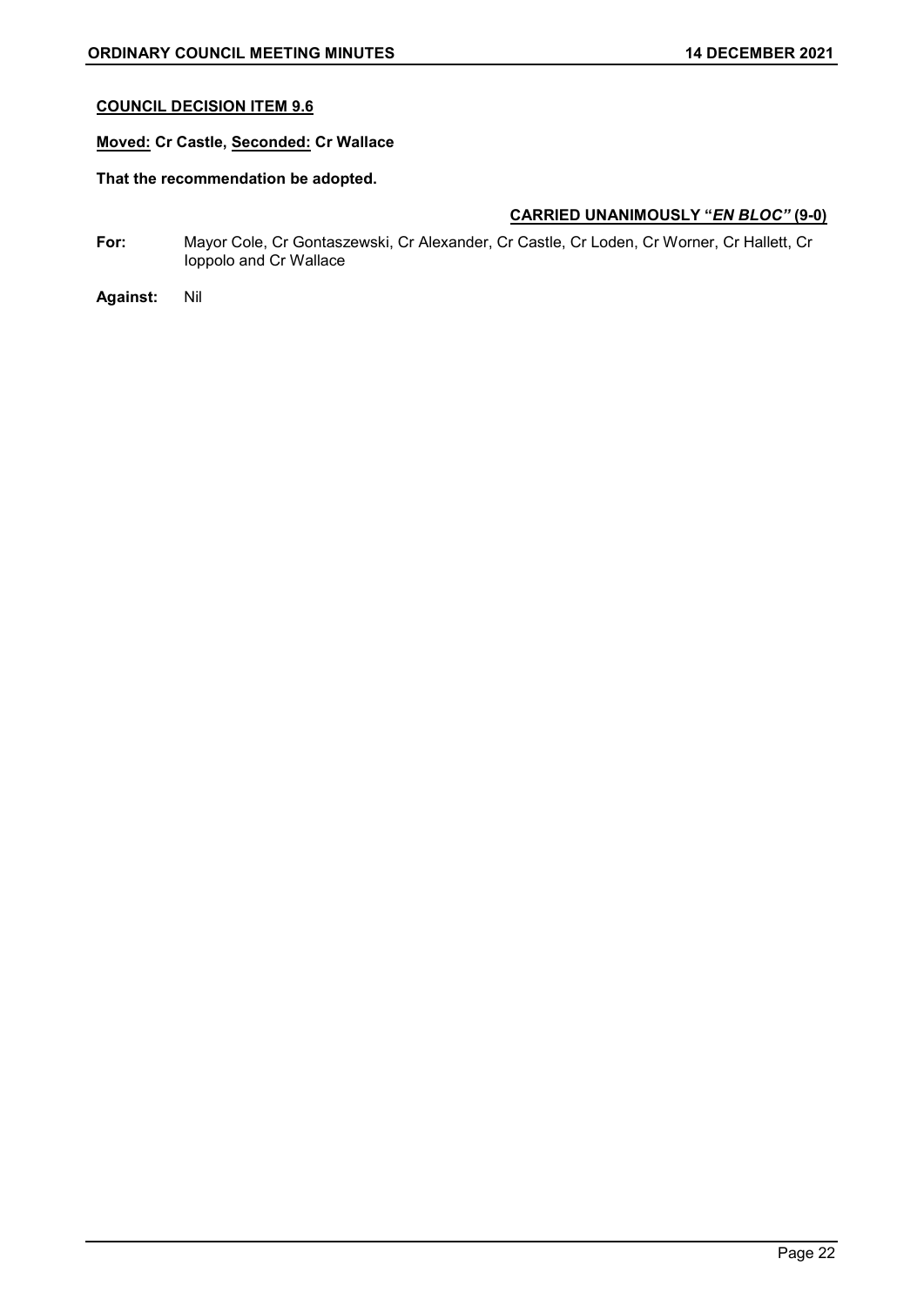**COUNCIL DECISION ITEM 9.6**

**Moved: Cr Castle, Seconded: Cr Wallace**

**That the recommendation be adopted.**

**CARRIED UNANIMOUSLY "*EN BLOC*" (9-0)**

**For:** Mayor Cole, Cr Gontaszewski, Cr Alexander, Cr Castle, Cr Loden, Cr Worner, Cr Hallett, Cr Ioppolo and Cr Wallace

**Against:** Nil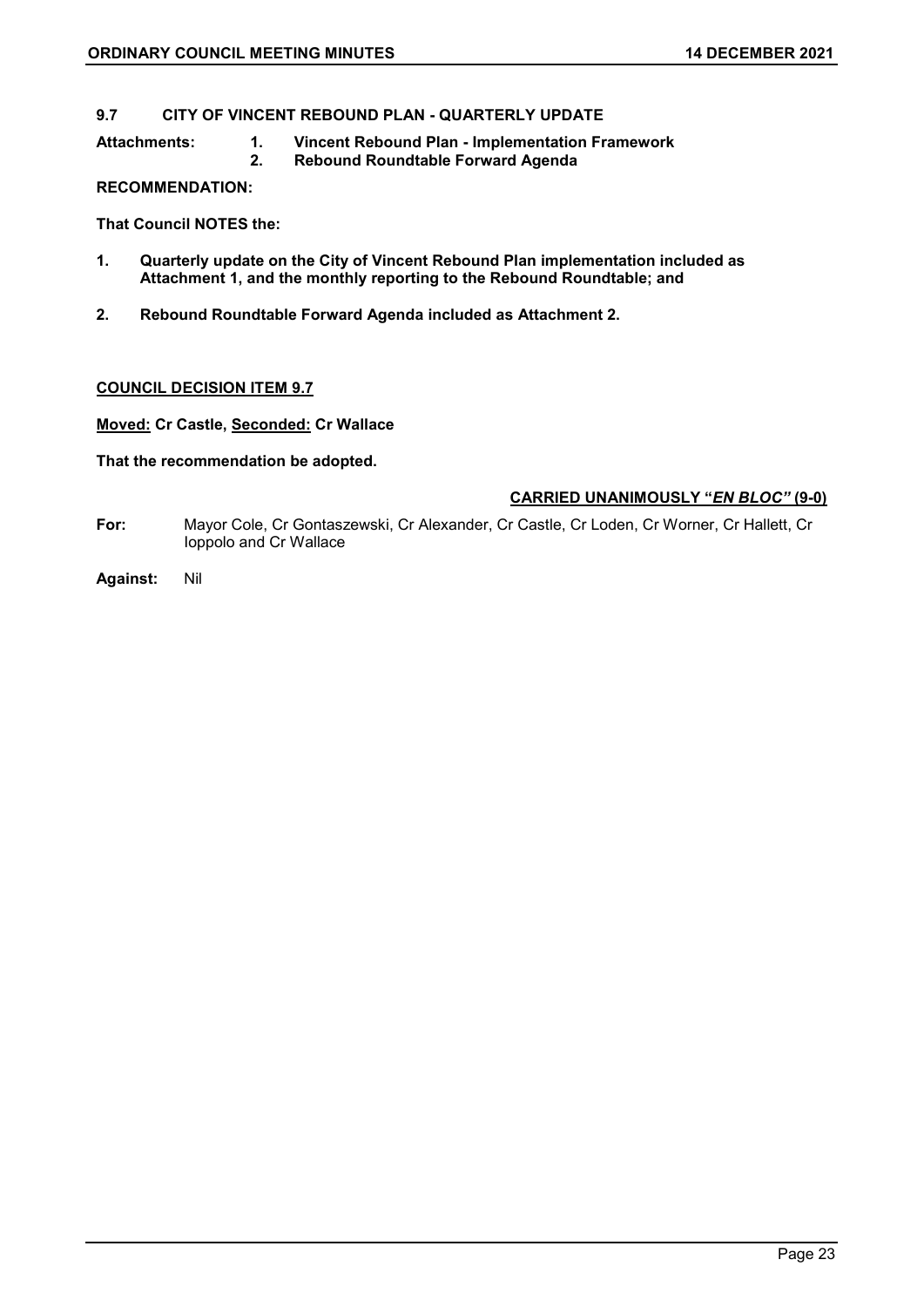## 9.7 CITY OF VINCENT REBOUND PLAN - QUARTERLY UPDATE

**Attachments:**
1. **Vincent Rebound Plan - Implementation Framework**
2. **Rebound Roundtable Forward Agenda**

**RECOMMENDATION:**

**That Council NOTES the:**

1. **Quarterly update on the City of Vincent Rebound Plan implementation included as Attachment 1, and the monthly reporting to the Rebound Roundtable; and**
2. **Rebound Roundtable Forward Agenda included as Attachment 2.**

**COUNCIL DECISION ITEM 9.7**

**Moved: Cr Castle, Seconded: Cr Wallace**

**That the recommendation be adopted.**

**CARRIED UNANIMOUSLY "*EN BLOC*" (9-0)**

**For:** Mayor Cole, Cr Gontaszewski, Cr Alexander, Cr Castle, Cr Loden, Cr Worner, Cr Hallett, Cr Ioppolo and Cr Wallace

**Against:** Nil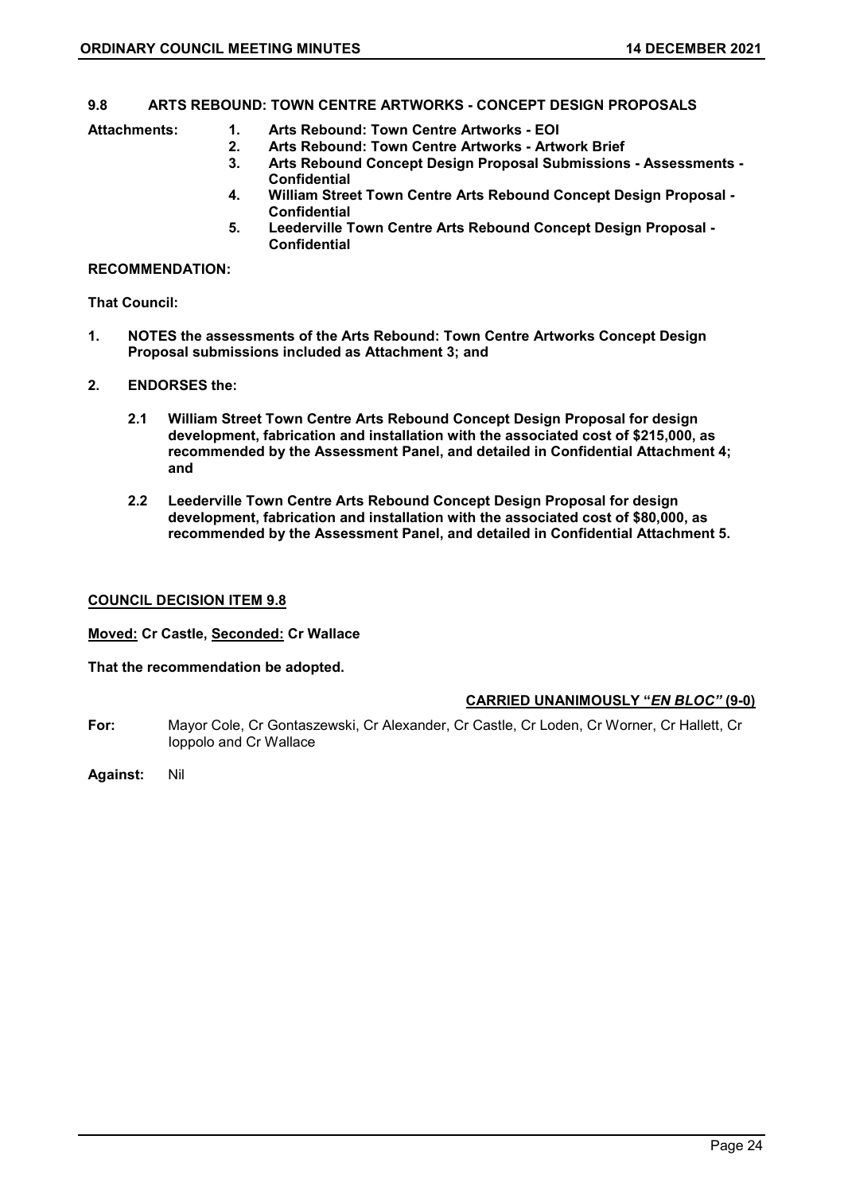## 9.8 ARTS REBOUND: TOWN CENTRE ARTWORKS - CONCEPT DESIGN PROPOSALS

**Attachments:**

1. **Arts Rebound: Town Centre Artworks - EOI**
2. **Arts Rebound: Town Centre Artworks - Artwork Brief**
3. **Arts Rebound Concept Design Proposal Submissions - Assessments - Confidential**
4. **William Street Town Centre Arts Rebound Concept Design Proposal - Confidential**
5. **Leederville Town Centre Arts Rebound Concept Design Proposal - Confidential**

**RECOMMENDATION:**

**That Council:**

1. **NOTES the assessments of the Arts Rebound: Town Centre Artworks Concept Design Proposal submissions included as Attachment 3; and**

2. **ENDORSES the:**

   **2.1 William Street Town Centre Arts Rebound Concept Design Proposal for design development, fabrication and installation with the associated cost of $215,000, as recommended by the Assessment Panel, and detailed in Confidential Attachment 4; and**

   **2.2 Leederville Town Centre Arts Rebound Concept Design Proposal for design development, fabrication and installation with the associated cost of $80,000, as recommended by the Assessment Panel, and detailed in Confidential Attachment 5.**

**COUNCIL DECISION ITEM 9.8**

**Moved: Cr Castle, Seconded: Cr Wallace**

**That the recommendation be adopted.**

**CARRIED UNANIMOUSLY "*EN BLOC*" (9-0)**

**For:** Mayor Cole, Cr Gontaszewski, Cr Alexander, Cr Castle, Cr Loden, Cr Worner, Cr Hallett, Cr Ioppolo and Cr Wallace

**Against:** Nil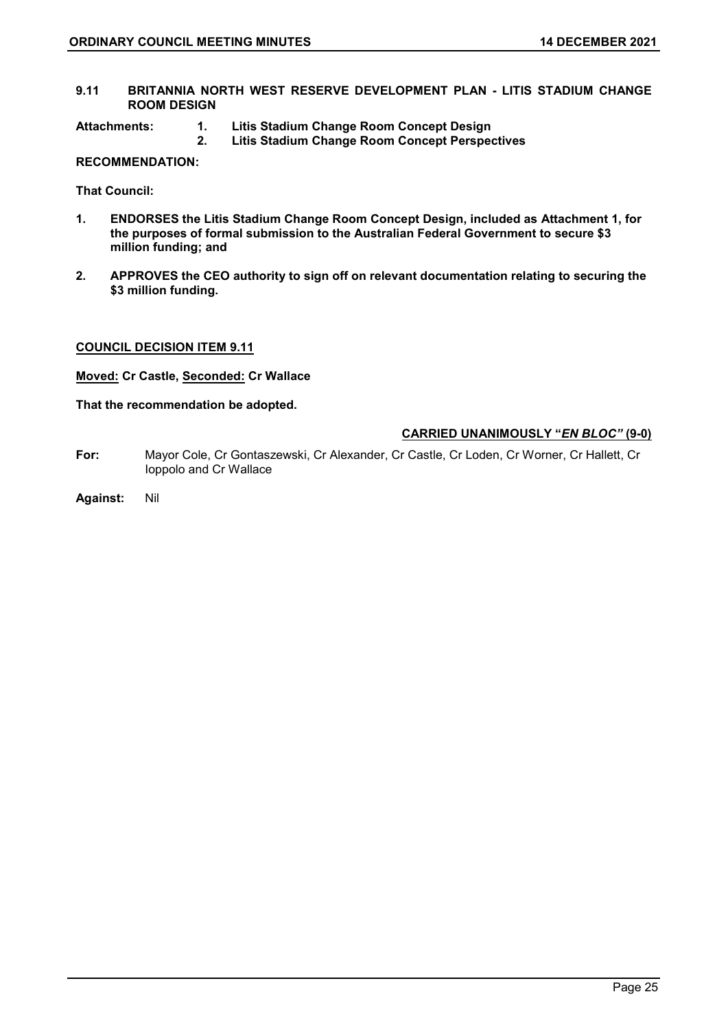## 9.11 BRITANNIA NORTH WEST RESERVE DEVELOPMENT PLAN - LITIS STADIUM CHANGE ROOM DESIGN

**Attachments:**
1. **Litis Stadium Change Room Concept Design**
2. **Litis Stadium Change Room Concept Perspectives**

**RECOMMENDATION:**

**That Council:**

1. **ENDORSES the Litis Stadium Change Room Concept Design, included as Attachment 1, for the purposes of formal submission to the Australian Federal Government to secure $3 million funding; and**
2. **APPROVES the CEO authority to sign off on relevant documentation relating to securing the $3 million funding.**

**COUNCIL DECISION ITEM 9.11**

**Moved: Cr Castle, Seconded: Cr Wallace**

**That the recommendation be adopted.**

**CARRIED UNANIMOUSLY "*EN BLOC*" (9-0)**

**For:** Mayor Cole, Cr Gontaszewski, Cr Alexander, Cr Castle, Cr Loden, Cr Worner, Cr Hallett, Cr Ioppolo and Cr Wallace

**Against:** Nil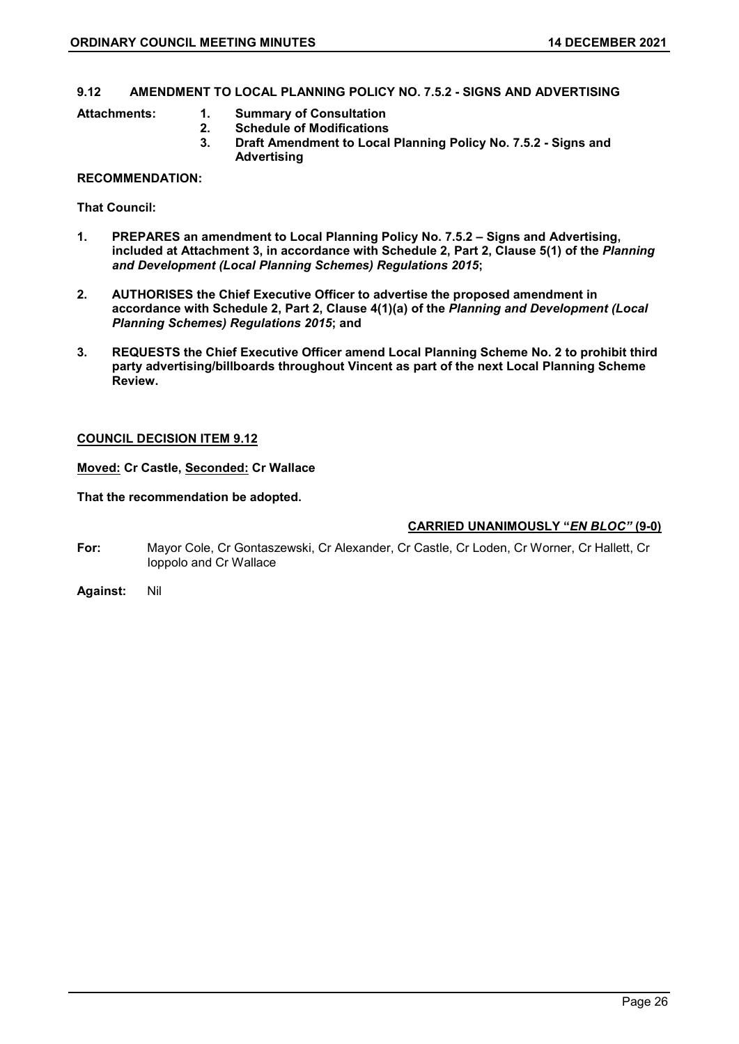## 9.12 AMENDMENT TO LOCAL PLANNING POLICY NO. 7.5.2 - SIGNS AND ADVERTISING

**Attachments:**

1. **Summary of Consultation**
2. **Schedule of Modifications**
3. **Draft Amendment to Local Planning Policy No. 7.5.2 - Signs and Advertising**

**RECOMMENDATION:**

**That Council:**

1. **PREPARES an amendment to Local Planning Policy No. 7.5.2 – Signs and Advertising, included at Attachment 3, in accordance with Schedule 2, Part 2, Clause 5(1) of the *Planning and Development (Local Planning Schemes) Regulations 2015*;**
2. **AUTHORISES the Chief Executive Officer to advertise the proposed amendment in accordance with Schedule 2, Part 2, Clause 4(1)(a) of the *Planning and Development (Local Planning Schemes) Regulations 2015*; and**
3. **REQUESTS the Chief Executive Officer amend Local Planning Scheme No. 2 to prohibit third party advertising/billboards throughout Vincent as part of the next Local Planning Scheme Review.**

**COUNCIL DECISION ITEM 9.12**

**Moved: Cr Castle, Seconded: Cr Wallace**

**That the recommendation be adopted.**

**CARRIED UNANIMOUSLY "*EN BLOC"* (9-0)**

**For:** Mayor Cole, Cr Gontaszewski, Cr Alexander, Cr Castle, Cr Loden, Cr Worner, Cr Hallett, Cr Ioppolo and Cr Wallace

**Against:** Nil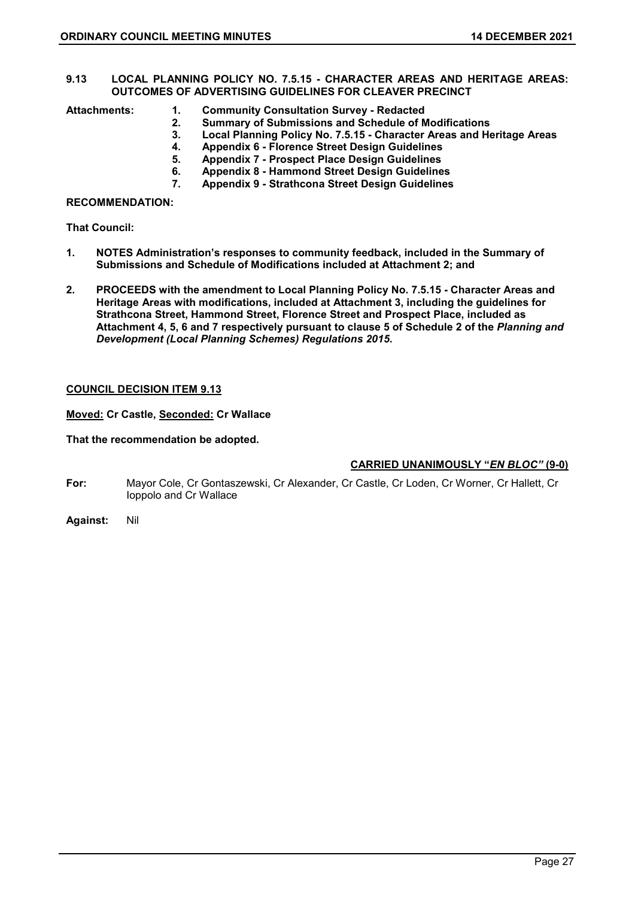## 9.13 LOCAL PLANNING POLICY NO. 7.5.15 - CHARACTER AREAS AND HERITAGE AREAS: OUTCOMES OF ADVERTISING GUIDELINES FOR CLEAVER PRECINCT

**Attachments:**

1. **Community Consultation Survey - Redacted**
2. **Summary of Submissions and Schedule of Modifications**
3. **Local Planning Policy No. 7.5.15 - Character Areas and Heritage Areas**
4. **Appendix 6 - Florence Street Design Guidelines**
5. **Appendix 7 - Prospect Place Design Guidelines**
6. **Appendix 8 - Hammond Street Design Guidelines**
7. **Appendix 9 - Strathcona Street Design Guidelines**

**RECOMMENDATION:**

**That Council:**

1. **NOTES Administration's responses to community feedback, included in the Summary of Submissions and Schedule of Modifications included at Attachment 2; and**
2. **PROCEEDS with the amendment to Local Planning Policy No. 7.5.15 - Character Areas and Heritage Areas with modifications, included at Attachment 3, including the guidelines for Strathcona Street, Hammond Street, Florence Street and Prospect Place, included as Attachment 4, 5, 6 and 7 respectively pursuant to clause 5 of Schedule 2 of the *Planning and Development (Local Planning Schemes) Regulations 2015*.**

**COUNCIL DECISION ITEM 9.13**

**Moved: Cr Castle, Seconded: Cr Wallace**

**That the recommendation be adopted.**

**CARRIED UNANIMOUSLY "*EN BLOC"* (9-0)**

**For:** Mayor Cole, Cr Gontaszewski, Cr Alexander, Cr Castle, Cr Loden, Cr Worner, Cr Hallett, Cr Ioppolo and Cr Wallace

**Against:** Nil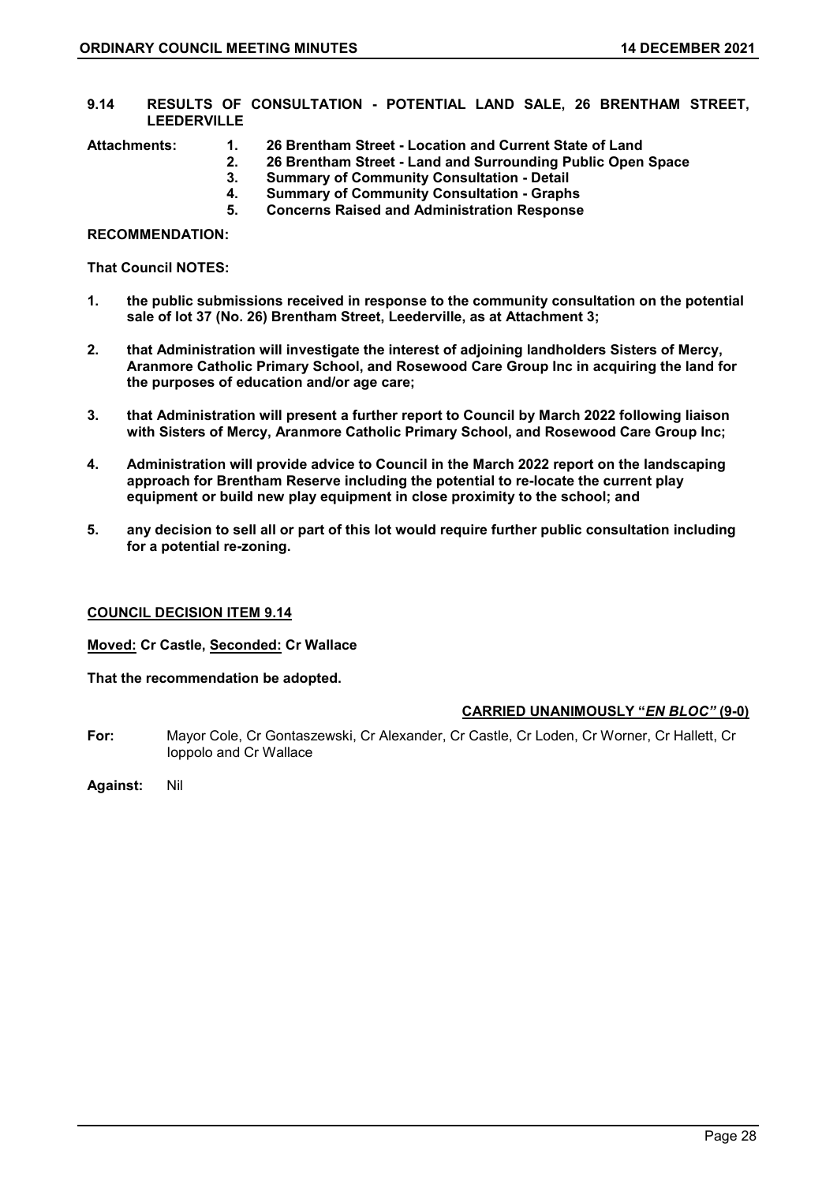## 9.14 RESULTS OF CONSULTATION - POTENTIAL LAND SALE, 26 BRENTHAM STREET, LEEDERVILLE

**Attachments:**

1. **26 Brentham Street - Location and Current State of Land**
2. **26 Brentham Street - Land and Surrounding Public Open Space**
3. **Summary of Community Consultation - Detail**
4. **Summary of Community Consultation - Graphs**
5. **Concerns Raised and Administration Response**

**RECOMMENDATION:**

**That Council NOTES:**

1. **the public submissions received in response to the community consultation on the potential sale of lot 37 (No. 26) Brentham Street, Leederville, as at Attachment 3;**
2. **that Administration will investigate the interest of adjoining landholders Sisters of Mercy, Aranmore Catholic Primary School, and Rosewood Care Group Inc in acquiring the land for the purposes of education and/or age care;**
3. **that Administration will present a further report to Council by March 2022 following liaison with Sisters of Mercy, Aranmore Catholic Primary School, and Rosewood Care Group Inc;**
4. **Administration will provide advice to Council in the March 2022 report on the landscaping approach for Brentham Reserve including the potential to re-locate the current play equipment or build new play equipment in close proximity to the school; and**
5. **any decision to sell all or part of this lot would require further public consultation including for a potential re-zoning.**

**COUNCIL DECISION ITEM 9.14**

**Moved: Cr Castle, Seconded: Cr Wallace**

**That the recommendation be adopted.**

**CARRIED UNANIMOUSLY "*EN BLOC*" (9-0)**

**For:** Mayor Cole, Cr Gontaszewski, Cr Alexander, Cr Castle, Cr Loden, Cr Worner, Cr Hallett, Cr Ioppolo and Cr Wallace

**Against:** Nil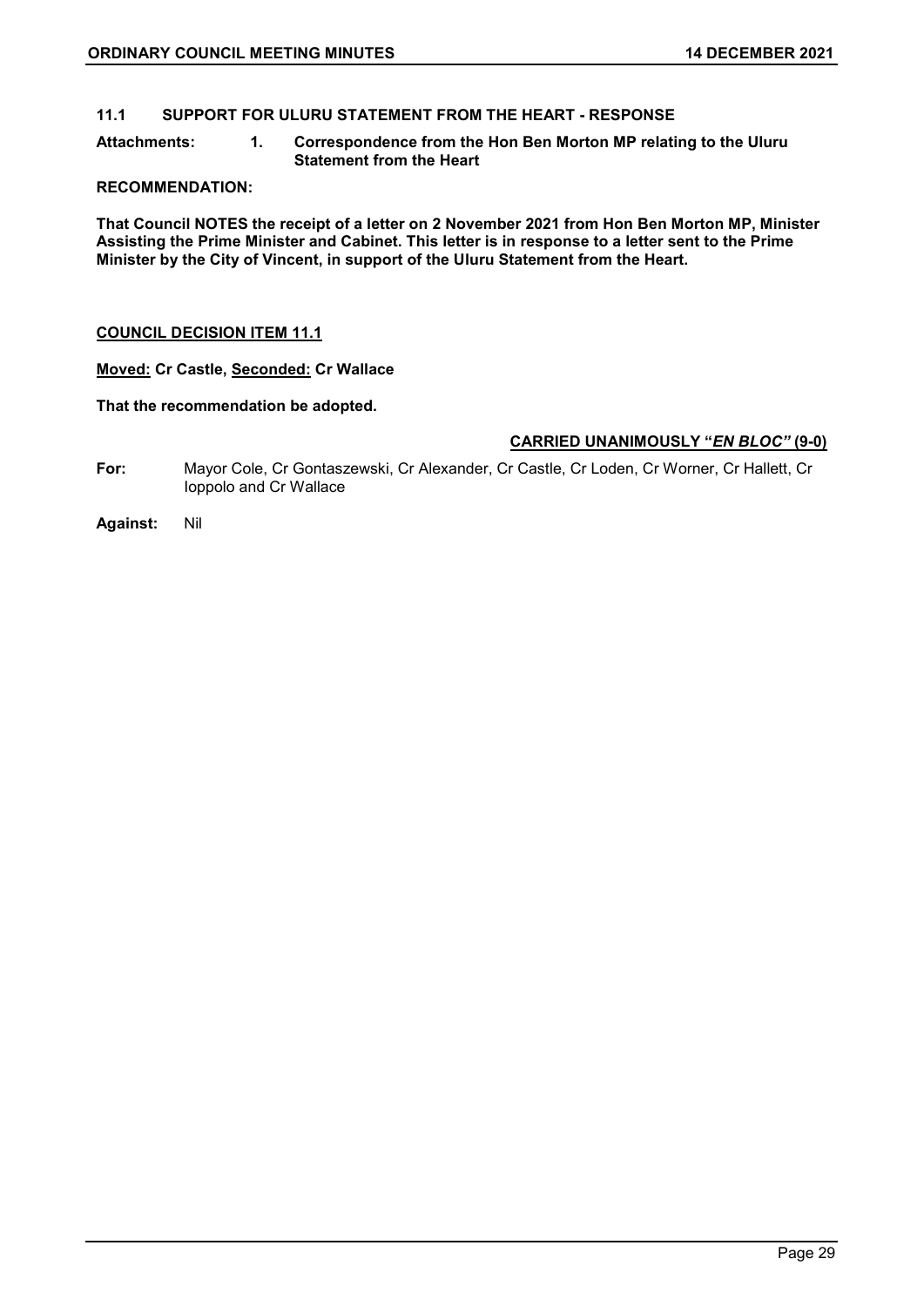## 11.1 SUPPORT FOR ULURU STATEMENT FROM THE HEART - RESPONSE

**Attachments: 1. Correspondence from the Hon Ben Morton MP relating to the Uluru Statement from the Heart**

**RECOMMENDATION:**

**That Council NOTES the receipt of a letter on 2 November 2021 from Hon Ben Morton MP, Minister Assisting the Prime Minister and Cabinet. This letter is in response to a letter sent to the Prime Minister by the City of Vincent, in support of the Uluru Statement from the Heart.**

**COUNCIL DECISION ITEM 11.1**

**Moved: Cr Castle, Seconded: Cr Wallace**

**That the recommendation be adopted.**

**CARRIED UNANIMOUSLY "*EN BLOC*" (9-0)**

**For:** Mayor Cole, Cr Gontaszewski, Cr Alexander, Cr Castle, Cr Loden, Cr Worner, Cr Hallett, Cr Ioppolo and Cr Wallace

**Against:** Nil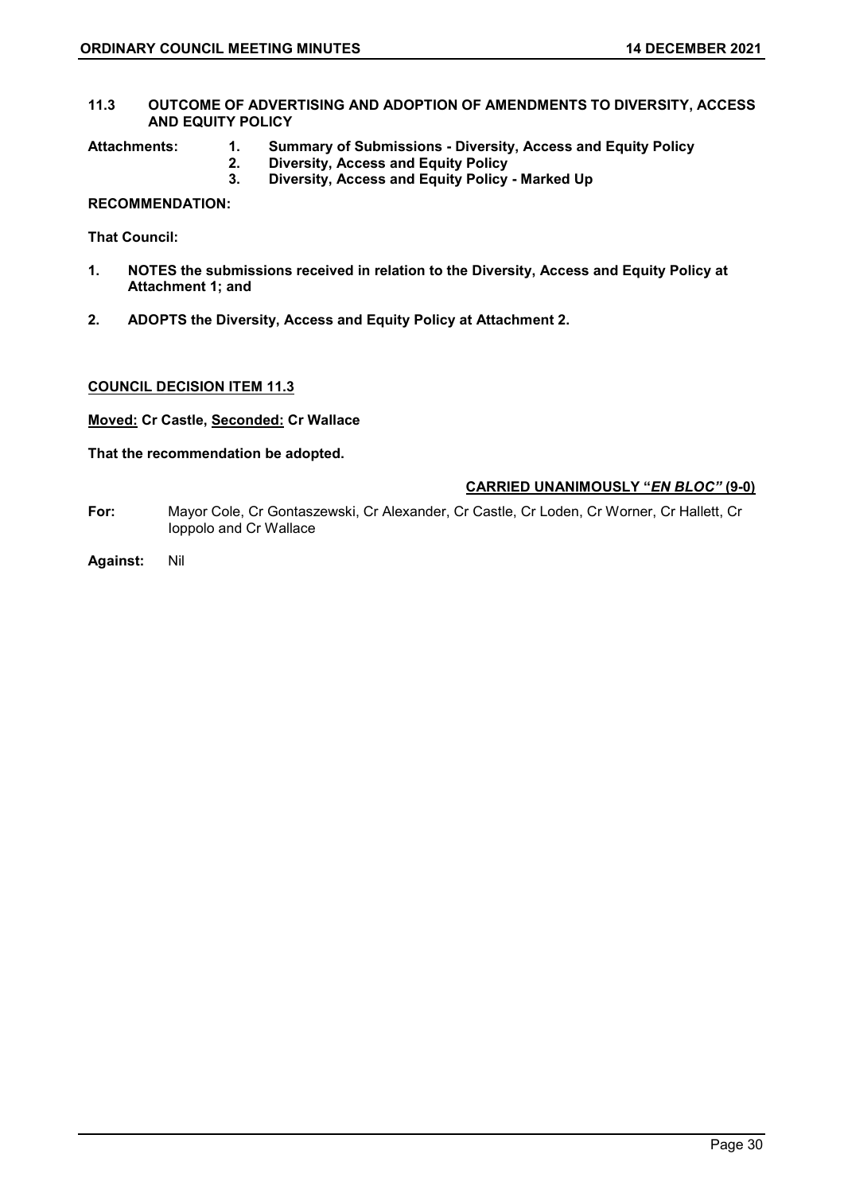## 11.3 OUTCOME OF ADVERTISING AND ADOPTION OF AMENDMENTS TO DIVERSITY, ACCESS AND EQUITY POLICY

**Attachments:**
1. **Summary of Submissions - Diversity, Access and Equity Policy**
2. **Diversity, Access and Equity Policy**
3. **Diversity, Access and Equity Policy - Marked Up**

**RECOMMENDATION:**

**That Council:**

1. **NOTES the submissions received in relation to the Diversity, Access and Equity Policy at Attachment 1; and**
2. **ADOPTS the Diversity, Access and Equity Policy at Attachment 2.**

**COUNCIL DECISION ITEM 11.3**

**Moved: Cr Castle, Seconded: Cr Wallace**

**That the recommendation be adopted.**

**CARRIED UNANIMOUSLY "*EN BLOC*" (9-0)**

**For:** Mayor Cole, Cr Gontaszewski, Cr Alexander, Cr Castle, Cr Loden, Cr Worner, Cr Hallett, Cr Ioppolo and Cr Wallace

**Against:** Nil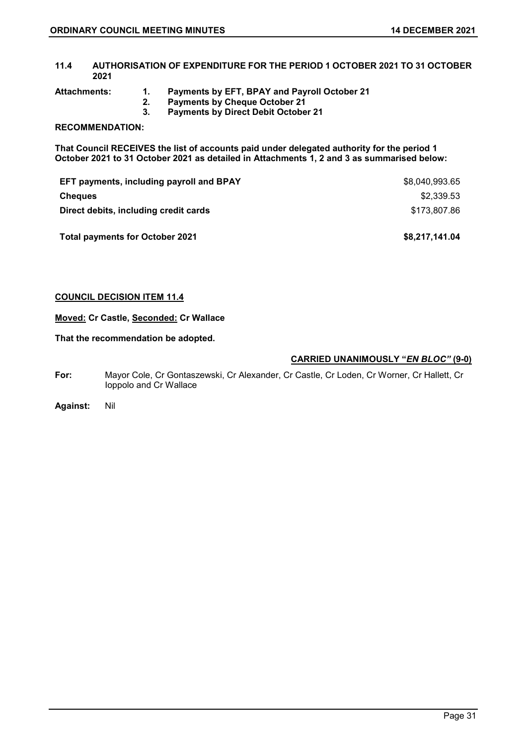## 11.4 AUTHORISATION OF EXPENDITURE FOR THE PERIOD 1 OCTOBER 2021 TO 31 OCTOBER 2021

**Attachments:**
1. **Payments by EFT, BPAY and Payroll October 21**
2. **Payments by Cheque October 21**
3. **Payments by Direct Debit October 21**

**RECOMMENDATION:**

**That Council RECEIVES the list of accounts paid under delegated authority for the period 1 October 2021 to 31 October 2021 as detailed in Attachments 1, 2 and 3 as summarised below:**

| | |
|---|---|
| **EFT payments, including payroll and BPAY** | $8,040,993.65 |
| **Cheques** | $2,339.53 |
| **Direct debits, including credit cards** | $173,807.86 |
| **Total payments for October 2021** | **$8,217,141.04** |

**COUNCIL DECISION ITEM 11.4**

**Moved: Cr Castle, Seconded: Cr Wallace**

**That the recommendation be adopted.**

**CARRIED UNANIMOUSLY "*EN BLOC*" (9-0)**

**For:** Mayor Cole, Cr Gontaszewski, Cr Alexander, Cr Castle, Cr Loden, Cr Worner, Cr Hallett, Cr Ioppolo and Cr Wallace

**Against:** Nil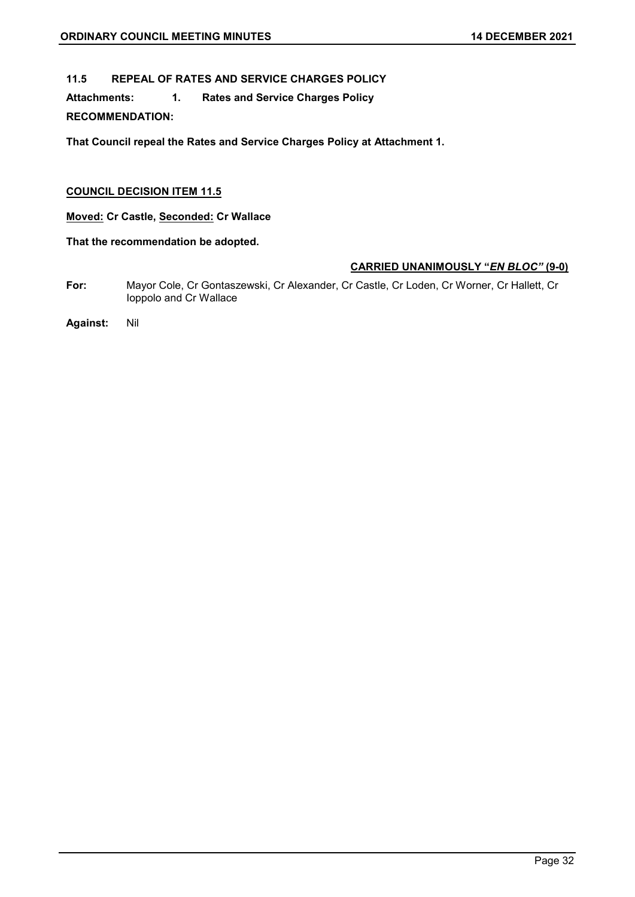## 11.5 REPEAL OF RATES AND SERVICE CHARGES POLICY

**Attachments: 1. Rates and Service Charges Policy**

**RECOMMENDATION:**

**That Council repeal the Rates and Service Charges Policy at Attachment 1.**

**COUNCIL DECISION ITEM 11.5**

**Moved: Cr Castle, Seconded: Cr Wallace**

**That the recommendation be adopted.**

**CARRIED UNANIMOUSLY "*EN BLOC*" (9-0)**

**For:** Mayor Cole, Cr Gontaszewski, Cr Alexander, Cr Castle, Cr Loden, Cr Worner, Cr Hallett, Cr Ioppolo and Cr Wallace

**Against:** Nil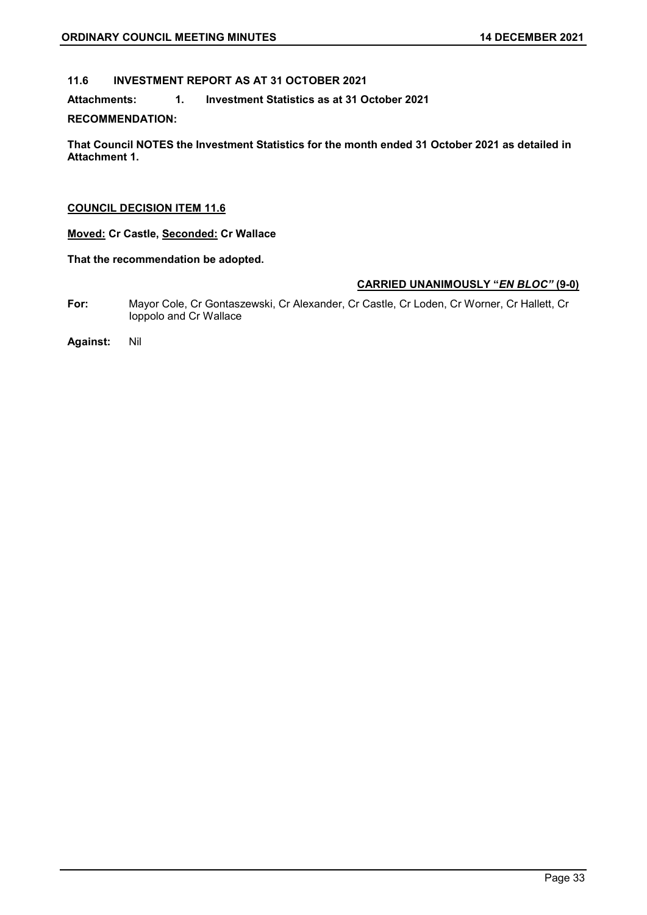## 11.6 INVESTMENT REPORT AS AT 31 OCTOBER 2021

**Attachments: 1. Investment Statistics as at 31 October 2021**

**RECOMMENDATION:**

**That Council NOTES the Investment Statistics for the month ended 31 October 2021 as detailed in Attachment 1.**

**COUNCIL DECISION ITEM 11.6**

**Moved: Cr Castle, Seconded: Cr Wallace**

**That the recommendation be adopted.**

**CARRIED UNANIMOUSLY "*EN BLOC*" (9-0)**

**For:** Mayor Cole, Cr Gontaszewski, Cr Alexander, Cr Castle, Cr Loden, Cr Worner, Cr Hallett, Cr Ioppolo and Cr Wallace

**Against:** Nil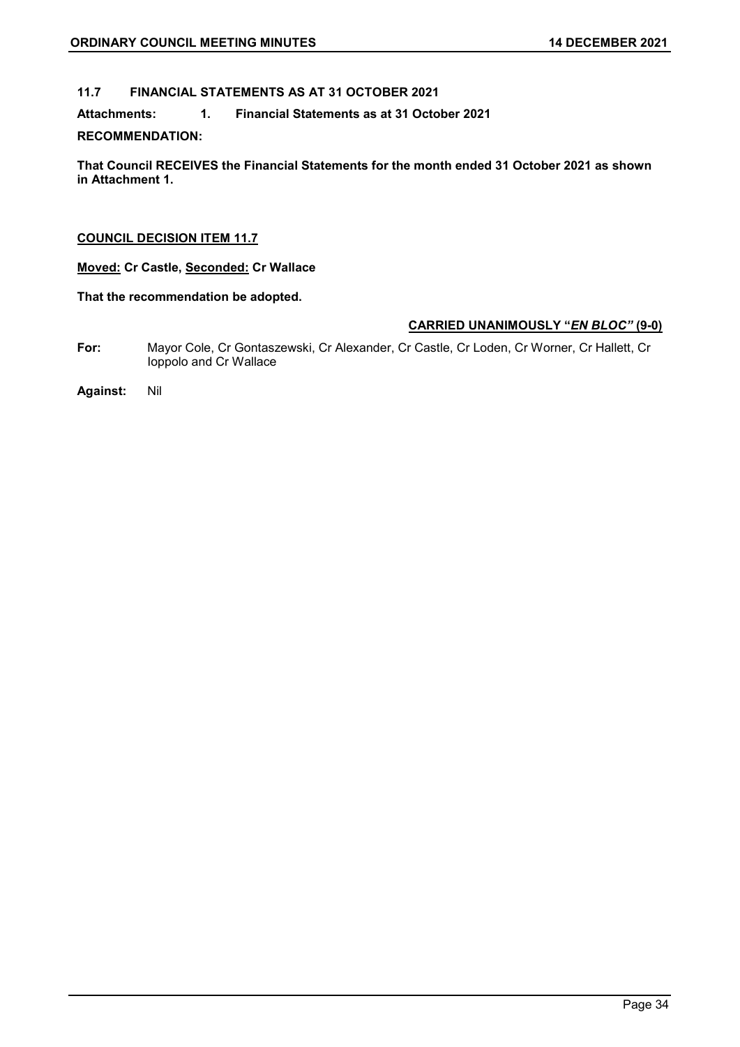## 11.7 FINANCIAL STATEMENTS AS AT 31 OCTOBER 2021

**Attachments: 1. Financial Statements as at 31 October 2021**

**RECOMMENDATION:**

**That Council RECEIVES the Financial Statements for the month ended 31 October 2021 as shown in Attachment 1.**

**COUNCIL DECISION ITEM 11.7**

**Moved: Cr Castle, Seconded: Cr Wallace**

**That the recommendation be adopted.**

**CARRIED UNANIMOUSLY "*EN BLOC*" (9-0)**

**For:** Mayor Cole, Cr Gontaszewski, Cr Alexander, Cr Castle, Cr Loden, Cr Worner, Cr Hallett, Cr Ioppolo and Cr Wallace

**Against:** Nil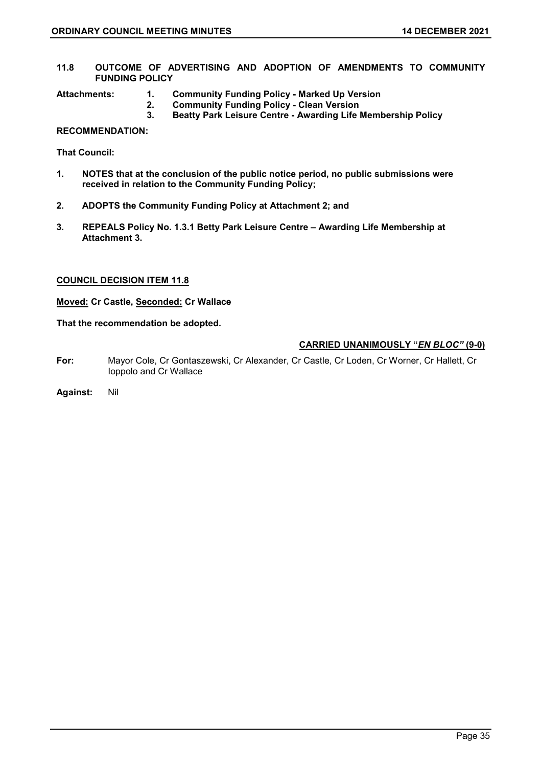## 11.8 OUTCOME OF ADVERTISING AND ADOPTION OF AMENDMENTS TO COMMUNITY FUNDING POLICY

**Attachments:**
1. **Community Funding Policy - Marked Up Version**
2. **Community Funding Policy - Clean Version**
3. **Beatty Park Leisure Centre - Awarding Life Membership Policy**

**RECOMMENDATION:**

**That Council:**

1. **NOTES that at the conclusion of the public notice period, no public submissions were received in relation to the Community Funding Policy;**
2. **ADOPTS the Community Funding Policy at Attachment 2; and**
3. **REPEALS Policy No. 1.3.1 Betty Park Leisure Centre – Awarding Life Membership at Attachment 3.**

**COUNCIL DECISION ITEM 11.8**

**Moved: Cr Castle, Seconded: Cr Wallace**

**That the recommendation be adopted.**

**CARRIED UNANIMOUSLY "*EN BLOC*" (9-0)**

**For:** Mayor Cole, Cr Gontaszewski, Cr Alexander, Cr Castle, Cr Loden, Cr Worner, Cr Hallett, Cr Ioppolo and Cr Wallace

**Against:** Nil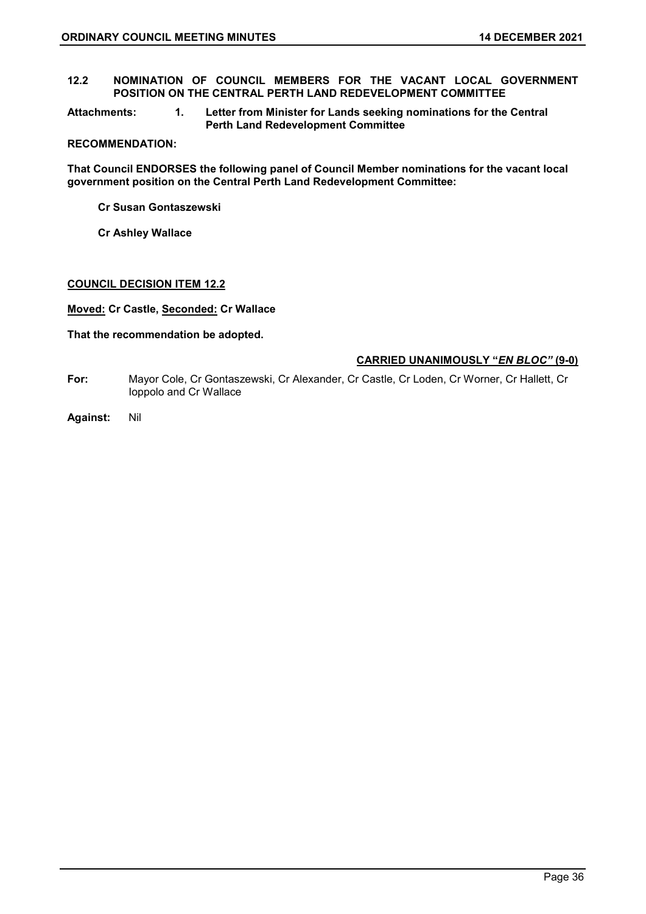## 12.2 NOMINATION OF COUNCIL MEMBERS FOR THE VACANT LOCAL GOVERNMENT POSITION ON THE CENTRAL PERTH LAND REDEVELOPMENT COMMITTEE

**Attachments:** **1. Letter from Minister for Lands seeking nominations for the Central Perth Land Redevelopment Committee**

**RECOMMENDATION:**

**That Council ENDORSES the following panel of Council Member nominations for the vacant local government position on the Central Perth Land Redevelopment Committee:**

**Cr Susan Gontaszewski**

**Cr Ashley Wallace**

**COUNCIL DECISION ITEM 12.2**

**Moved: Cr Castle, Seconded: Cr Wallace**

**That the recommendation be adopted.**

**CARRIED UNANIMOUSLY "*EN BLOC"* (9-0)**

**For:** Mayor Cole, Cr Gontaszewski, Cr Alexander, Cr Castle, Cr Loden, Cr Worner, Cr Hallett, Cr Ioppolo and Cr Wallace

**Against:** Nil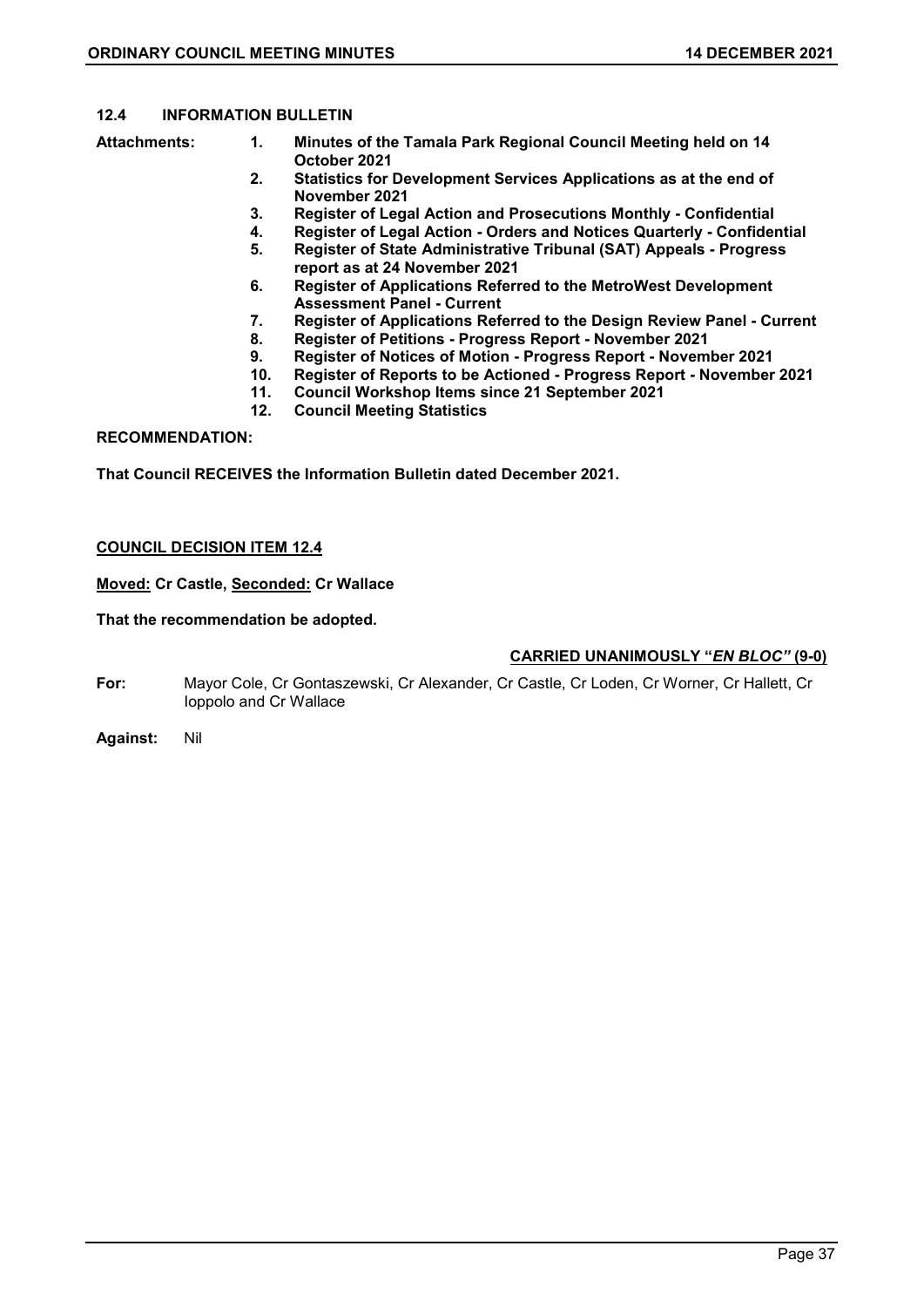### 12.4 INFORMATION BULLETIN

**Attachments:**

1. **Minutes of the Tamala Park Regional Council Meeting held on 14 October 2021**
2. **Statistics for Development Services Applications as at the end of November 2021**
3. **Register of Legal Action and Prosecutions Monthly - Confidential**
4. **Register of Legal Action - Orders and Notices Quarterly - Confidential**
5. **Register of State Administrative Tribunal (SAT) Appeals - Progress report as at 24 November 2021**
6. **Register of Applications Referred to the MetroWest Development Assessment Panel - Current**
7. **Register of Applications Referred to the Design Review Panel - Current**
8. **Register of Petitions - Progress Report - November 2021**
9. **Register of Notices of Motion - Progress Report - November 2021**
10. **Register of Reports to be Actioned - Progress Report - November 2021**
11. **Council Workshop Items since 21 September 2021**
12. **Council Meeting Statistics**

**RECOMMENDATION:**

**That Council RECEIVES the Information Bulletin dated December 2021.**

**COUNCIL DECISION ITEM 12.4**

**Moved: Cr Castle, Seconded: Cr Wallace**

**That the recommendation be adopted.**

**CARRIED UNANIMOUSLY "*EN BLOC*" (9-0)**

**For:** Mayor Cole, Cr Gontaszewski, Cr Alexander, Cr Castle, Cr Loden, Cr Worner, Cr Hallett, Cr Ioppolo and Cr Wallace

**Against:** Nil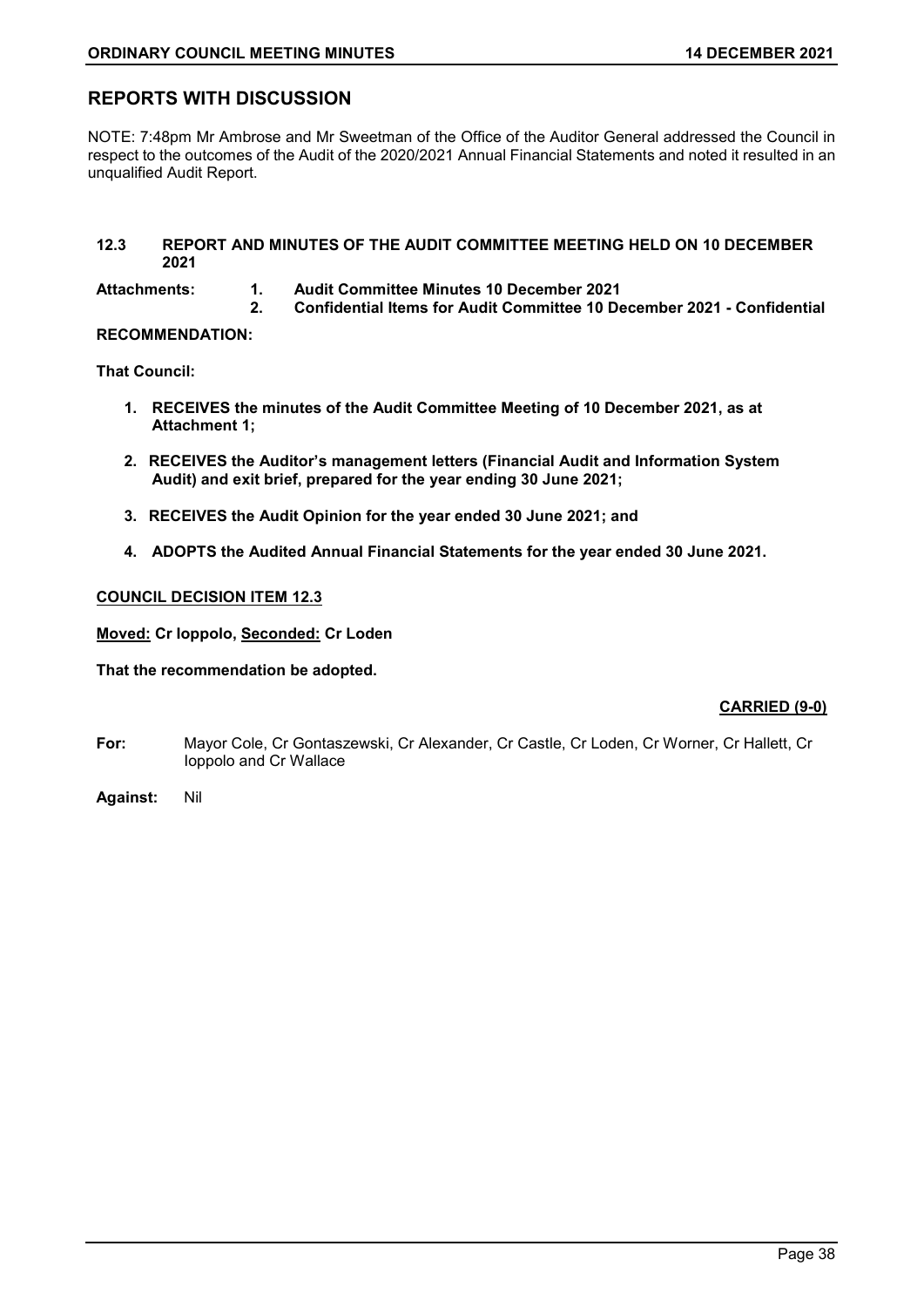## REPORTS WITH DISCUSSION

NOTE: 7:48pm Mr Ambrose and Mr Sweetman of the Office of the Auditor General addressed the Council in respect to the outcomes of the Audit of the 2020/2021 Annual Financial Statements and noted it resulted in an unqualified Audit Report.

### 12.3 REPORT AND MINUTES OF THE AUDIT COMMITTEE MEETING HELD ON 10 DECEMBER 2021

**Attachments:**
1. **Audit Committee Minutes 10 December 2021**
2. **Confidential Items for Audit Committee 10 December 2021 - Confidential**

**RECOMMENDATION:**

**That Council:**

1. **RECEIVES the minutes of the Audit Committee Meeting of 10 December 2021, as at Attachment 1;**
2. **RECEIVES the Auditor's management letters (Financial Audit and Information System Audit) and exit brief, prepared for the year ending 30 June 2021;**
3. **RECEIVES the Audit Opinion for the year ended 30 June 2021; and**
4. **ADOPTS the Audited Annual Financial Statements for the year ended 30 June 2021.**

**COUNCIL DECISION ITEM 12.3**

**Moved: Cr Ioppolo, Seconded: Cr Loden**

**That the recommendation be adopted.**

**CARRIED (9-0)**

**For:** Mayor Cole, Cr Gontaszewski, Cr Alexander, Cr Castle, Cr Loden, Cr Worner, Cr Hallett, Cr Ioppolo and Cr Wallace

**Against:** Nil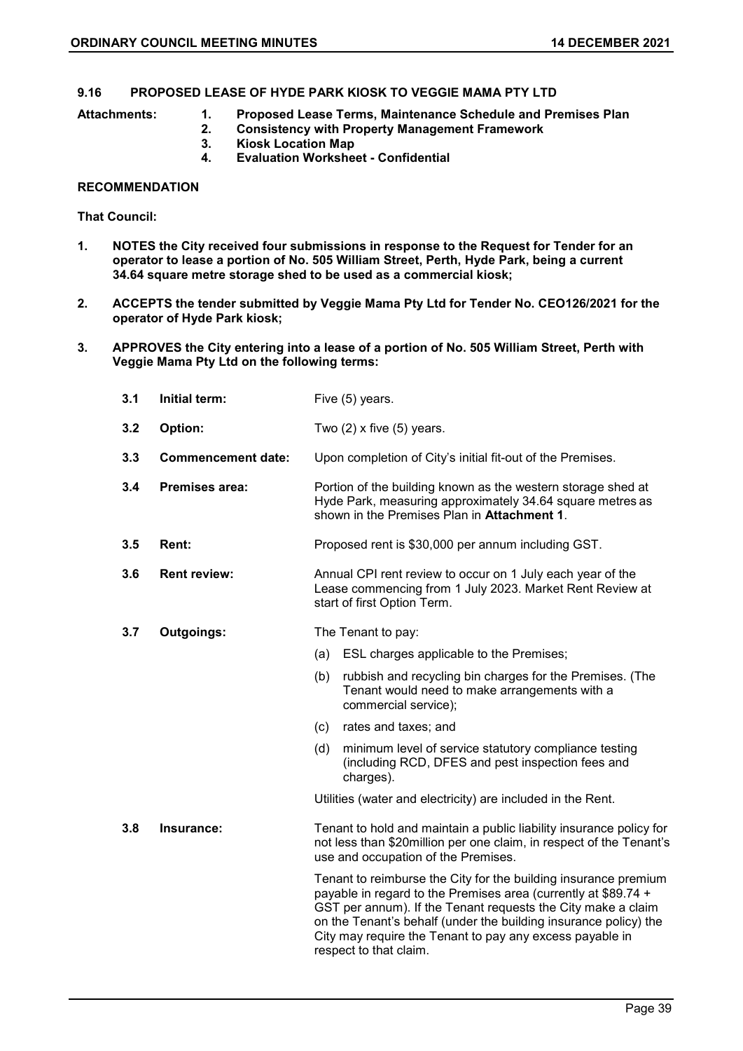## 9.16 PROPOSED LEASE OF HYDE PARK KIOSK TO VEGGIE MAMA PTY LTD

**Attachments:**
1. **Proposed Lease Terms, Maintenance Schedule and Premises Plan**
2. **Consistency with Property Management Framework**
3. **Kiosk Location Map**
4. **Evaluation Worksheet - Confidential**

**RECOMMENDATION**

**That Council:**

1. **NOTES the City received four submissions in response to the Request for Tender for an operator to lease a portion of No. 505 William Street, Perth, Hyde Park, being a current 34.64 square metre storage shed to be used as a commercial kiosk;**

2. **ACCEPTS the tender submitted by Veggie Mama Pty Ltd for Tender No. CEO126/2021 for the operator of Hyde Park kiosk;**

3. **APPROVES the City entering into a lease of a portion of No. 505 William Street, Perth with Veggie Mama Pty Ltd on the following terms:**

| | | |
|---|---|---|
| **3.1** | **Initial term:** | Five (5) years. |
| **3.2** | **Option:** | Two (2) x five (5) years. |
| **3.3** | **Commencement date:** | Upon completion of City's initial fit-out of the Premises. |
| **3.4** | **Premises area:** | Portion of the building known as the western storage shed at Hyde Park, measuring approximately 34.64 square metres as shown in the Premises Plan in **Attachment 1**. |
| **3.5** | **Rent:** | Proposed rent is $30,000 per annum including GST. |
| **3.6** | **Rent review:** | Annual CPI rent review to occur on 1 July each year of the Lease commencing from 1 July 2023. Market Rent Review at start of first Option Term. |
| **3.7** | **Outgoings:** | The Tenant to pay:<br>(a) ESL charges applicable to the Premises;<br>(b) rubbish and recycling bin charges for the Premises. (The Tenant would need to make arrangements with a commercial service);<br>(c) rates and taxes; and<br>(d) minimum level of service statutory compliance testing (including RCD, DFES and pest inspection fees and charges).<br><br>Utilities (water and electricity) are included in the Rent. |
| **3.8** | **Insurance:** | Tenant to hold and maintain a public liability insurance policy for not less than $20million per one claim, in respect of the Tenant's use and occupation of the Premises.<br><br>Tenant to reimburse the City for the building insurance premium payable in regard to the Premises area (currently at $89.74 + GST per annum). If the Tenant requests the City make a claim on the Tenant's behalf (under the building insurance policy) the City may require the Tenant to pay any excess payable in respect to that claim. |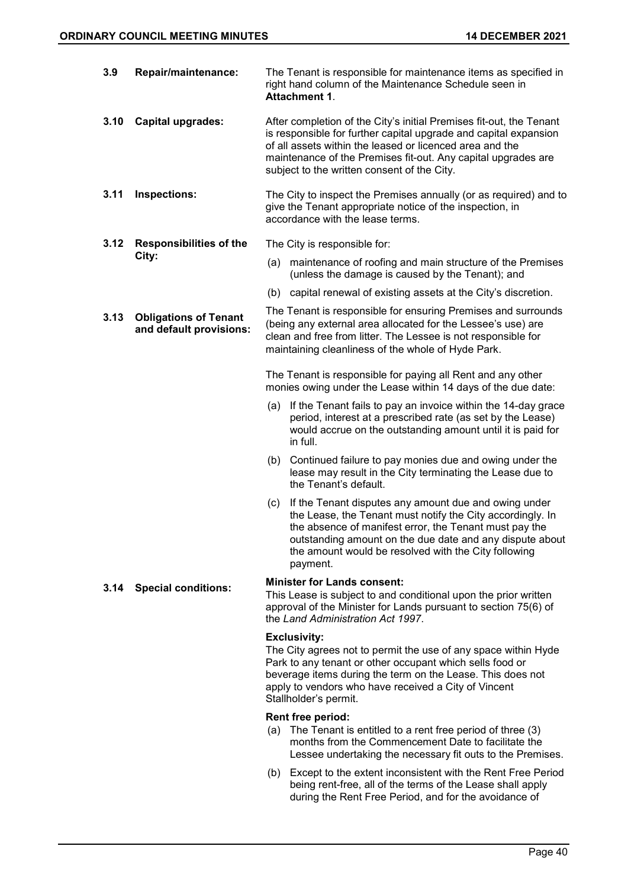| | | |
|---|---|---|
| **3.9** | **Repair/maintenance:** | The Tenant is responsible for maintenance items as specified in right hand column of the Maintenance Schedule seen in **Attachment 1**. |
| **3.10** | **Capital upgrades:** | After completion of the City's initial Premises fit-out, the Tenant is responsible for further capital upgrade and capital expansion of all assets within the leased or licenced area and the maintenance of the Premises fit-out. Any capital upgrades are subject to the written consent of the City. |
| **3.11** | **Inspections:** | The City to inspect the Premises annually (or as required) and to give the Tenant appropriate notice of the inspection, in accordance with the lease terms. |
| **3.12** | **Responsibilities of the City:** | The City is responsible for:<br>(a) maintenance of roofing and main structure of the Premises (unless the damage is caused by the Tenant); and<br>(b) capital renewal of existing assets at the City's discretion. |
| **3.13** | **Obligations of Tenant and default provisions:** | The Tenant is responsible for ensuring Premises and surrounds (being any external area allocated for the Lessee's use) are clean and free from litter. The Lessee is not responsible for maintaining cleanliness of the whole of Hyde Park.<br><br>The Tenant is responsible for paying all Rent and any other monies owing under the Lease within 14 days of the due date:<br>(a) If the Tenant fails to pay an invoice within the 14-day grace period, interest at a prescribed rate (as set by the Lease) would accrue on the outstanding amount until it is paid for in full.<br>(b) Continued failure to pay monies due and owing under the lease may result in the City terminating the Lease due to the Tenant's default.<br>(c) If the Tenant disputes any amount due and owing under the Lease, the Tenant must notify the City accordingly. In the absence of manifest error, the Tenant must pay the outstanding amount on the due date and any dispute about the amount would be resolved with the City following payment. |
| **3.14** | **Special conditions:** | **Minister for Lands consent:**<br>This Lease is subject to and conditional upon the prior written approval of the Minister for Lands pursuant to section 75(6) of the *Land Administration Act 1997*.<br><br>**Exclusivity:**<br>The City agrees not to permit the use of any space within Hyde Park to any tenant or other occupant which sells food or beverage items during the term on the Lease. This does not apply to vendors who have received a City of Vincent Stallholder's permit.<br><br>**Rent free period:**<br>(a) The Tenant is entitled to a rent free period of three (3) months from the Commencement Date to facilitate the Lessee undertaking the necessary fit outs to the Premises.<br>(b) Except to the extent inconsistent with the Rent Free Period being rent-free, all of the terms of the Lease shall apply during the Rent Free Period, and for the avoidance of |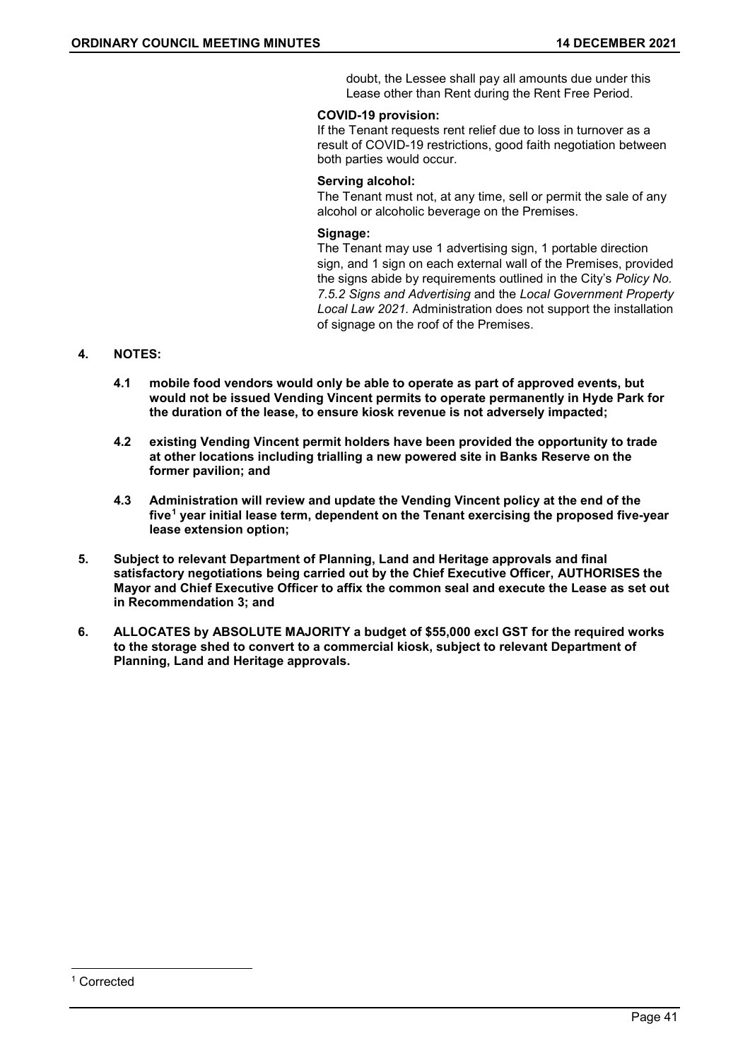doubt, the Lessee shall pay all amounts due under this Lease other than Rent during the Rent Free Period.

**COVID-19 provision:**
If the Tenant requests rent relief due to loss in turnover as a result of COVID-19 restrictions, good faith negotiation between both parties would occur.

**Serving alcohol:**
The Tenant must not, at any time, sell or permit the sale of any alcohol or alcoholic beverage on the Premises.

**Signage:**
The Tenant may use 1 advertising sign, 1 portable direction sign, and 1 sign on each external wall of the Premises, provided the signs abide by requirements outlined in the City's *Policy No. 7.5.2 Signs and Advertising* and the *Local Government Property Local Law 2021.* Administration does not support the installation of signage on the roof of the Premises.

**4. NOTES:**

**4.1 mobile food vendors would only be able to operate as part of approved events, but would not be issued Vending Vincent permits to operate permanently in Hyde Park for the duration of the lease, to ensure kiosk revenue is not adversely impacted;**

**4.2 existing Vending Vincent permit holders have been provided the opportunity to trade at other locations including trialling a new powered site in Banks Reserve on the former pavilion; and**

**4.3 Administration will review and update the Vending Vincent policy at the end of the five[1] year initial lease term, dependent on the Tenant exercising the proposed five-year lease extension option;**

**5. Subject to relevant Department of Planning, Land and Heritage approvals and final satisfactory negotiations being carried out by the Chief Executive Officer, AUTHORISES the Mayor and Chief Executive Officer to affix the common seal and execute the Lease as set out in Recommendation 3; and**

**6. ALLOCATES by ABSOLUTE MAJORITY a budget of $55,000 excl GST for the required works to the storage shed to convert to a commercial kiosk, subject to relevant Department of Planning, Land and Heritage approvals.**

[1] Corrected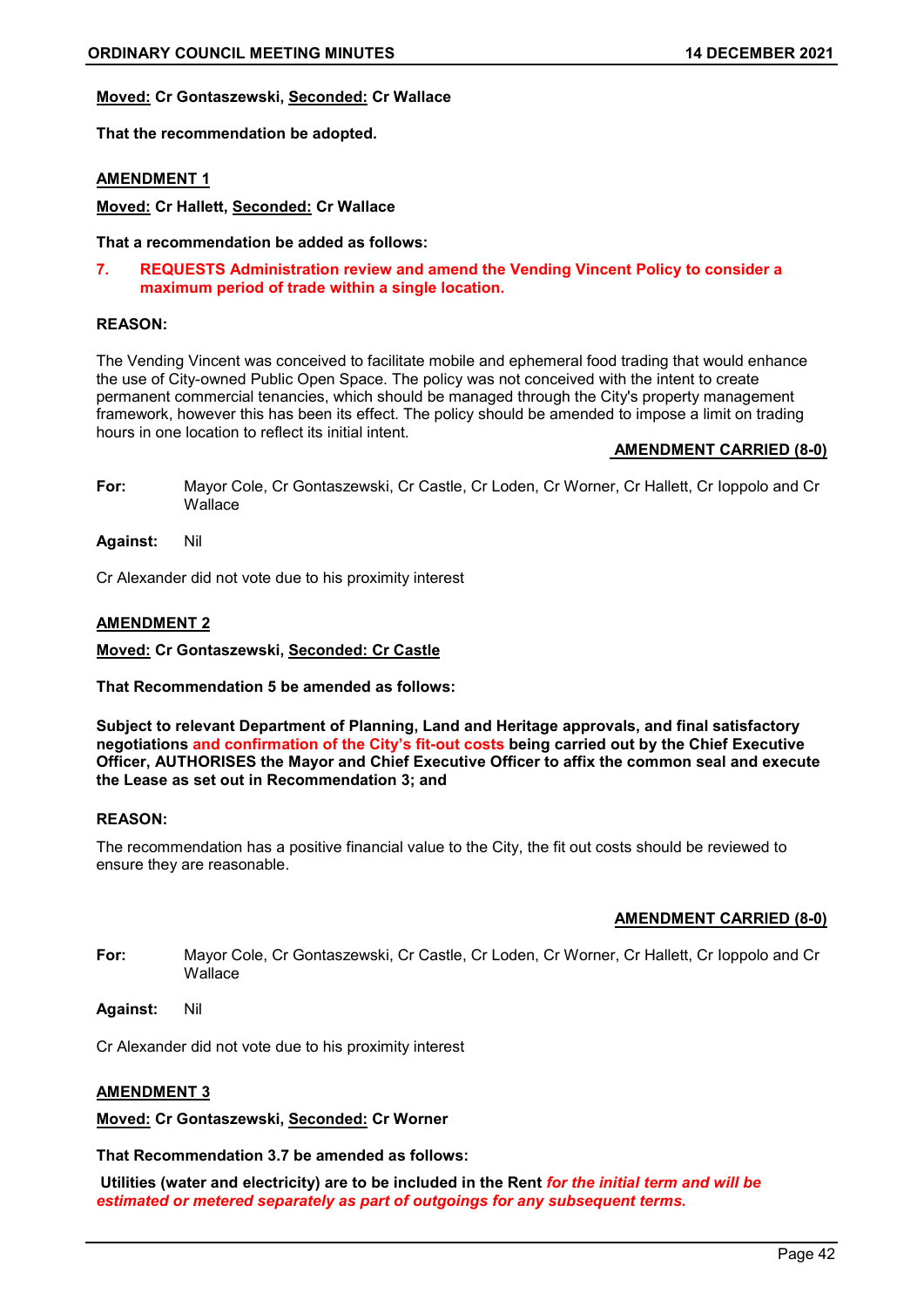**Moved:** **Cr Gontaszewski, Seconded: Cr Wallace**

**That the recommendation be adopted.**

**AMENDMENT 1**

**Moved: Cr Hallett, Seconded: Cr Wallace**

**That a recommendation be added as follows:**

**7. REQUESTS Administration review and amend the Vending Vincent Policy to consider a maximum period of trade within a single location.**

**REASON:**

The Vending Vincent was conceived to facilitate mobile and ephemeral food trading that would enhance the use of City-owned Public Open Space. The policy was not conceived with the intent to create permanent commercial tenancies, which should be managed through the City's property management framework, however this has been its effect. The policy should be amended to impose a limit on trading hours in one location to reflect its initial intent.

**AMENDMENT CARRIED (8-0)**

**For:** Mayor Cole, Cr Gontaszewski, Cr Castle, Cr Loden, Cr Worner, Cr Hallett, Cr Ioppolo and Cr Wallace

**Against:** Nil

Cr Alexander did not vote due to his proximity interest

**AMENDMENT 2**

**Moved: Cr Gontaszewski, Seconded: Cr Castle**

**That Recommendation 5 be amended as follows:**

**Subject to relevant Department of Planning, Land and Heritage approvals, and final satisfactory negotiations and confirmation of the City's fit-out costs being carried out by the Chief Executive Officer, AUTHORISES the Mayor and Chief Executive Officer to affix the common seal and execute the Lease as set out in Recommendation 3; and**

**REASON:**

The recommendation has a positive financial value to the City, the fit out costs should be reviewed to ensure they are reasonable.

**AMENDMENT CARRIED (8-0)**

**For:** Mayor Cole, Cr Gontaszewski, Cr Castle, Cr Loden, Cr Worner, Cr Hallett, Cr Ioppolo and Cr Wallace

**Against:** Nil

Cr Alexander did not vote due to his proximity interest

**AMENDMENT 3**

**Moved: Cr Gontaszewski, Seconded: Cr Worner**

**That Recommendation 3.7 be amended as follows:**

**Utilities (water and electricity) are to be included in the Rent *for the initial term and will be estimated or metered separately as part of outgoings for any subsequent terms.***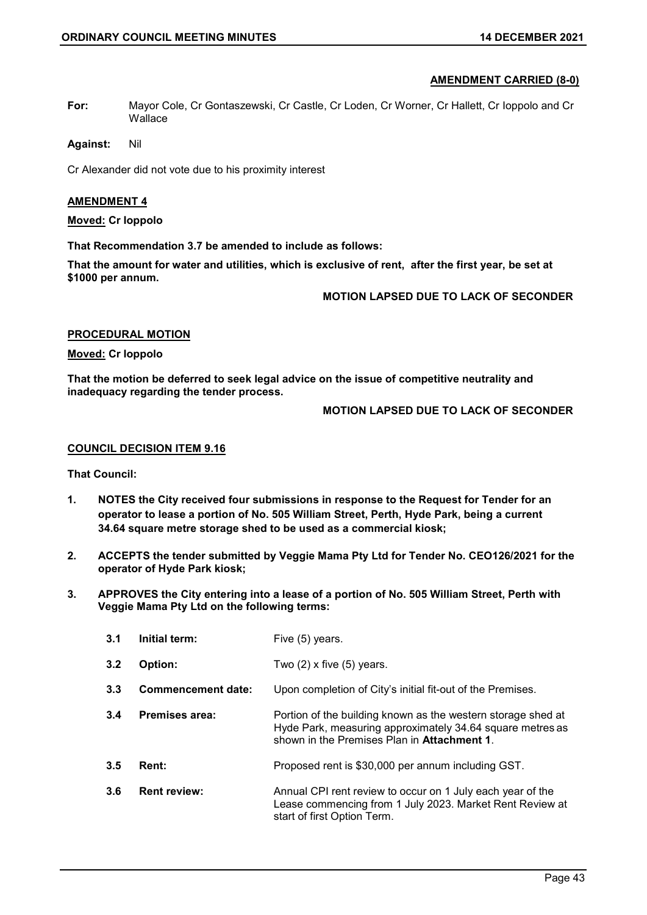**AMENDMENT CARRIED (8-0)**

**For:** Mayor Cole, Cr Gontaszewski, Cr Castle, Cr Loden, Cr Worner, Cr Hallett, Cr Ioppolo and Cr Wallace

**Against:** Nil

Cr Alexander did not vote due to his proximity interest

**AMENDMENT 4**

**Moved: Cr Ioppolo**

**That Recommendation 3.7 be amended to include as follows:**

**That the amount for water and utilities, which is exclusive of rent, after the first year, be set at $1000 per annum.**

**MOTION LAPSED DUE TO LACK OF SECONDER**

**PROCEDURAL MOTION**

**Moved: Cr Ioppolo**

**That the motion be deferred to seek legal advice on the issue of competitive neutrality and inadequacy regarding the tender process.**

**MOTION LAPSED DUE TO LACK OF SECONDER**

**COUNCIL DECISION ITEM 9.16**

**That Council:**

1. **NOTES the City received four submissions in response to the Request for Tender for an operator to lease a portion of No. 505 William Street, Perth, Hyde Park, being a current 34.64 square metre storage shed to be used as a commercial kiosk;**
2. **ACCEPTS the tender submitted by Veggie Mama Pty Ltd for Tender No. CEO126/2021 for the operator of Hyde Park kiosk;**
3. **APPROVES the City entering into a lease of a portion of No. 505 William Street, Perth with Veggie Mama Pty Ltd on the following terms:**

| | | |
|---|---|---|
| **3.1** | **Initial term:** | Five (5) years. |
| **3.2** | **Option:** | Two (2) x five (5) years. |
| **3.3** | **Commencement date:** | Upon completion of City's initial fit-out of the Premises. |
| **3.4** | **Premises area:** | Portion of the building known as the western storage shed at Hyde Park, measuring approximately 34.64 square metres as shown in the Premises Plan in **Attachment 1**. |
| **3.5** | **Rent:** | Proposed rent is $30,000 per annum including GST. |
| **3.6** | **Rent review:** | Annual CPI rent review to occur on 1 July each year of the Lease commencing from 1 July 2023. Market Rent Review at start of first Option Term. |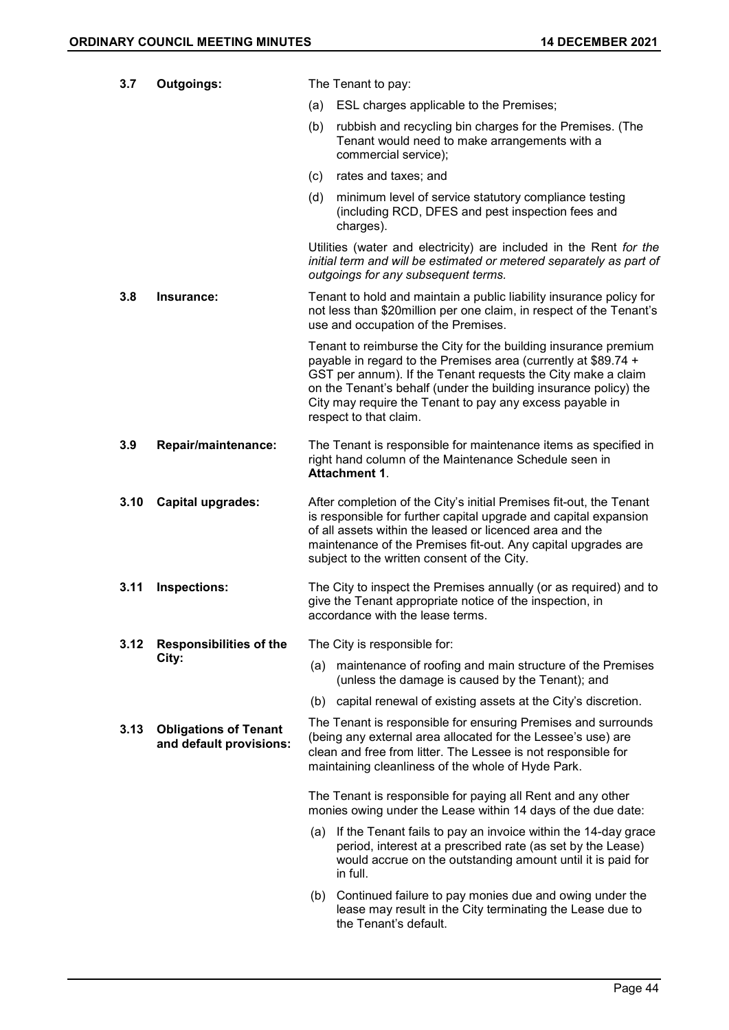| | | |
|---|---|---|
| **3.7** | **Outgoings:** | The Tenant to pay:<br>(a) ESL charges applicable to the Premises;<br>(b) rubbish and recycling bin charges for the Premises. (The Tenant would need to make arrangements with a commercial service);<br>(c) rates and taxes; and<br>(d) minimum level of service statutory compliance testing (including RCD, DFES and pest inspection fees and charges).<br><br>Utilities (water and electricity) are included in the Rent *for the initial term and will be estimated or metered separately as part of outgoings for any subsequent terms.* |
| **3.8** | **Insurance:** | Tenant to hold and maintain a public liability insurance policy for not less than $20million per one claim, in respect of the Tenant's use and occupation of the Premises.<br><br>Tenant to reimburse the City for the building insurance premium payable in regard to the Premises area (currently at $89.74 + GST per annum). If the Tenant requests the City make a claim on the Tenant's behalf (under the building insurance policy) the City may require the Tenant to pay any excess payable in respect to that claim. |
| **3.9** | **Repair/maintenance:** | The Tenant is responsible for maintenance items as specified in right hand column of the Maintenance Schedule seen in **Attachment 1**. |
| **3.10** | **Capital upgrades:** | After completion of the City's initial Premises fit-out, the Tenant is responsible for further capital upgrade and capital expansion of all assets within the leased or licenced area and the maintenance of the Premises fit-out. Any capital upgrades are subject to the written consent of the City. |
| **3.11** | **Inspections:** | The City to inspect the Premises annually (or as required) and to give the Tenant appropriate notice of the inspection, in accordance with the lease terms. |
| **3.12** | **Responsibilities of the City:** | The City is responsible for:<br>(a) maintenance of roofing and main structure of the Premises (unless the damage is caused by the Tenant); and<br>(b) capital renewal of existing assets at the City's discretion. |
| **3.13** | **Obligations of Tenant and default provisions:** | The Tenant is responsible for ensuring Premises and surrounds (being any external area allocated for the Lessee's use) are clean and free from litter. The Lessee is not responsible for maintaining cleanliness of the whole of Hyde Park.<br><br>The Tenant is responsible for paying all Rent and any other monies owing under the Lease within 14 days of the due date:<br>(a) If the Tenant fails to pay an invoice within the 14-day grace period, interest at a prescribed rate (as set by the Lease) would accrue on the outstanding amount until it is paid for in full.<br>(b) Continued failure to pay monies due and owing under the lease may result in the City terminating the Lease due to the Tenant's default. |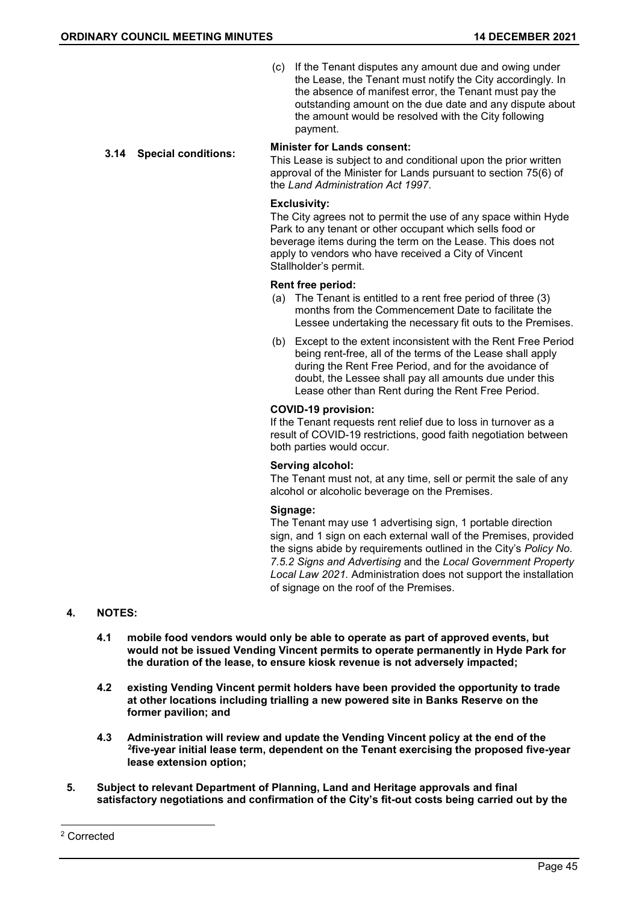(c) If the Tenant disputes any amount due and owing under the Lease, the Tenant must notify the City accordingly. In the absence of manifest error, the Tenant must pay the outstanding amount on the due date and any dispute about the amount would be resolved with the City following payment.

**3.14 Special conditions:**

**Minister for Lands consent:**
This Lease is subject to and conditional upon the prior written approval of the Minister for Lands pursuant to section 75(6) of the *Land Administration Act 1997*.

**Exclusivity:**
The City agrees not to permit the use of any space within Hyde Park to any tenant or other occupant which sells food or beverage items during the term on the Lease. This does not apply to vendors who have received a City of Vincent Stallholder's permit.

**Rent free period:**

(a) The Tenant is entitled to a rent free period of three (3) months from the Commencement Date to facilitate the Lessee undertaking the necessary fit outs to the Premises.

(b) Except to the extent inconsistent with the Rent Free Period being rent-free, all of the terms of the Lease shall apply during the Rent Free Period, and for the avoidance of doubt, the Lessee shall pay all amounts due under this Lease other than Rent during the Rent Free Period.

**COVID-19 provision:**
If the Tenant requests rent relief due to loss in turnover as a result of COVID-19 restrictions, good faith negotiation between both parties would occur.

**Serving alcohol:**
The Tenant must not, at any time, sell or permit the sale of any alcohol or alcoholic beverage on the Premises.

**Signage:**
The Tenant may use 1 advertising sign, 1 portable direction sign, and 1 sign on each external wall of the Premises, provided the signs abide by requirements outlined in the City's *Policy No. 7.5.2 Signs and Advertising* and the *Local Government Property Local Law 2021*. Administration does not support the installation of signage on the roof of the Premises.

**4. NOTES:**

**4.1 mobile food vendors would only be able to operate as part of approved events, but would not be issued Vending Vincent permits to operate permanently in Hyde Park for the duration of the lease, to ensure kiosk revenue is not adversely impacted;**

**4.2 existing Vending Vincent permit holders have been provided the opportunity to trade at other locations including trialling a new powered site in Banks Reserve on the former pavilion; and**

**4.3 Administration will review and update the Vending Vincent policy at the end of the [2]five-year initial lease term, dependent on the Tenant exercising the proposed five-year lease extension option;**

**5. Subject to relevant Department of Planning, Land and Heritage approvals and final satisfactory negotiations and confirmation of the City's fit-out costs being carried out by the**

[2] Corrected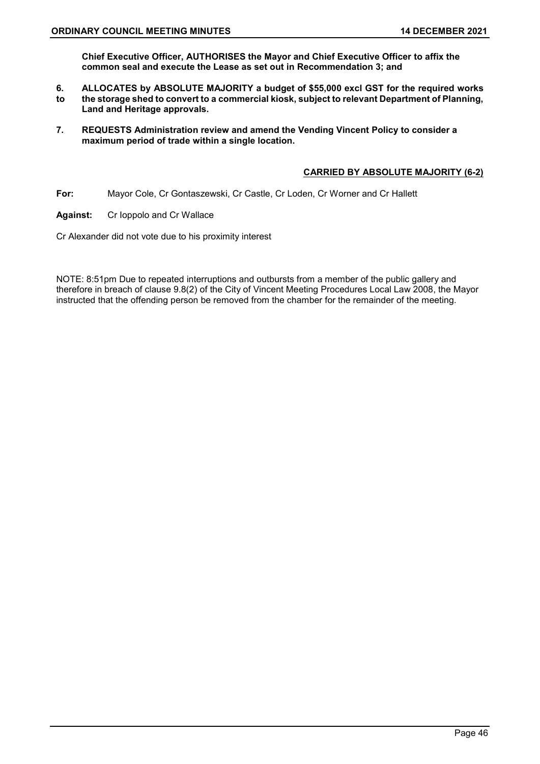**Chief Executive Officer, AUTHORISES the Mayor and Chief Executive Officer to affix the common seal and execute the Lease as set out in Recommendation 3; and**

**6. ALLOCATES by ABSOLUTE MAJORITY a budget of $55,000 excl GST for the required works to the storage shed to convert to a commercial kiosk, subject to relevant Department of Planning, Land and Heritage approvals.**

**7. REQUESTS Administration review and amend the Vending Vincent Policy to consider a maximum period of trade within a single location.**

**CARRIED BY ABSOLUTE MAJORITY (6-2)**

**For:** Mayor Cole, Cr Gontaszewski, Cr Castle, Cr Loden, Cr Worner and Cr Hallett

**Against:** Cr Ioppolo and Cr Wallace

Cr Alexander did not vote due to his proximity interest

NOTE: 8:51pm Due to repeated interruptions and outbursts from a member of the public gallery and therefore in breach of clause 9.8(2) of the City of Vincent Meeting Procedures Local Law 2008, the Mayor instructed that the offending person be removed from the chamber for the remainder of the meeting.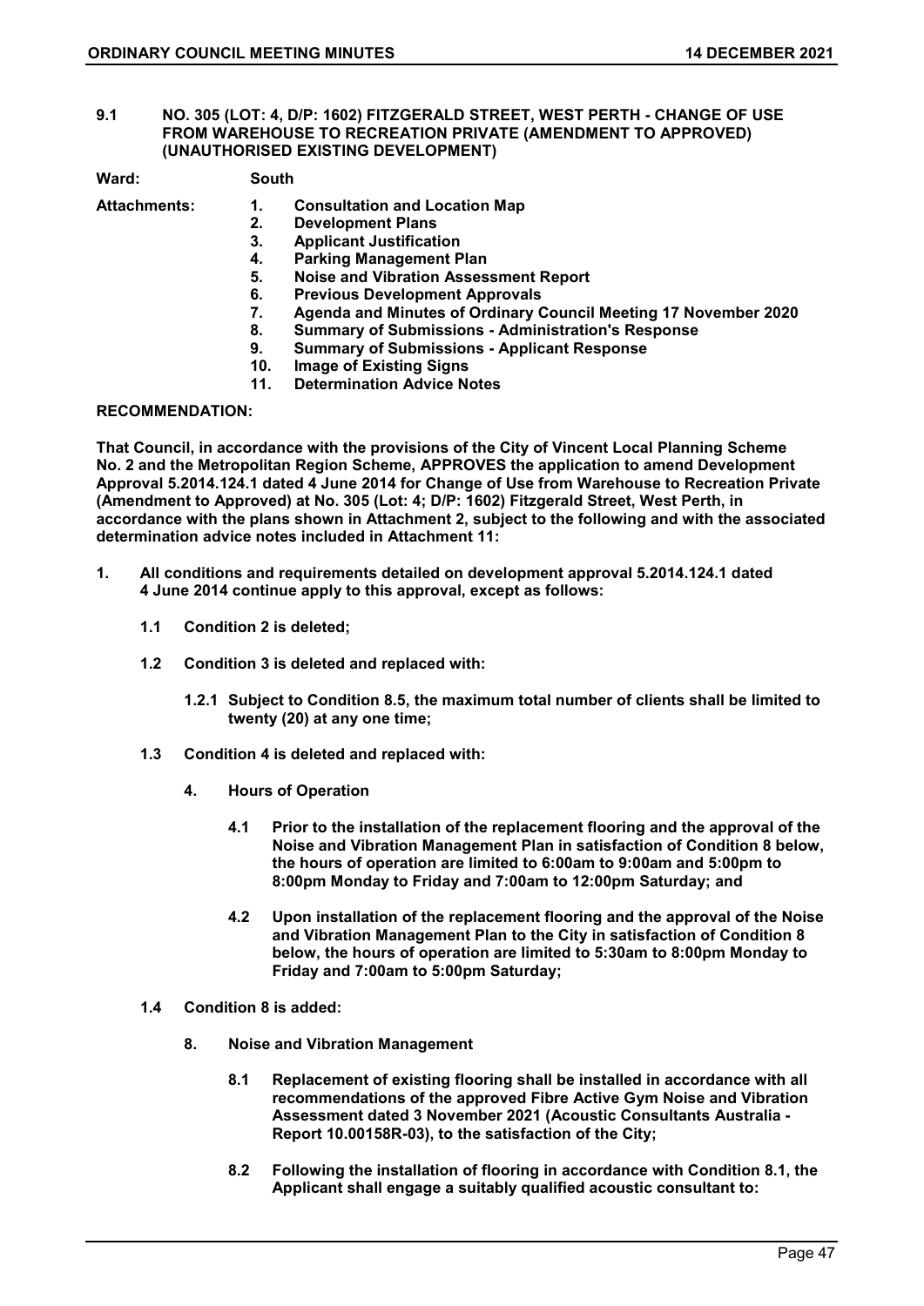## 9.1 NO. 305 (LOT: 4, D/P: 1602) FITZGERALD STREET, WEST PERTH - CHANGE OF USE FROM WAREHOUSE TO RECREATION PRIVATE (AMENDMENT TO APPROVED) (UNAUTHORISED EXISTING DEVELOPMENT)

**Ward:** South

**Attachments:**

1. Consultation and Location Map
2. Development Plans
3. Applicant Justification
4. Parking Management Plan
5. Noise and Vibration Assessment Report
6. Previous Development Approvals
7. Agenda and Minutes of Ordinary Council Meeting 17 November 2020
8. Summary of Submissions - Administration's Response
9. Summary of Submissions - Applicant Response
10. Image of Existing Signs
11. Determination Advice Notes

**RECOMMENDATION:**

**That Council, in accordance with the provisions of the City of Vincent Local Planning Scheme No. 2 and the Metropolitan Region Scheme, APPROVES the application to amend Development Approval 5.2014.124.1 dated 4 June 2014 for Change of Use from Warehouse to Recreation Private (Amendment to Approved) at No. 305 (Lot: 4; D/P: 1602) Fitzgerald Street, West Perth, in accordance with the plans shown in Attachment 2, subject to the following and with the associated determination advice notes included in Attachment 11:**

**1. All conditions and requirements detailed on development approval 5.2014.124.1 dated 4 June 2014 continue apply to this approval, except as follows:**

**1.1 Condition 2 is deleted;**

**1.2 Condition 3 is deleted and replaced with:**

**1.2.1 Subject to Condition 8.5, the maximum total number of clients shall be limited to twenty (20) at any one time;**

**1.3 Condition 4 is deleted and replaced with:**

**4. Hours of Operation**

**4.1 Prior to the installation of the replacement flooring and the approval of the Noise and Vibration Management Plan in satisfaction of Condition 8 below, the hours of operation are limited to 6:00am to 9:00am and 5:00pm to 8:00pm Monday to Friday and 7:00am to 12:00pm Saturday; and**

**4.2 Upon installation of the replacement flooring and the approval of the Noise and Vibration Management Plan to the City in satisfaction of Condition 8 below, the hours of operation are limited to 5:30am to 8:00pm Monday to Friday and 7:00am to 5:00pm Saturday;**

**1.4 Condition 8 is added:**

**8. Noise and Vibration Management**

**8.1 Replacement of existing flooring shall be installed in accordance with all recommendations of the approved Fibre Active Gym Noise and Vibration Assessment dated 3 November 2021 (Acoustic Consultants Australia - Report 10.00158R-03), to the satisfaction of the City;**

**8.2 Following the installation of flooring in accordance with Condition 8.1, the Applicant shall engage a suitably qualified acoustic consultant to:**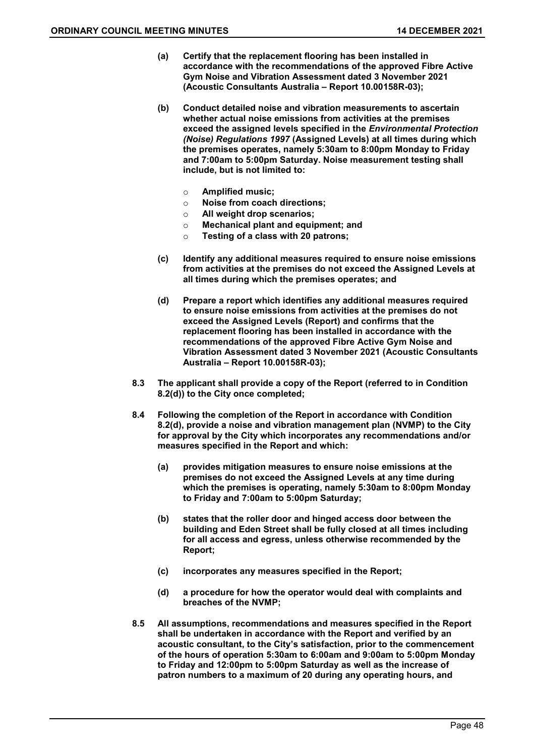**(a) Certify that the replacement flooring has been installed in accordance with the recommendations of the approved Fibre Active Gym Noise and Vibration Assessment dated 3 November 2021 (Acoustic Consultants Australia – Report 10.00158R-03);**

**(b) Conduct detailed noise and vibration measurements to ascertain whether actual noise emissions from activities at the premises exceed the assigned levels specified in the *Environmental Protection (Noise) Regulations 1997* (Assigned Levels) at all times during which the premises operates, namely 5:30am to 8:00pm Monday to Friday and 7:00am to 5:00pm Saturday. Noise measurement testing shall include, but is not limited to:**

- **Amplified music;**
- **Noise from coach directions;**
- **All weight drop scenarios;**
- **Mechanical plant and equipment; and**
- **Testing of a class with 20 patrons;**

**(c) Identify any additional measures required to ensure noise emissions from activities at the premises do not exceed the Assigned Levels at all times during which the premises operates; and**

**(d) Prepare a report which identifies any additional measures required to ensure noise emissions from activities at the premises do not exceed the Assigned Levels (Report) and confirms that the replacement flooring has been installed in accordance with the recommendations of the approved Fibre Active Gym Noise and Vibration Assessment dated 3 November 2021 (Acoustic Consultants Australia – Report 10.00158R-03);**

**8.3 The applicant shall provide a copy of the Report (referred to in Condition 8.2(d)) to the City once completed;**

**8.4 Following the completion of the Report in accordance with Condition 8.2(d), provide a noise and vibration management plan (NVMP) to the City for approval by the City which incorporates any recommendations and/or measures specified in the Report and which:**

**(a) provides mitigation measures to ensure noise emissions at the premises do not exceed the Assigned Levels at any time during which the premises is operating, namely 5:30am to 8:00pm Monday to Friday and 7:00am to 5:00pm Saturday;**

**(b) states that the roller door and hinged access door between the building and Eden Street shall be fully closed at all times including for all access and egress, unless otherwise recommended by the Report;**

**(c) incorporates any measures specified in the Report;**

**(d) a procedure for how the operator would deal with complaints and breaches of the NVMP;**

**8.5 All assumptions, recommendations and measures specified in the Report shall be undertaken in accordance with the Report and verified by an acoustic consultant, to the City's satisfaction, prior to the commencement of the hours of operation 5:30am to 6:00am and 9:00am to 5:00pm Monday to Friday and 12:00pm to 5:00pm Saturday as well as the increase of patron numbers to a maximum of 20 during any operating hours, and**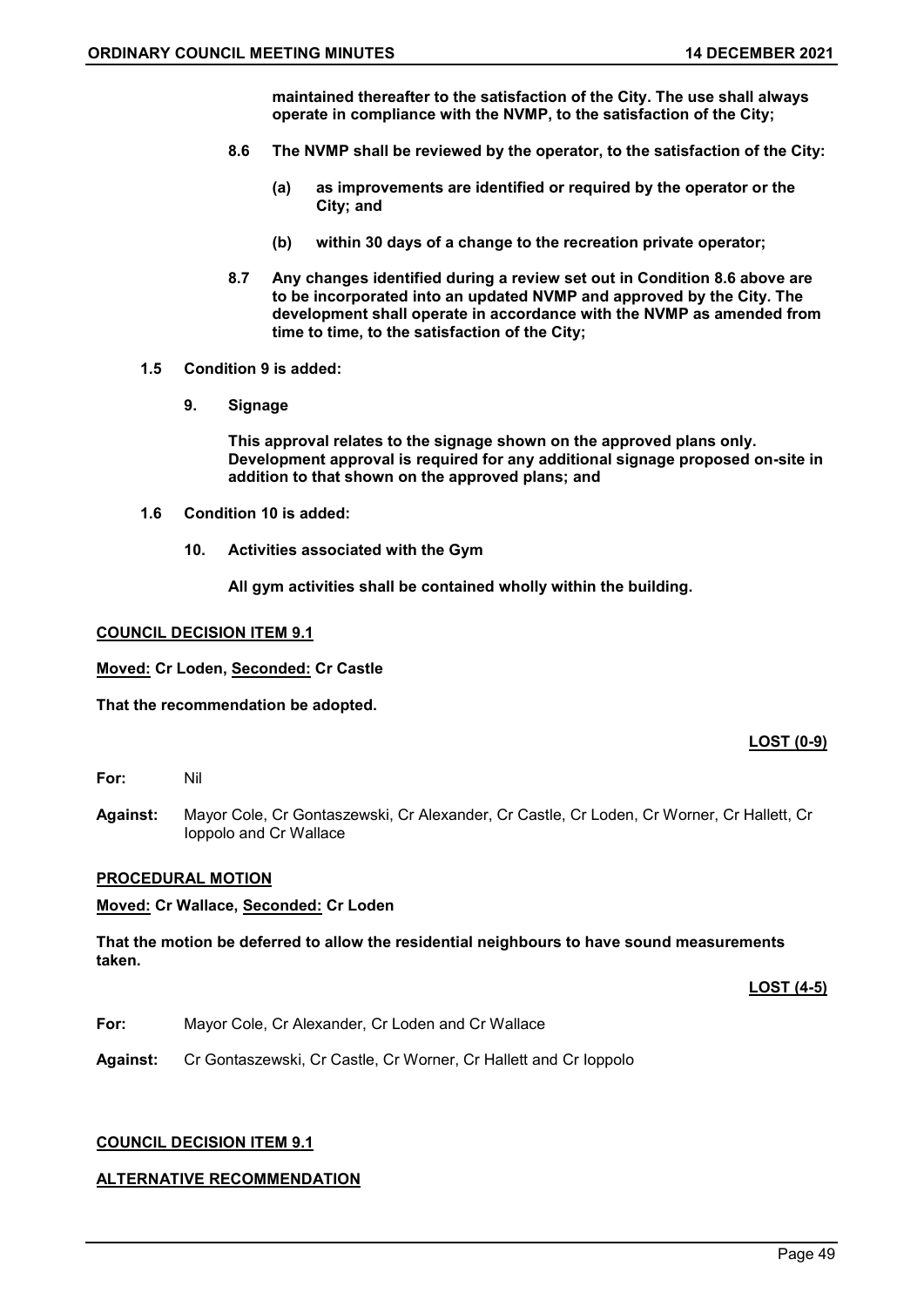**maintained thereafter to the satisfaction of the City. The use shall always operate in compliance with the NVMP, to the satisfaction of the City;**

**8.6 The NVMP shall be reviewed by the operator, to the satisfaction of the City:**

**(a) as improvements are identified or required by the operator or the City; and**

**(b) within 30 days of a change to the recreation private operator;**

**8.7 Any changes identified during a review set out in Condition 8.6 above are to be incorporated into an updated NVMP and approved by the City. The development shall operate in accordance with the NVMP as amended from time to time, to the satisfaction of the City;**

**1.5 Condition 9 is added:**

**9. Signage**

**This approval relates to the signage shown on the approved plans only. Development approval is required for any additional signage proposed on-site in addition to that shown on the approved plans; and**

**1.6 Condition 10 is added:**

**10. Activities associated with the Gym**

**All gym activities shall be contained wholly within the building.**

**COUNCIL DECISION ITEM 9.1**

**Moved: Cr Loden, Seconded: Cr Castle**

**That the recommendation be adopted.**

**LOST (0-9)**

**For:** Nil

**Against:** Mayor Cole, Cr Gontaszewski, Cr Alexander, Cr Castle, Cr Loden, Cr Worner, Cr Hallett, Cr Ioppolo and Cr Wallace

**PROCEDURAL MOTION**

**Moved: Cr Wallace, Seconded: Cr Loden**

**That the motion be deferred to allow the residential neighbours to have sound measurements taken.**

**LOST (4-5)**

**For:** Mayor Cole, Cr Alexander, Cr Loden and Cr Wallace

**Against:** Cr Gontaszewski, Cr Castle, Cr Worner, Cr Hallett and Cr Ioppolo

**COUNCIL DECISION ITEM 9.1**

**ALTERNATIVE RECOMMENDATION**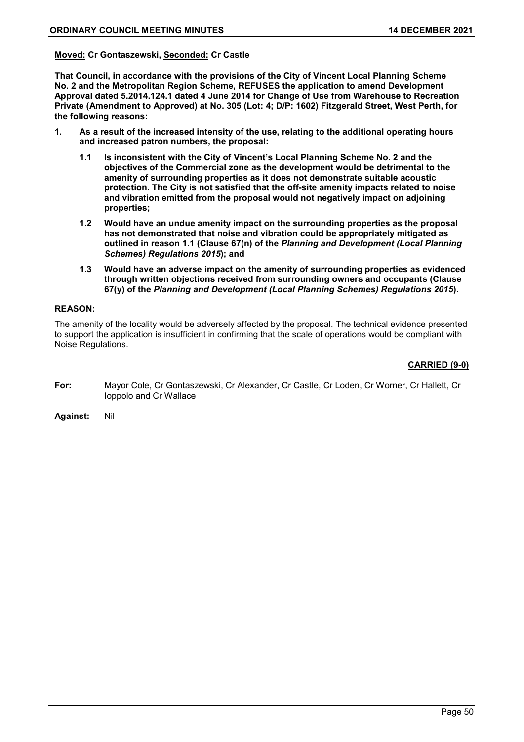**Moved: Cr Gontaszewski, Seconded: Cr Castle**

**That Council, in accordance with the provisions of the City of Vincent Local Planning Scheme No. 2 and the Metropolitan Region Scheme, REFUSES the application to amend Development Approval dated 5.2014.124.1 dated 4 June 2014 for Change of Use from Warehouse to Recreation Private (Amendment to Approved) at No. 305 (Lot: 4; D/P: 1602) Fitzgerald Street, West Perth, for the following reasons:**

**1. As a result of the increased intensity of the use, relating to the additional operating hours and increased patron numbers, the proposal:**

**1.1 Is inconsistent with the City of Vincent's Local Planning Scheme No. 2 and the objectives of the Commercial zone as the development would be detrimental to the amenity of surrounding properties as it does not demonstrate suitable acoustic protection. The City is not satisfied that the off-site amenity impacts related to noise and vibration emitted from the proposal would not negatively impact on adjoining properties;**

**1.2 Would have an undue amenity impact on the surrounding properties as the proposal has not demonstrated that noise and vibration could be appropriately mitigated as outlined in reason 1.1 (Clause 67(n) of the *Planning and Development (Local Planning Schemes) Regulations 2015*); and**

**1.3 Would have an adverse impact on the amenity of surrounding properties as evidenced through written objections received from surrounding owners and occupants (Clause 67(y) of the *Planning and Development (Local Planning Schemes) Regulations 2015*).**

**REASON:**

The amenity of the locality would be adversely affected by the proposal. The technical evidence presented to support the application is insufficient in confirming that the scale of operations would be compliant with Noise Regulations.

**CARRIED (9-0)**

**For:** Mayor Cole, Cr Gontaszewski, Cr Alexander, Cr Castle, Cr Loden, Cr Worner, Cr Hallett, Cr Ioppolo and Cr Wallace

**Against:** Nil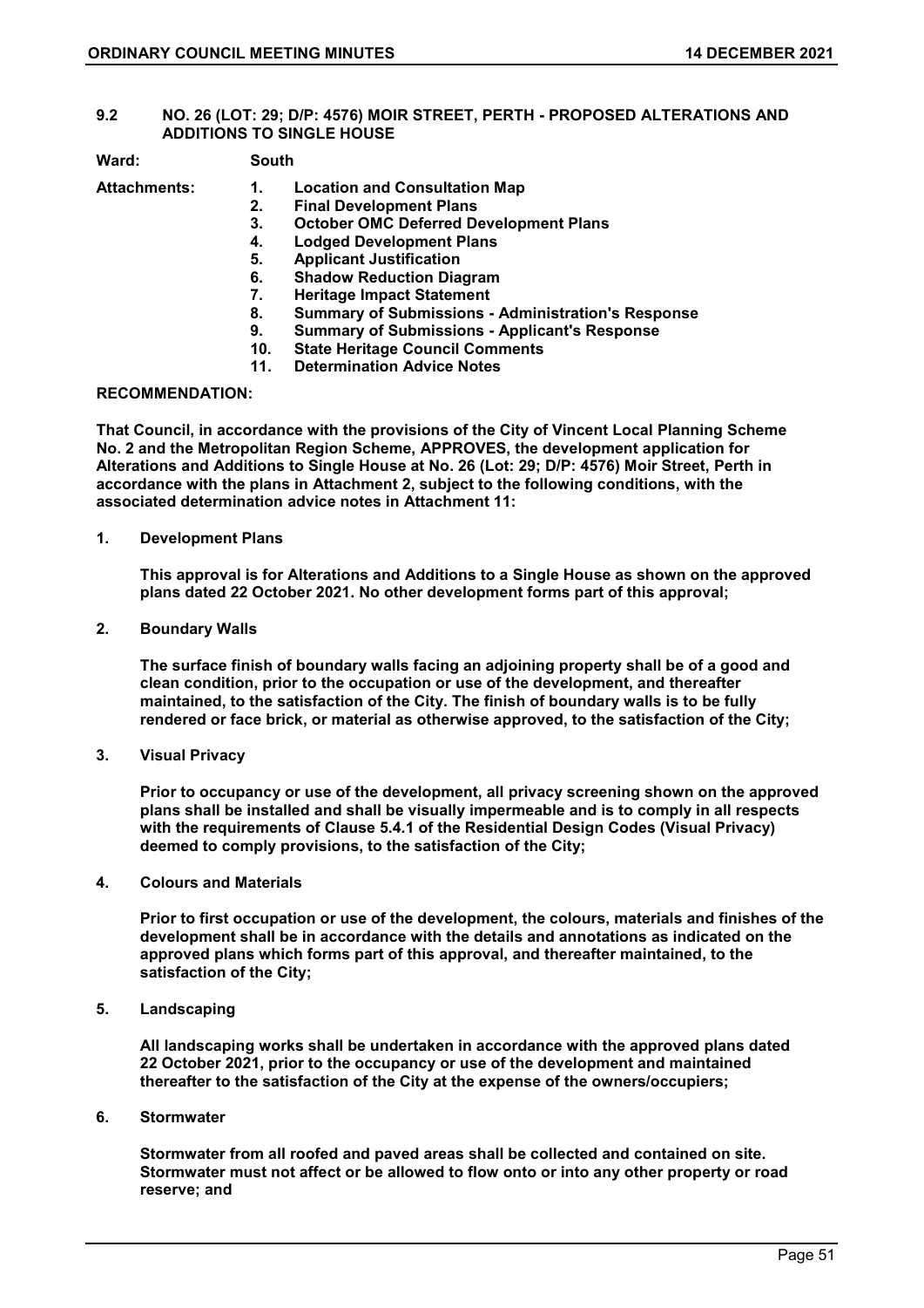## 9.2 NO. 26 (LOT: 29; D/P: 4576) MOIR STREET, PERTH - PROPOSED ALTERATIONS AND ADDITIONS TO SINGLE HOUSE

**Ward:** South

**Attachments:**

1. **Location and Consultation Map**
2. **Final Development Plans**
3. **October OMC Deferred Development Plans**
4. **Lodged Development Plans**
5. **Applicant Justification**
6. **Shadow Reduction Diagram**
7. **Heritage Impact Statement**
8. **Summary of Submissions - Administration's Response**
9. **Summary of Submissions - Applicant's Response**
10. **State Heritage Council Comments**
11. **Determination Advice Notes**

**RECOMMENDATION:**

**That Council, in accordance with the provisions of the City of Vincent Local Planning Scheme No. 2 and the Metropolitan Region Scheme, APPROVES, the development application for Alterations and Additions to Single House at No. 26 (Lot: 29; D/P: 4576) Moir Street, Perth in accordance with the plans in Attachment 2, subject to the following conditions, with the associated determination advice notes in Attachment 11:**

1. **Development Plans**

   **This approval is for Alterations and Additions to a Single House as shown on the approved plans dated 22 October 2021. No other development forms part of this approval;**

2. **Boundary Walls**

   **The surface finish of boundary walls facing an adjoining property shall be of a good and clean condition, prior to the occupation or use of the development, and thereafter maintained, to the satisfaction of the City. The finish of boundary walls is to be fully rendered or face brick, or material as otherwise approved, to the satisfaction of the City;**

3. **Visual Privacy**

   **Prior to occupancy or use of the development, all privacy screening shown on the approved plans shall be installed and shall be visually impermeable and is to comply in all respects with the requirements of Clause 5.4.1 of the Residential Design Codes (Visual Privacy) deemed to comply provisions, to the satisfaction of the City;**

4. **Colours and Materials**

   **Prior to first occupation or use of the development, the colours, materials and finishes of the development shall be in accordance with the details and annotations as indicated on the approved plans which forms part of this approval, and thereafter maintained, to the satisfaction of the City;**

5. **Landscaping**

   **All landscaping works shall be undertaken in accordance with the approved plans dated 22 October 2021, prior to the occupancy or use of the development and maintained thereafter to the satisfaction of the City at the expense of the owners/occupiers;**

6. **Stormwater**

   **Stormwater from all roofed and paved areas shall be collected and contained on site. Stormwater must not affect or be allowed to flow onto or into any other property or road reserve; and**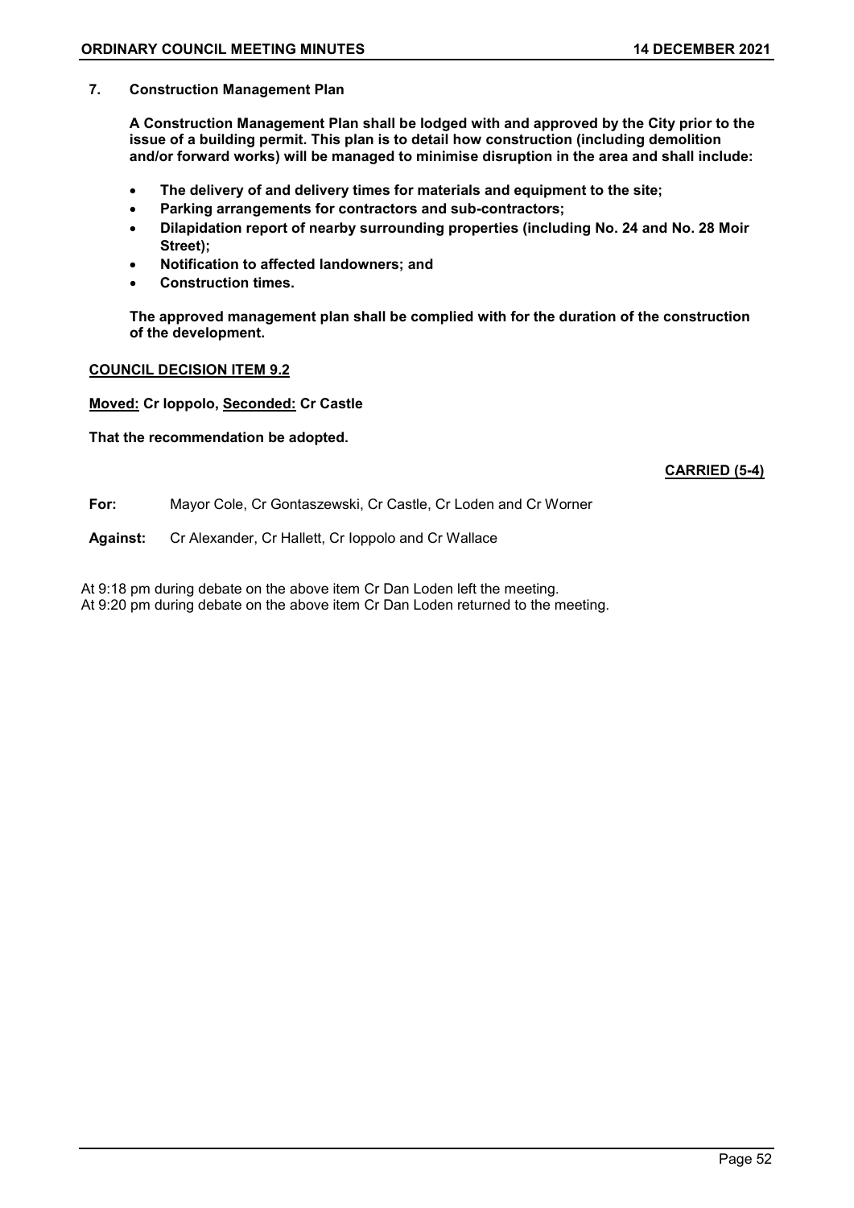**7. Construction Management Plan**

**A Construction Management Plan shall be lodged with and approved by the City prior to the issue of a building permit. This plan is to detail how construction (including demolition and/or forward works) will be managed to minimise disruption in the area and shall include:**

- **The delivery of and delivery times for materials and equipment to the site;**
- **Parking arrangements for contractors and sub-contractors;**
- **Dilapidation report of nearby surrounding properties (including No. 24 and No. 28 Moir Street);**
- **Notification to affected landowners; and**
- **Construction times.**

**The approved management plan shall be complied with for the duration of the construction of the development.**

**COUNCIL DECISION ITEM 9.2**

**Moved: Cr Ioppolo, Seconded: Cr Castle**

**That the recommendation be adopted.**

**CARRIED (5-4)**

**For:** Mayor Cole, Cr Gontaszewski, Cr Castle, Cr Loden and Cr Worner

**Against:** Cr Alexander, Cr Hallett, Cr Ioppolo and Cr Wallace

At 9:18 pm during debate on the above item Cr Dan Loden left the meeting.
At 9:20 pm during debate on the above item Cr Dan Loden returned to the meeting.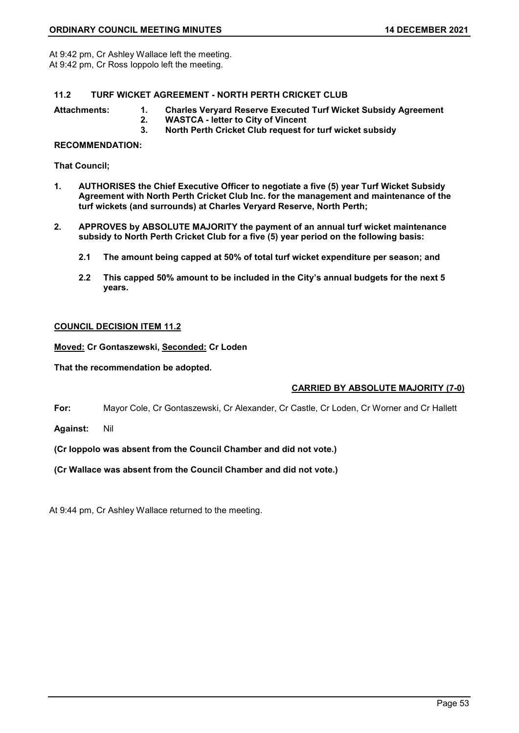At 9:42 pm, Cr Ashley Wallace left the meeting.
At 9:42 pm, Cr Ross Ioppolo left the meeting.

## 11.2 TURF WICKET AGREEMENT - NORTH PERTH CRICKET CLUB

**Attachments:**
1. **Charles Veryard Reserve Executed Turf Wicket Subsidy Agreement**
2. **WASTCA - letter to City of Vincent**
3. **North Perth Cricket Club request for turf wicket subsidy**

**RECOMMENDATION:**

**That Council;**

1. **AUTHORISES the Chief Executive Officer to negotiate a five (5) year Turf Wicket Subsidy Agreement with North Perth Cricket Club Inc. for the management and maintenance of the turf wickets (and surrounds) at Charles Veryard Reserve, North Perth;**

2. **APPROVES by ABSOLUTE MAJORITY the payment of an annual turf wicket maintenance subsidy to North Perth Cricket Club for a five (5) year period on the following basis:**

   **2.1 The amount being capped at 50% of total turf wicket expenditure per season; and**

   **2.2 This capped 50% amount to be included in the City's annual budgets for the next 5 years.**

**COUNCIL DECISION ITEM 11.2**

**Moved: Cr Gontaszewski, Seconded: Cr Loden**

**That the recommendation be adopted.**

**CARRIED BY ABSOLUTE MAJORITY (7-0)**

**For:** Mayor Cole, Cr Gontaszewski, Cr Alexander, Cr Castle, Cr Loden, Cr Worner and Cr Hallett

**Against:** Nil

**(Cr Ioppolo was absent from the Council Chamber and did not vote.)**

**(Cr Wallace was absent from the Council Chamber and did not vote.)**

At 9:44 pm, Cr Ashley Wallace returned to the meeting.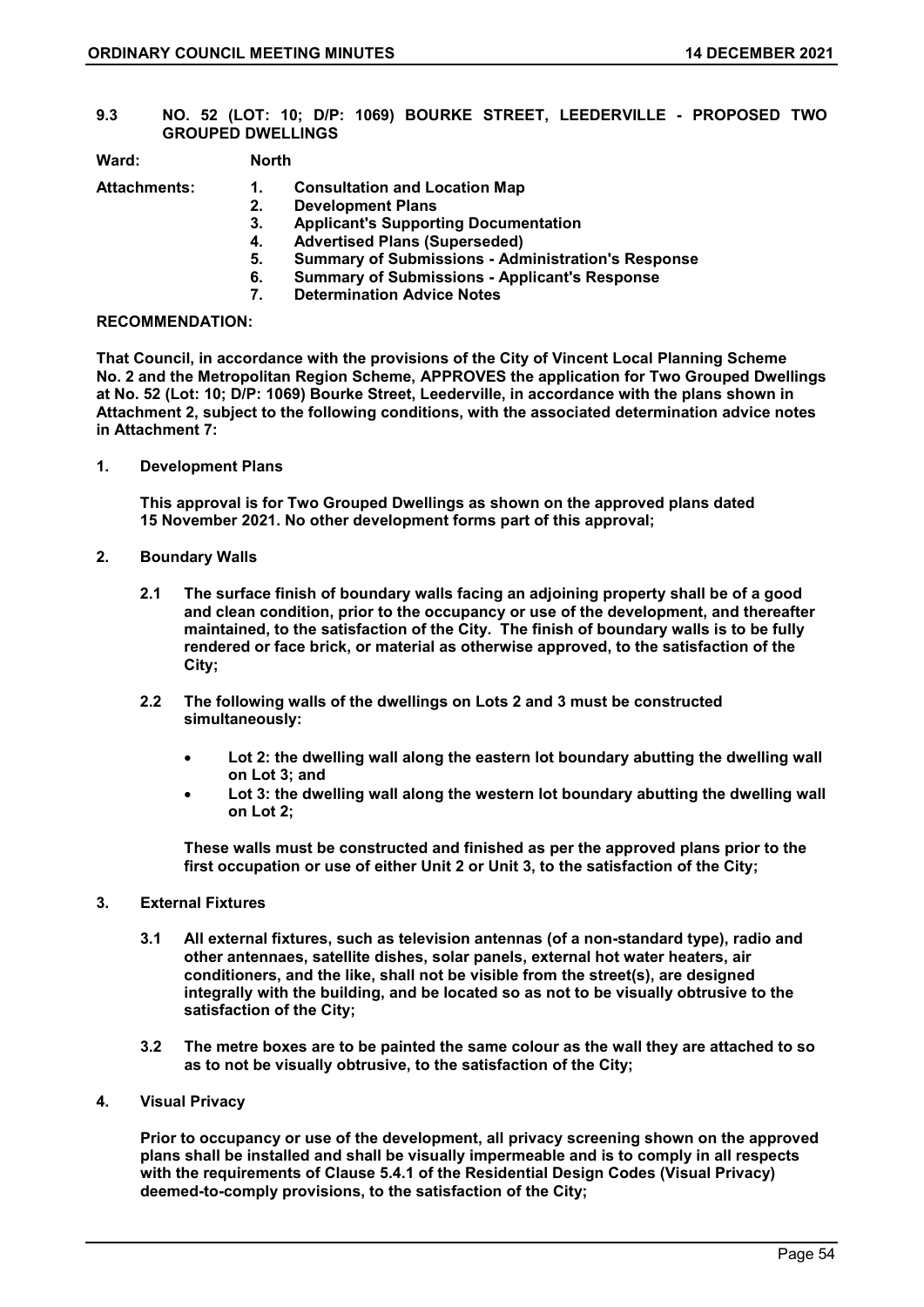## 9.3 NO. 52 (LOT: 10; D/P: 1069) BOURKE STREET, LEEDERVILLE - PROPOSED TWO GROUPED DWELLINGS

**Ward:** **North**

**Attachments:**
1. **Consultation and Location Map**
2. **Development Plans**
3. **Applicant's Supporting Documentation**
4. **Advertised Plans (Superseded)**
5. **Summary of Submissions - Administration's Response**
6. **Summary of Submissions - Applicant's Response**
7. **Determination Advice Notes**

**RECOMMENDATION:**

**That Council, in accordance with the provisions of the City of Vincent Local Planning Scheme No. 2 and the Metropolitan Region Scheme, APPROVES the application for Two Grouped Dwellings at No. 52 (Lot: 10; D/P: 1069) Bourke Street, Leederville, in accordance with the plans shown in Attachment 2, subject to the following conditions, with the associated determination advice notes in Attachment 7:**

**1. Development Plans**

**This approval is for Two Grouped Dwellings as shown on the approved plans dated 15 November 2021. No other development forms part of this approval;**

**2. Boundary Walls**

**2.1 The surface finish of boundary walls facing an adjoining property shall be of a good and clean condition, prior to the occupancy or use of the development, and thereafter maintained, to the satisfaction of the City. The finish of boundary walls is to be fully rendered or face brick, or material as otherwise approved, to the satisfaction of the City;**

**2.2 The following walls of the dwellings on Lots 2 and 3 must be constructed simultaneously:**

- **Lot 2: the dwelling wall along the eastern lot boundary abutting the dwelling wall on Lot 3; and**
- **Lot 3: the dwelling wall along the western lot boundary abutting the dwelling wall on Lot 2;**

**These walls must be constructed and finished as per the approved plans prior to the first occupation or use of either Unit 2 or Unit 3, to the satisfaction of the City;**

**3. External Fixtures**

**3.1 All external fixtures, such as television antennas (of a non-standard type), radio and other antennaes, satellite dishes, solar panels, external hot water heaters, air conditioners, and the like, shall not be visible from the street(s), are designed integrally with the building, and be located so as not to be visually obtrusive to the satisfaction of the City;**

**3.2 The metre boxes are to be painted the same colour as the wall they are attached to so as to not be visually obtrusive, to the satisfaction of the City;**

**4. Visual Privacy**

**Prior to occupancy or use of the development, all privacy screening shown on the approved plans shall be installed and shall be visually impermeable and is to comply in all respects with the requirements of Clause 5.4.1 of the Residential Design Codes (Visual Privacy) deemed-to-comply provisions, to the satisfaction of the City;**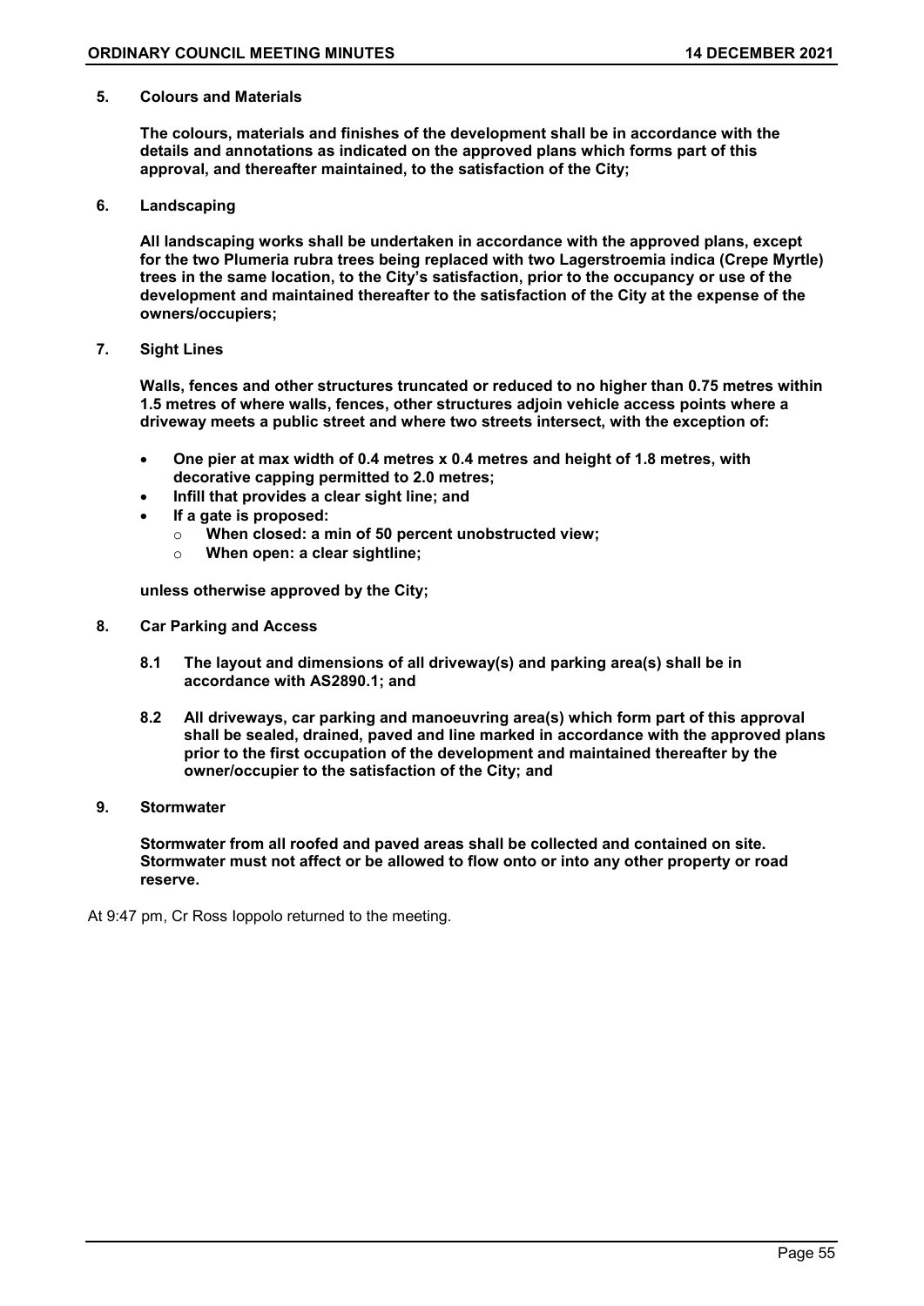**5. Colours and Materials**

**The colours, materials and finishes of the development shall be in accordance with the details and annotations as indicated on the approved plans which forms part of this approval, and thereafter maintained, to the satisfaction of the City;**

**6. Landscaping**

**All landscaping works shall be undertaken in accordance with the approved plans, except for the two Plumeria rubra trees being replaced with two Lagerstroemia indica (Crepe Myrtle) trees in the same location, to the City's satisfaction, prior to the occupancy or use of the development and maintained thereafter to the satisfaction of the City at the expense of the owners/occupiers;**

**7. Sight Lines**

**Walls, fences and other structures truncated or reduced to no higher than 0.75 metres within 1.5 metres of where walls, fences, other structures adjoin vehicle access points where a driveway meets a public street and where two streets intersect, with the exception of:**

- **One pier at max width of 0.4 metres x 0.4 metres and height of 1.8 metres, with decorative capping permitted to 2.0 metres;**
- **Infill that provides a clear sight line; and**
- **If a gate is proposed:**
  - **When closed: a min of 50 percent unobstructed view;**
  - **When open: a clear sightline;**

**unless otherwise approved by the City;**

**8. Car Parking and Access**

**8.1 The layout and dimensions of all driveway(s) and parking area(s) shall be in accordance with AS2890.1; and**

**8.2 All driveways, car parking and manoeuvring area(s) which form part of this approval shall be sealed, drained, paved and line marked in accordance with the approved plans prior to the first occupation of the development and maintained thereafter by the owner/occupier to the satisfaction of the City; and**

**9. Stormwater**

**Stormwater from all roofed and paved areas shall be collected and contained on site. Stormwater must not affect or be allowed to flow onto or into any other property or road reserve.**

At 9:47 pm, Cr Ross Ioppolo returned to the meeting.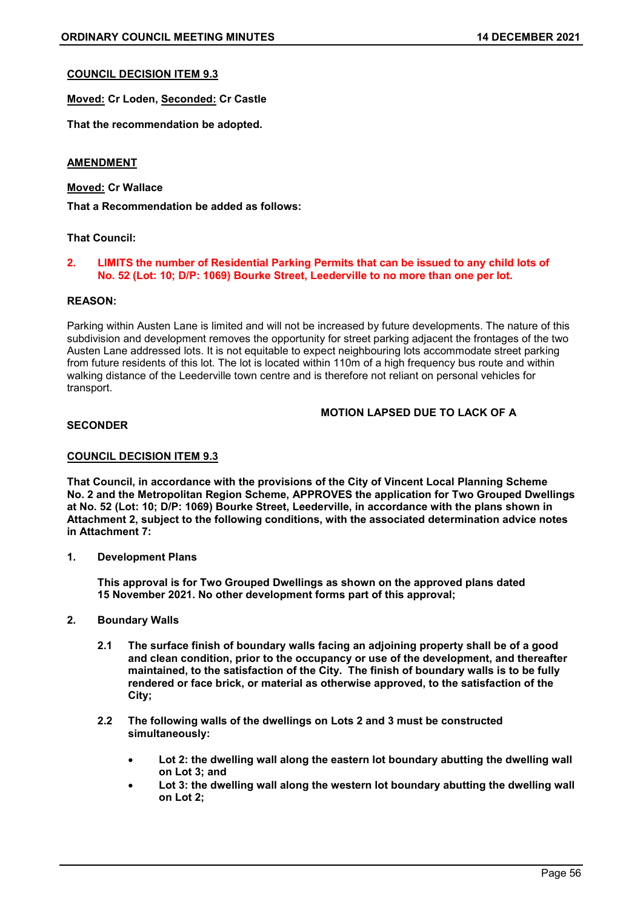**COUNCIL DECISION ITEM 9.3**

**Moved:** **Cr Loden,** **Seconded:** **Cr Castle**

**That the recommendation be adopted.**

**AMENDMENT**

**Moved:** **Cr Wallace**

**That a Recommendation be added as follows:**

**That Council:**

**2. LIMITS the number of Residential Parking Permits that can be issued to any child lots of No. 52 (Lot: 10; D/P: 1069) Bourke Street, Leederville to no more than one per lot.**

**REASON:**

Parking within Austen Lane is limited and will not be increased by future developments. The nature of this subdivision and development removes the opportunity for street parking adjacent the frontages of the two Austen Lane addressed lots. It is not equitable to expect neighbouring lots accommodate street parking from future residents of this lot. The lot is located within 110m of a high frequency bus route and within walking distance of the Leederville town centre and is therefore not reliant on personal vehicles for transport.

**MOTION LAPSED DUE TO LACK OF A SECONDER**

**COUNCIL DECISION ITEM 9.3**

**That Council, in accordance with the provisions of the City of Vincent Local Planning Scheme No. 2 and the Metropolitan Region Scheme, APPROVES the application for Two Grouped Dwellings at No. 52 (Lot: 10; D/P: 1069) Bourke Street, Leederville, in accordance with the plans shown in Attachment 2, subject to the following conditions, with the associated determination advice notes in Attachment 7:**

**1. Development Plans**

**This approval is for Two Grouped Dwellings as shown on the approved plans dated 15 November 2021. No other development forms part of this approval;**

**2. Boundary Walls**

**2.1 The surface finish of boundary walls facing an adjoining property shall be of a good and clean condition, prior to the occupancy or use of the development, and thereafter maintained, to the satisfaction of the City. The finish of boundary walls is to be fully rendered or face brick, or material as otherwise approved, to the satisfaction of the City;**

**2.2 The following walls of the dwellings on Lots 2 and 3 must be constructed simultaneously:**

- **Lot 2: the dwelling wall along the eastern lot boundary abutting the dwelling wall on Lot 3; and**
- **Lot 3: the dwelling wall along the western lot boundary abutting the dwelling wall on Lot 2;**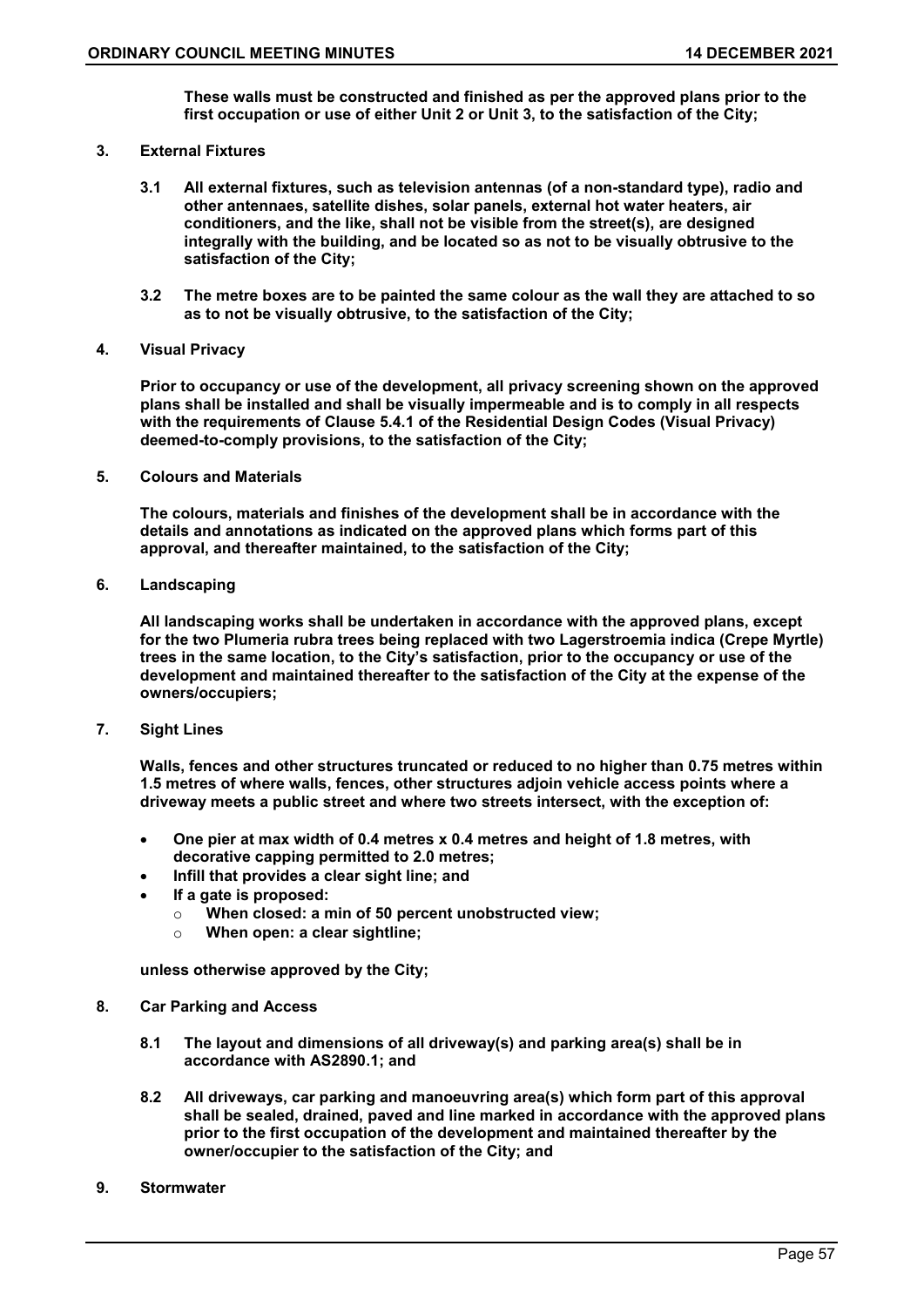**These walls must be constructed and finished as per the approved plans prior to the first occupation or use of either Unit 2 or Unit 3, to the satisfaction of the City;**

**3. External Fixtures**

**3.1 All external fixtures, such as television antennas (of a non-standard type), radio and other antennaes, satellite dishes, solar panels, external hot water heaters, air conditioners, and the like, shall not be visible from the street(s), are designed integrally with the building, and be located so as not to be visually obtrusive to the satisfaction of the City;**

**3.2 The metre boxes are to be painted the same colour as the wall they are attached to so as to not be visually obtrusive, to the satisfaction of the City;**

**4. Visual Privacy**

**Prior to occupancy or use of the development, all privacy screening shown on the approved plans shall be installed and shall be visually impermeable and is to comply in all respects with the requirements of Clause 5.4.1 of the Residential Design Codes (Visual Privacy) deemed-to-comply provisions, to the satisfaction of the City;**

**5. Colours and Materials**

**The colours, materials and finishes of the development shall be in accordance with the details and annotations as indicated on the approved plans which forms part of this approval, and thereafter maintained, to the satisfaction of the City;**

**6. Landscaping**

**All landscaping works shall be undertaken in accordance with the approved plans, except for the two Plumeria rubra trees being replaced with two Lagerstroemia indica (Crepe Myrtle) trees in the same location, to the City's satisfaction, prior to the occupancy or use of the development and maintained thereafter to the satisfaction of the City at the expense of the owners/occupiers;**

**7. Sight Lines**

**Walls, fences and other structures truncated or reduced to no higher than 0.75 metres within 1.5 metres of where walls, fences, other structures adjoin vehicle access points where a driveway meets a public street and where two streets intersect, with the exception of:**

- **One pier at max width of 0.4 metres x 0.4 metres and height of 1.8 metres, with decorative capping permitted to 2.0 metres;**
- **Infill that provides a clear sight line; and**
- **If a gate is proposed:**
  - **When closed: a min of 50 percent unobstructed view;**
  - **When open: a clear sightline;**

**unless otherwise approved by the City;**

**8. Car Parking and Access**

**8.1 The layout and dimensions of all driveway(s) and parking area(s) shall be in accordance with AS2890.1; and**

**8.2 All driveways, car parking and manoeuvring area(s) which form part of this approval shall be sealed, drained, paved and line marked in accordance with the approved plans prior to the first occupation of the development and maintained thereafter by the owner/occupier to the satisfaction of the City; and**

**9. Stormwater**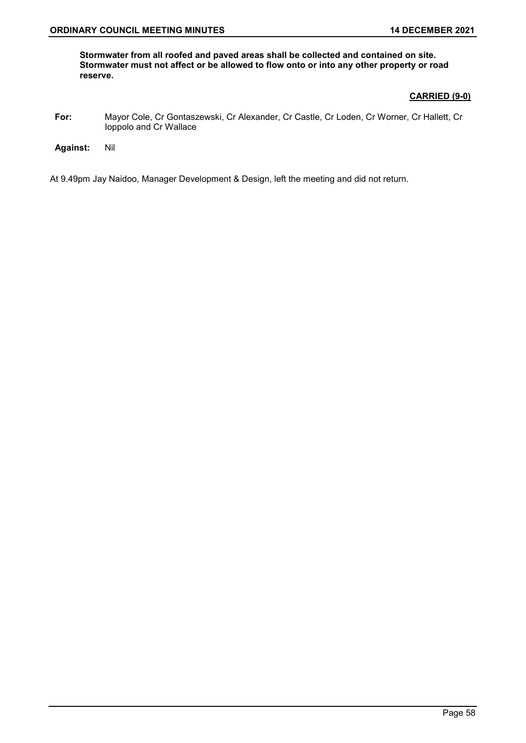**Stormwater from all roofed and paved areas shall be collected and contained on site. Stormwater must not affect or be allowed to flow onto or into any other property or road reserve.**

**CARRIED (9-0)**

**For:** Mayor Cole, Cr Gontaszewski, Cr Alexander, Cr Castle, Cr Loden, Cr Worner, Cr Hallett, Cr Ioppolo and Cr Wallace

**Against:** Nil

At 9.49pm Jay Naidoo, Manager Development & Design, left the meeting and did not return.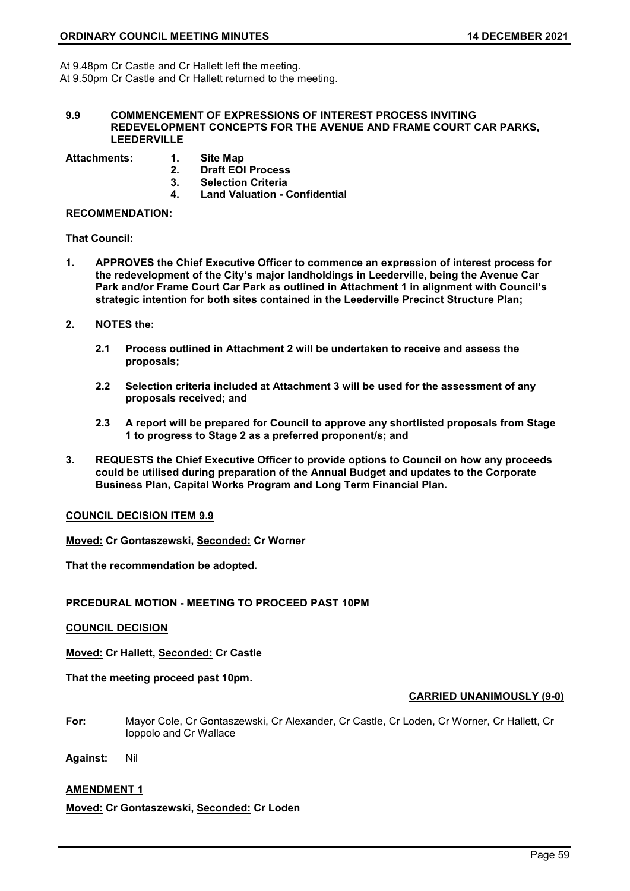At 9.48pm Cr Castle and Cr Hallett left the meeting.
At 9.50pm Cr Castle and Cr Hallett returned to the meeting.

## 9.9 COMMENCEMENT OF EXPRESSIONS OF INTEREST PROCESS INVITING REDEVELOPMENT CONCEPTS FOR THE AVENUE AND FRAME COURT CAR PARKS, LEEDERVILLE

**Attachments:**
1. **Site Map**
2. **Draft EOI Process**
3. **Selection Criteria**
4. **Land Valuation - Confidential**

**RECOMMENDATION:**

**That Council:**

1. **APPROVES the Chief Executive Officer to commence an expression of interest process for the redevelopment of the City's major landholdings in Leederville, being the Avenue Car Park and/or Frame Court Car Park as outlined in Attachment 1 in alignment with Council's strategic intention for both sites contained in the Leederville Precinct Structure Plan;**

2. **NOTES the:**

   2.1 **Process outlined in Attachment 2 will be undertaken to receive and assess the proposals;**

   2.2 **Selection criteria included at Attachment 3 will be used for the assessment of any proposals received; and**

   2.3 **A report will be prepared for Council to approve any shortlisted proposals from Stage 1 to progress to Stage 2 as a preferred proponent/s; and**

3. **REQUESTS the Chief Executive Officer to provide options to Council on how any proceeds could be utilised during preparation of the Annual Budget and updates to the Corporate Business Plan, Capital Works Program and Long Term Financial Plan.**

**COUNCIL DECISION ITEM 9.9**

**Moved: Cr Gontaszewski, Seconded: Cr Worner**

**That the recommendation be adopted.**

**PRCEDURAL MOTION - MEETING TO PROCEED PAST 10PM**

**COUNCIL DECISION**

**Moved: Cr Hallett, Seconded: Cr Castle**

**That the meeting proceed past 10pm.**

**CARRIED UNANIMOUSLY (9-0)**

**For:** Mayor Cole, Cr Gontaszewski, Cr Alexander, Cr Castle, Cr Loden, Cr Worner, Cr Hallett, Cr Ioppolo and Cr Wallace

**Against:** Nil

**AMENDMENT 1**

**Moved: Cr Gontaszewski, Seconded: Cr Loden**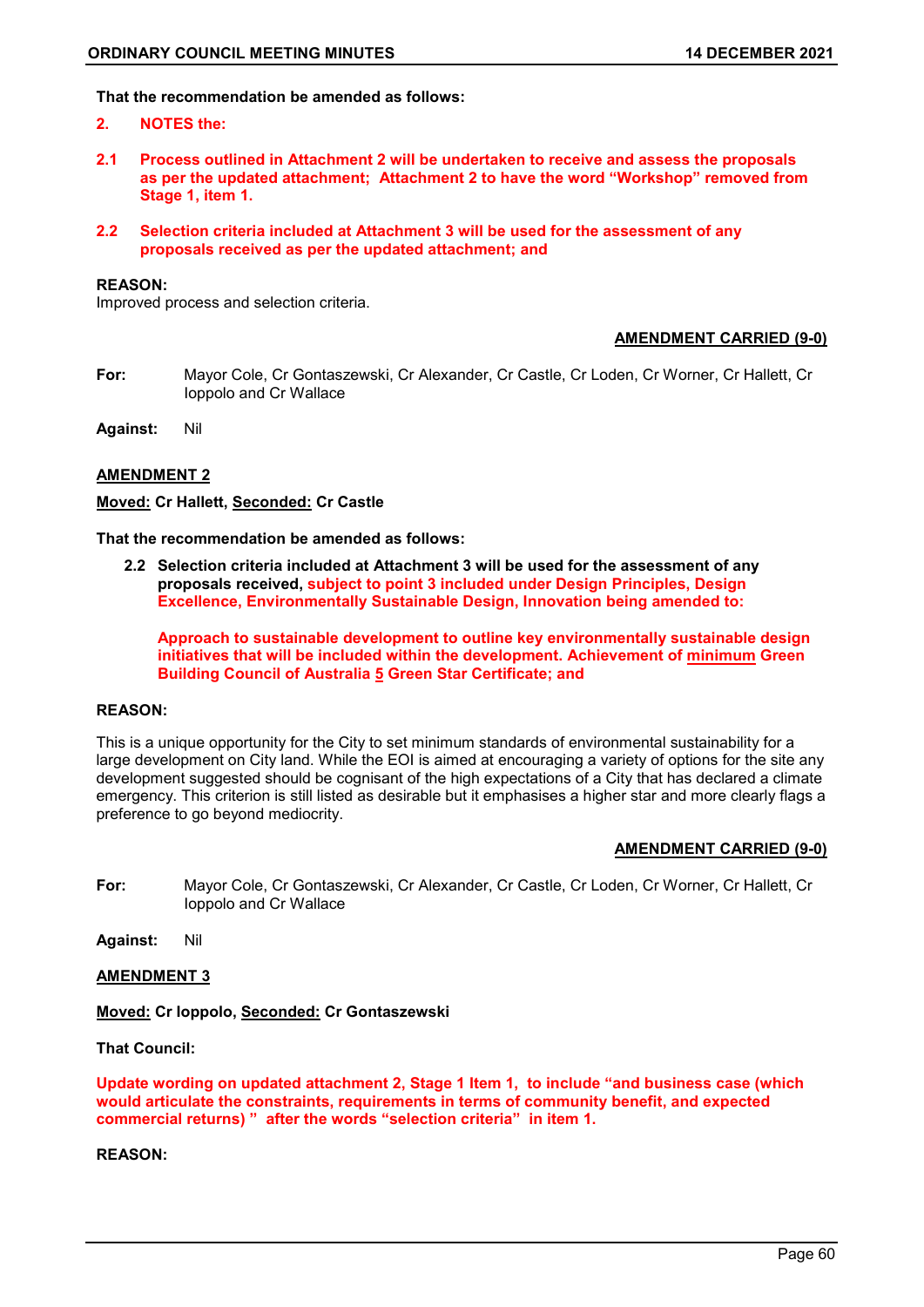**That the recommendation be amended as follows:**

**2. NOTES the:**

**2.1 Process outlined in Attachment 2 will be undertaken to receive and assess the proposals as per the updated attachment; Attachment 2 to have the word "Workshop" removed from Stage 1, item 1.**

**2.2 Selection criteria included at Attachment 3 will be used for the assessment of any proposals received as per the updated attachment; and**

**REASON:**

Improved process and selection criteria.

**AMENDMENT CARRIED (9-0)**

**For:** Mayor Cole, Cr Gontaszewski, Cr Alexander, Cr Castle, Cr Loden, Cr Worner, Cr Hallett, Cr Ioppolo and Cr Wallace

**Against:** Nil

**AMENDMENT 2**

**Moved: Cr Hallett, Seconded: Cr Castle**

**That the recommendation be amended as follows:**

**2.2 Selection criteria included at Attachment 3 will be used for the assessment of any proposals received, subject to point 3 included under Design Principles, Design Excellence, Environmentally Sustainable Design, Innovation being amended to:**

**Approach to sustainable development to outline key environmentally sustainable design initiatives that will be included within the development. Achievement of minimum Green Building Council of Australia 5 Green Star Certificate; and**

**REASON:**

This is a unique opportunity for the City to set minimum standards of environmental sustainability for a large development on City land. While the EOI is aimed at encouraging a variety of options for the site any development suggested should be cognisant of the high expectations of a City that has declared a climate emergency. This criterion is still listed as desirable but it emphasises a higher star and more clearly flags a preference to go beyond mediocrity.

**AMENDMENT CARRIED (9-0)**

**For:** Mayor Cole, Cr Gontaszewski, Cr Alexander, Cr Castle, Cr Loden, Cr Worner, Cr Hallett, Cr Ioppolo and Cr Wallace

**Against:** Nil

**AMENDMENT 3**

**Moved: Cr Ioppolo, Seconded: Cr Gontaszewski**

**That Council:**

**Update wording on updated attachment 2, Stage 1 Item 1, to include "and business case (which would articulate the constraints, requirements in terms of community benefit, and expected commercial returns)" after the words "selection criteria" in item 1.**

**REASON:**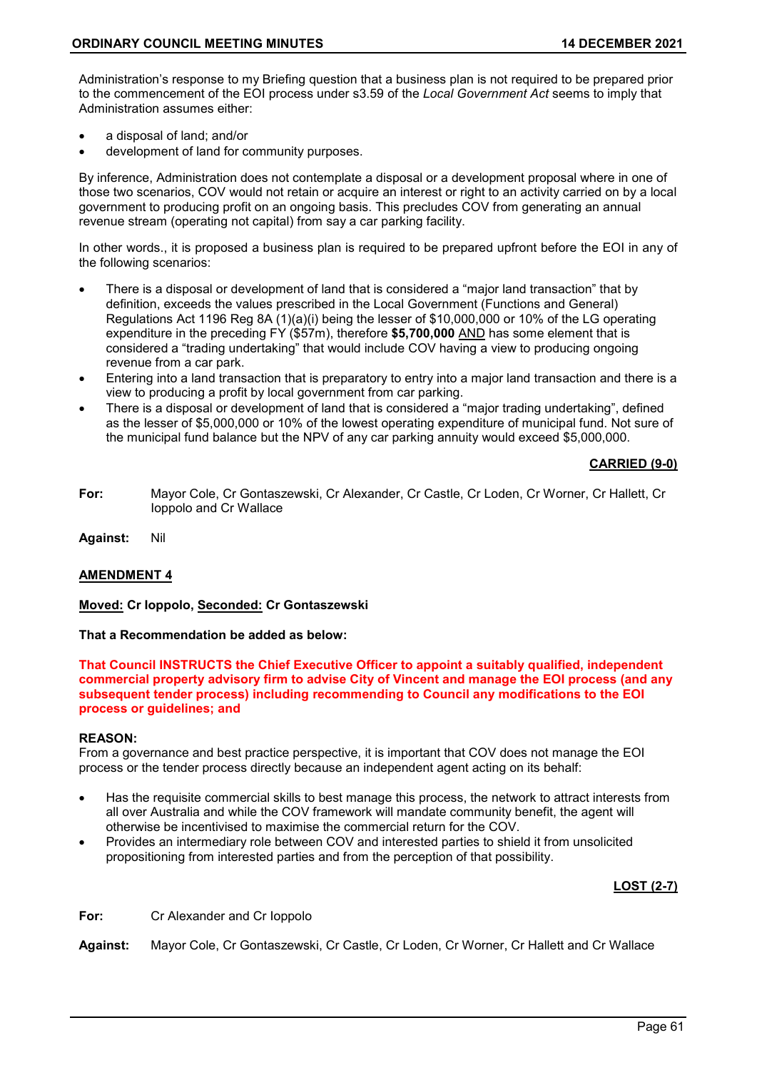Administration's response to my Briefing question that a business plan is not required to be prepared prior to the commencement of the EOI process under s3.59 of the *Local Government Act* seems to imply that Administration assumes either:

- a disposal of land; and/or
- development of land for community purposes.

By inference, Administration does not contemplate a disposal or a development proposal where in one of those two scenarios, COV would not retain or acquire an interest or right to an activity carried on by a local government to producing profit on an ongoing basis. This precludes COV from generating an annual revenue stream (operating not capital) from say a car parking facility.

In other words., it is proposed a business plan is required to be prepared upfront before the EOI in any of the following scenarios:

- There is a disposal or development of land that is considered a "major land transaction" that by definition, exceeds the values prescribed in the Local Government (Functions and General) Regulations Act 1196 Reg 8A (1)(a)(i) being the lesser of $10,000,000 or 10% of the LG operating expenditure in the preceding FY ($57m), therefore **$5,700,000** AND has some element that is considered a "trading undertaking" that would include COV having a view to producing ongoing revenue from a car park.
- Entering into a land transaction that is preparatory to entry into a major land transaction and there is a view to producing a profit by local government from car parking.
- There is a disposal or development of land that is considered a "major trading undertaking", defined as the lesser of $5,000,000 or 10% of the lowest operating expenditure of municipal fund. Not sure of the municipal fund balance but the NPV of any car parking annuity would exceed $5,000,000.

**CARRIED (9-0)**

**For:** Mayor Cole, Cr Gontaszewski, Cr Alexander, Cr Castle, Cr Loden, Cr Worner, Cr Hallett, Cr Ioppolo and Cr Wallace

**Against:** Nil

**AMENDMENT 4**

**Moved: Cr Ioppolo, Seconded: Cr Gontaszewski**

**That a Recommendation be added as below:**

**That Council INSTRUCTS the Chief Executive Officer to appoint a suitably qualified, independent commercial property advisory firm to advise City of Vincent and manage the EOI process (and any subsequent tender process) including recommending to Council any modifications to the EOI process or guidelines; and**

**REASON:**
From a governance and best practice perspective, it is important that COV does not manage the EOI process or the tender process directly because an independent agent acting on its behalf:

- Has the requisite commercial skills to best manage this process, the network to attract interests from all over Australia and while the COV framework will mandate community benefit, the agent will otherwise be incentivised to maximise the commercial return for the COV.
- Provides an intermediary role between COV and interested parties to shield it from unsolicited propositioning from interested parties and from the perception of that possibility.

**LOST (2-7)**

**For:** Cr Alexander and Cr Ioppolo

**Against:** Mayor Cole, Cr Gontaszewski, Cr Castle, Cr Loden, Cr Worner, Cr Hallett and Cr Wallace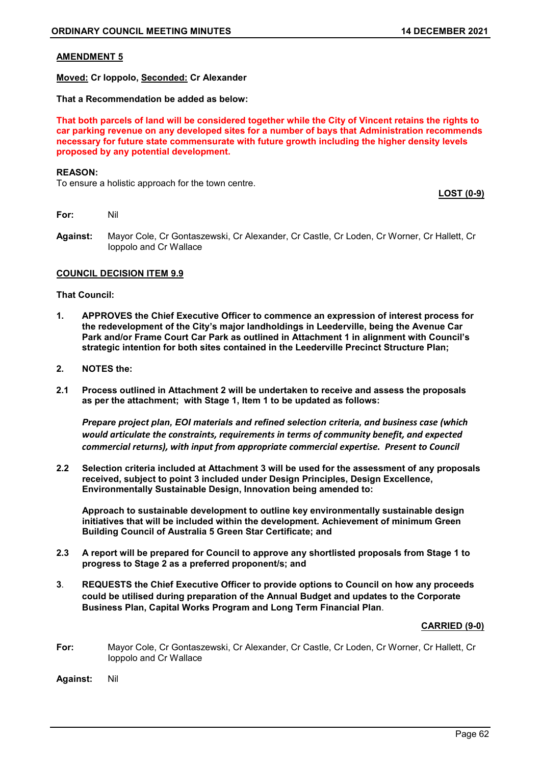**AMENDMENT 5**

**Moved: Cr Ioppolo, Seconded: Cr Alexander**

**That a Recommendation be added as below:**

**That both parcels of land will be considered together while the City of Vincent retains the rights to car parking revenue on any developed sites for a number of bays that Administration recommends necessary for future state commensurate with future growth including the higher density levels proposed by any potential development.**

**REASON:**
To ensure a holistic approach for the town centre.

**LOST (0-9)**

**For:** Nil

**Against:** Mayor Cole, Cr Gontaszewski, Cr Alexander, Cr Castle, Cr Loden, Cr Worner, Cr Hallett, Cr Ioppolo and Cr Wallace

**COUNCIL DECISION ITEM 9.9**

**That Council:**

**1. APPROVES the Chief Executive Officer to commence an expression of interest process for the redevelopment of the City's major landholdings in Leederville, being the Avenue Car Park and/or Frame Court Car Park as outlined in Attachment 1 in alignment with Council's strategic intention for both sites contained in the Leederville Precinct Structure Plan;**

**2. NOTES the:**

**2.1 Process outlined in Attachment 2 will be undertaken to receive and assess the proposals as per the attachment; with Stage 1, Item 1 to be updated as follows:**

***Prepare project plan, EOI materials and refined selection criteria, and business case (which would articulate the constraints, requirements in terms of community benefit, and expected commercial returns), with input from appropriate commercial expertise. Present to Council***

**2.2 Selection criteria included at Attachment 3 will be used for the assessment of any proposals received, subject to point 3 included under Design Principles, Design Excellence, Environmentally Sustainable Design, Innovation being amended to:**

**Approach to sustainable development to outline key environmentally sustainable design initiatives that will be included within the development. Achievement of minimum Green Building Council of Australia 5 Green Star Certificate; and**

**2.3 A report will be prepared for Council to approve any shortlisted proposals from Stage 1 to progress to Stage 2 as a preferred proponent/s; and**

**3. REQUESTS the Chief Executive Officer to provide options to Council on how any proceeds could be utilised during preparation of the Annual Budget and updates to the Corporate Business Plan, Capital Works Program and Long Term Financial Plan.**

**CARRIED (9-0)**

**For:** Mayor Cole, Cr Gontaszewski, Cr Alexander, Cr Castle, Cr Loden, Cr Worner, Cr Hallett, Cr Ioppolo and Cr Wallace

**Against:** Nil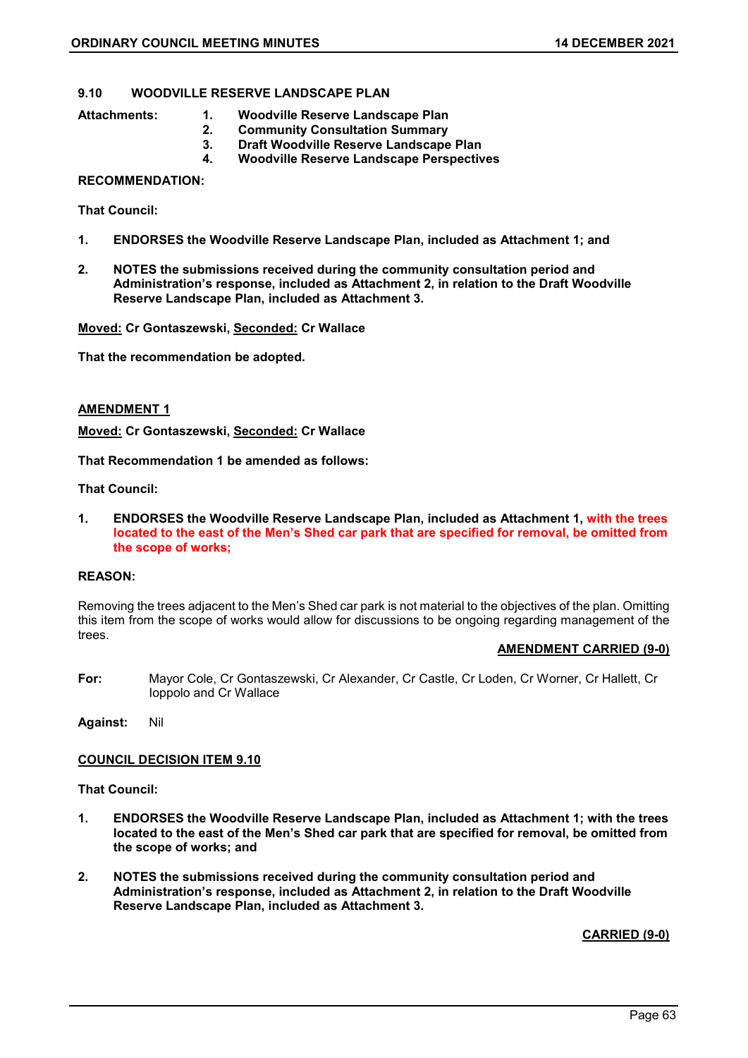## 9.10 WOODVILLE RESERVE LANDSCAPE PLAN

**Attachments:**
1. **Woodville Reserve Landscape Plan**
2. **Community Consultation Summary**
3. **Draft Woodville Reserve Landscape Plan**
4. **Woodville Reserve Landscape Perspectives**

**RECOMMENDATION:**

**That Council:**

1. **ENDORSES the Woodville Reserve Landscape Plan, included as Attachment 1; and**
2. **NOTES the submissions received during the community consultation period and Administration's response, included as Attachment 2, in relation to the Draft Woodville Reserve Landscape Plan, included as Attachment 3.**

**Moved: Cr Gontaszewski, Seconded: Cr Wallace**

**That the recommendation be adopted.**

**AMENDMENT 1**

**Moved: Cr Gontaszewski, Seconded: Cr Wallace**

**That Recommendation 1 be amended as follows:**

**That Council:**

1. **ENDORSES the Woodville Reserve Landscape Plan, included as Attachment 1, with the trees located to the east of the Men's Shed car park that are specified for removal, be omitted from the scope of works;**

**REASON:**

Removing the trees adjacent to the Men's Shed car park is not material to the objectives of the plan. Omitting this item from the scope of works would allow for discussions to be ongoing regarding management of the trees.

**AMENDMENT CARRIED (9-0)**

**For:** Mayor Cole, Cr Gontaszewski, Cr Alexander, Cr Castle, Cr Loden, Cr Worner, Cr Hallett, Cr Ioppolo and Cr Wallace

**Against:** Nil

**COUNCIL DECISION ITEM 9.10**

**That Council:**

1. **ENDORSES the Woodville Reserve Landscape Plan, included as Attachment 1; with the trees located to the east of the Men's Shed car park that are specified for removal, be omitted from the scope of works; and**
2. **NOTES the submissions received during the community consultation period and Administration's response, included as Attachment 2, in relation to the Draft Woodville Reserve Landscape Plan, included as Attachment 3.**

**CARRIED (9-0)**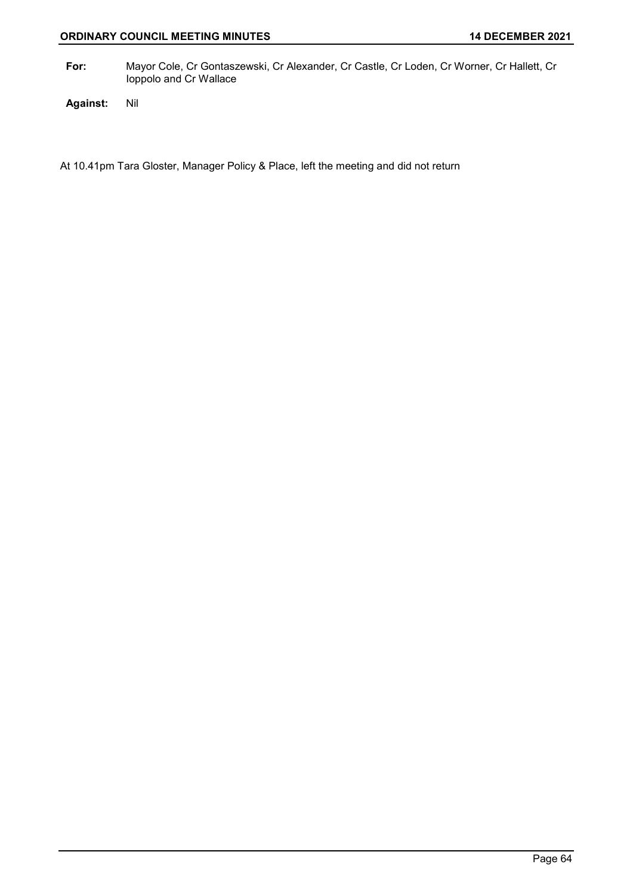**For:** Mayor Cole, Cr Gontaszewski, Cr Alexander, Cr Castle, Cr Loden, Cr Worner, Cr Hallett, Cr Ioppolo and Cr Wallace

**Against:** Nil

At 10.41pm Tara Gloster, Manager Policy & Place, left the meeting and did not return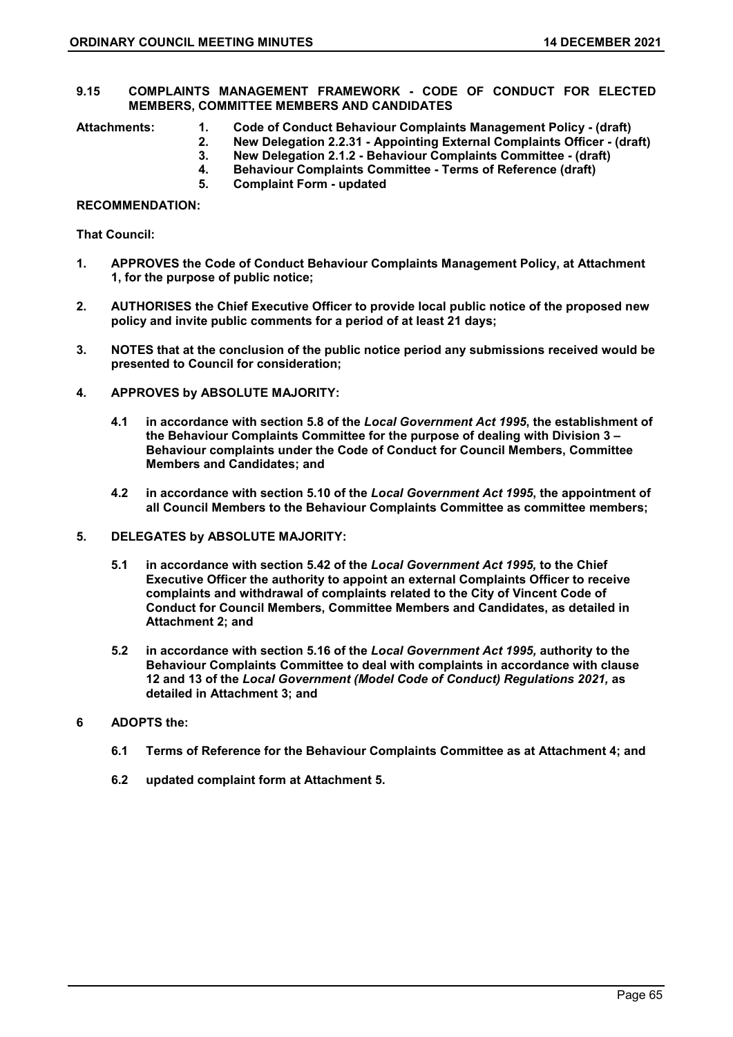## 9.15 COMPLAINTS MANAGEMENT FRAMEWORK - CODE OF CONDUCT FOR ELECTED MEMBERS, COMMITTEE MEMBERS AND CANDIDATES

**Attachments:**

1. **Code of Conduct Behaviour Complaints Management Policy - (draft)**
2. **New Delegation 2.2.31 - Appointing External Complaints Officer - (draft)**
3. **New Delegation 2.1.2 - Behaviour Complaints Committee - (draft)**
4. **Behaviour Complaints Committee - Terms of Reference (draft)**
5. **Complaint Form - updated**

**RECOMMENDATION:**

**That Council:**

1. **APPROVES the Code of Conduct Behaviour Complaints Management Policy, at Attachment 1, for the purpose of public notice;**

2. **AUTHORISES the Chief Executive Officer to provide local public notice of the proposed new policy and invite public comments for a period of at least 21 days;**

3. **NOTES that at the conclusion of the public notice period any submissions received would be presented to Council for consideration;**

4. **APPROVES by ABSOLUTE MAJORITY:**

   **4.1 in accordance with section 5.8 of the *Local Government Act 1995*, the establishment of the Behaviour Complaints Committee for the purpose of dealing with Division 3 – Behaviour complaints under the Code of Conduct for Council Members, Committee Members and Candidates; and**

   **4.2 in accordance with section 5.10 of the *Local Government Act 1995*, the appointment of all Council Members to the Behaviour Complaints Committee as committee members;**

5. **DELEGATES by ABSOLUTE MAJORITY:**

   **5.1 in accordance with section 5.42 of the *Local Government Act 1995,* to the Chief Executive Officer the authority to appoint an external Complaints Officer to receive complaints and withdrawal of complaints related to the City of Vincent Code of Conduct for Council Members, Committee Members and Candidates, as detailed in Attachment 2; and**

   **5.2 in accordance with section 5.16 of the *Local Government Act 1995,* authority to the Behaviour Complaints Committee to deal with complaints in accordance with clause 12 and 13 of the *Local Government (Model Code of Conduct) Regulations 2021,* as detailed in Attachment 3; and**

6. **ADOPTS the:**

   **6.1 Terms of Reference for the Behaviour Complaints Committee as at Attachment 4; and**

   **6.2 updated complaint form at Attachment 5.**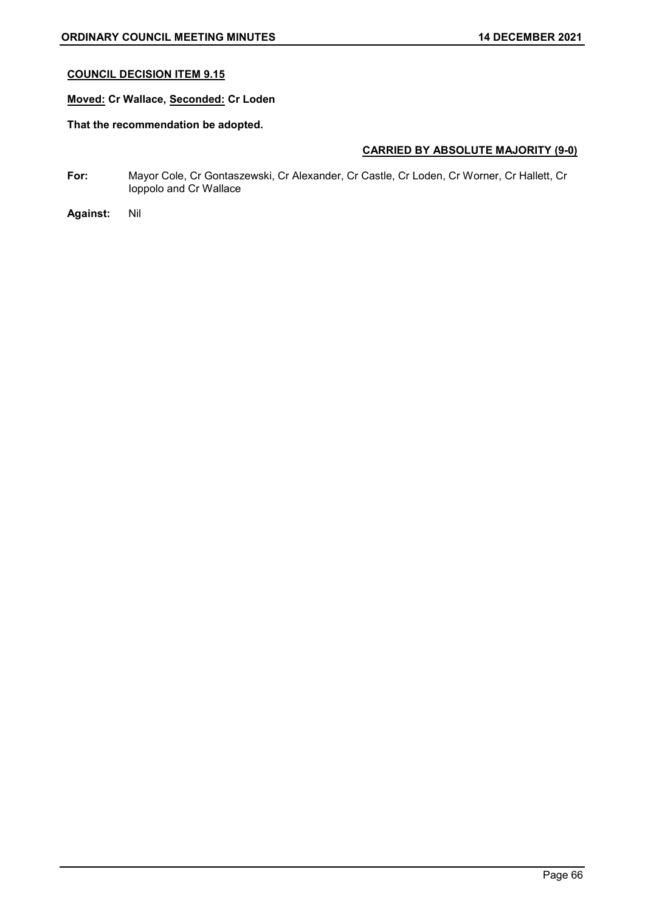**COUNCIL DECISION ITEM 9.15**

**Moved: Cr Wallace, Seconded: Cr Loden**

**That the recommendation be adopted.**

**CARRIED BY ABSOLUTE MAJORITY (9-0)**

**For:** Mayor Cole, Cr Gontaszewski, Cr Alexander, Cr Castle, Cr Loden, Cr Worner, Cr Hallett, Cr Ioppolo and Cr Wallace

**Against:** Nil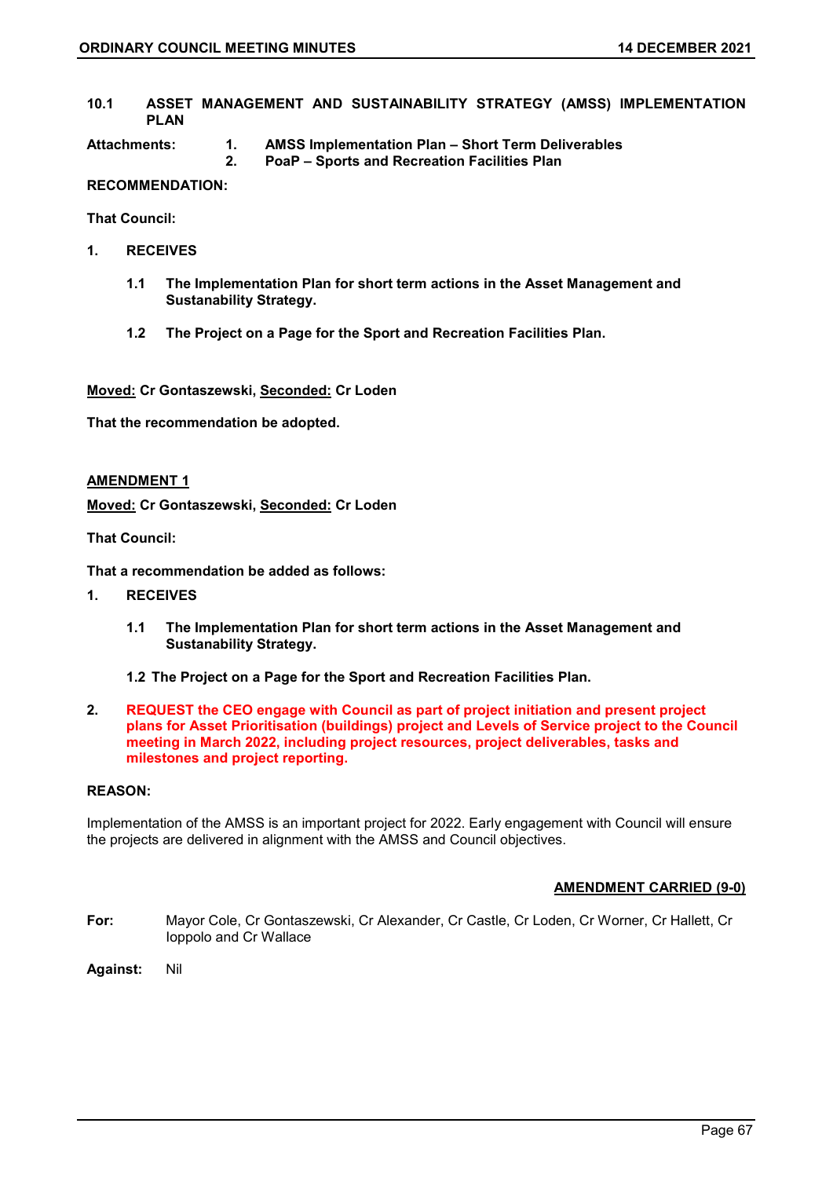## 10.1 ASSET MANAGEMENT AND SUSTAINABILITY STRATEGY (AMSS) IMPLEMENTATION PLAN

**Attachments:**
1. **AMSS Implementation Plan – Short Term Deliverables**
2. **PoaP – Sports and Recreation Facilities Plan**

**RECOMMENDATION:**

**That Council:**

1. **RECEIVES**

   1.1 **The Implementation Plan for short term actions in the Asset Management and Sustainability Strategy.**

   1.2 **The Project on a Page for the Sport and Recreation Facilities Plan.**

**Moved: Cr Gontaszewski, Seconded: Cr Loden**

**That the recommendation be adopted.**

**AMENDMENT 1**

**Moved: Cr Gontaszewski, Seconded: Cr Loden**

**That Council:**

**That a recommendation be added as follows:**

1. **RECEIVES**

   1.1 **The Implementation Plan for short term actions in the Asset Management and Sustainability Strategy.**

   1.2 **The Project on a Page for the Sport and Recreation Facilities Plan.**

2. **REQUEST the CEO engage with Council as part of project initiation and present project plans for Asset Prioritisation (buildings) project and Levels of Service project to the Council meeting in March 2022, including project resources, project deliverables, tasks and milestones and project reporting.**

**REASON:**

Implementation of the AMSS is an important project for 2022. Early engagement with Council will ensure the projects are delivered in alignment with the AMSS and Council objectives.

**AMENDMENT CARRIED (9-0)**

**For:** Mayor Cole, Cr Gontaszewski, Cr Alexander, Cr Castle, Cr Loden, Cr Worner, Cr Hallett, Cr Ioppolo and Cr Wallace

**Against:** Nil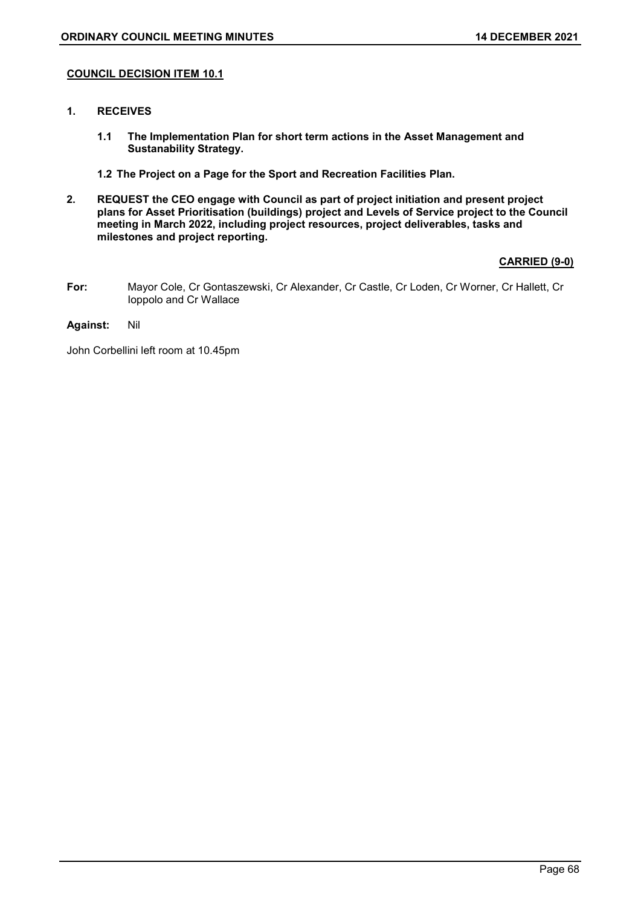**COUNCIL DECISION ITEM 10.1**

1. **RECEIVES**

   1.1 **The Implementation Plan for short term actions in the Asset Management and Sustainability Strategy.**

   **1.2 The Project on a Page for the Sport and Recreation Facilities Plan.**

2. **REQUEST the CEO engage with Council as part of project initiation and present project plans for Asset Prioritisation (buildings) project and Levels of Service project to the Council meeting in March 2022, including project resources, project deliverables, tasks and milestones and project reporting.**

**CARRIED (9-0)**

**For:** Mayor Cole, Cr Gontaszewski, Cr Alexander, Cr Castle, Cr Loden, Cr Worner, Cr Hallett, Cr Ioppolo and Cr Wallace

**Against:** Nil

John Corbellini left room at 10.45pm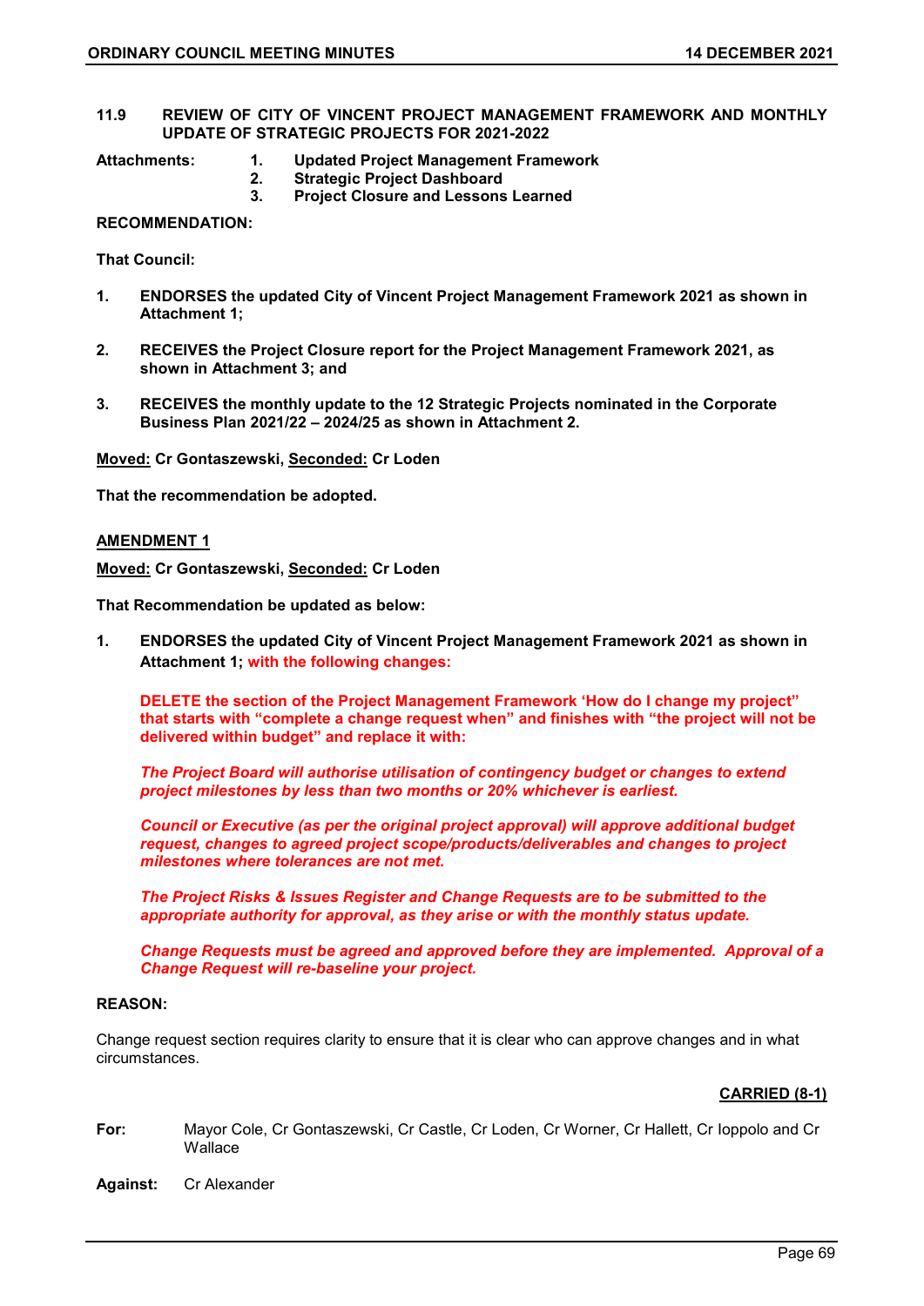## 11.9 REVIEW OF CITY OF VINCENT PROJECT MANAGEMENT FRAMEWORK AND MONTHLY UPDATE OF STRATEGIC PROJECTS FOR 2021-2022

**Attachments:**
1. **Updated Project Management Framework**
2. **Strategic Project Dashboard**
3. **Project Closure and Lessons Learned**

**RECOMMENDATION:**

**That Council:**

1. **ENDORSES the updated City of Vincent Project Management Framework 2021 as shown in Attachment 1;**
2. **RECEIVES the Project Closure report for the Project Management Framework 2021, as shown in Attachment 3; and**
3. **RECEIVES the monthly update to the 12 Strategic Projects nominated in the Corporate Business Plan 2021/22 – 2024/25 as shown in Attachment 2.**

**Moved: Cr Gontaszewski, Seconded: Cr Loden**

**That the recommendation be adopted.**

**AMENDMENT 1**

**Moved: Cr Gontaszewski, Seconded: Cr Loden**

**That Recommendation be updated as below:**

1. **ENDORSES the updated City of Vincent Project Management Framework 2021 as shown in Attachment 1; with the following changes:**

   **DELETE the section of the Project Management Framework 'How do I change my project" that starts with "complete a change request when" and finishes with "the project will not be delivered within budget" and replace it with:**

   ***The Project Board will authorise utilisation of contingency budget or changes to extend project milestones by less than two months or 20% whichever is earliest.***

   ***Council or Executive (as per the original project approval) will approve additional budget request, changes to agreed project scope/products/deliverables and changes to project milestones where tolerances are not met.***

   ***The Project Risks & Issues Register and Change Requests are to be submitted to the appropriate authority for approval, as they arise or with the monthly status update.***

   ***Change Requests must be agreed and approved before they are implemented. Approval of a Change Request will re-baseline your project.***

**REASON:**

Change request section requires clarity to ensure that it is clear who can approve changes and in what circumstances.

**CARRIED (8-1)**

**For:** Mayor Cole, Cr Gontaszewski, Cr Castle, Cr Loden, Cr Worner, Cr Hallett, Cr Ioppolo and Cr Wallace

**Against:** Cr Alexander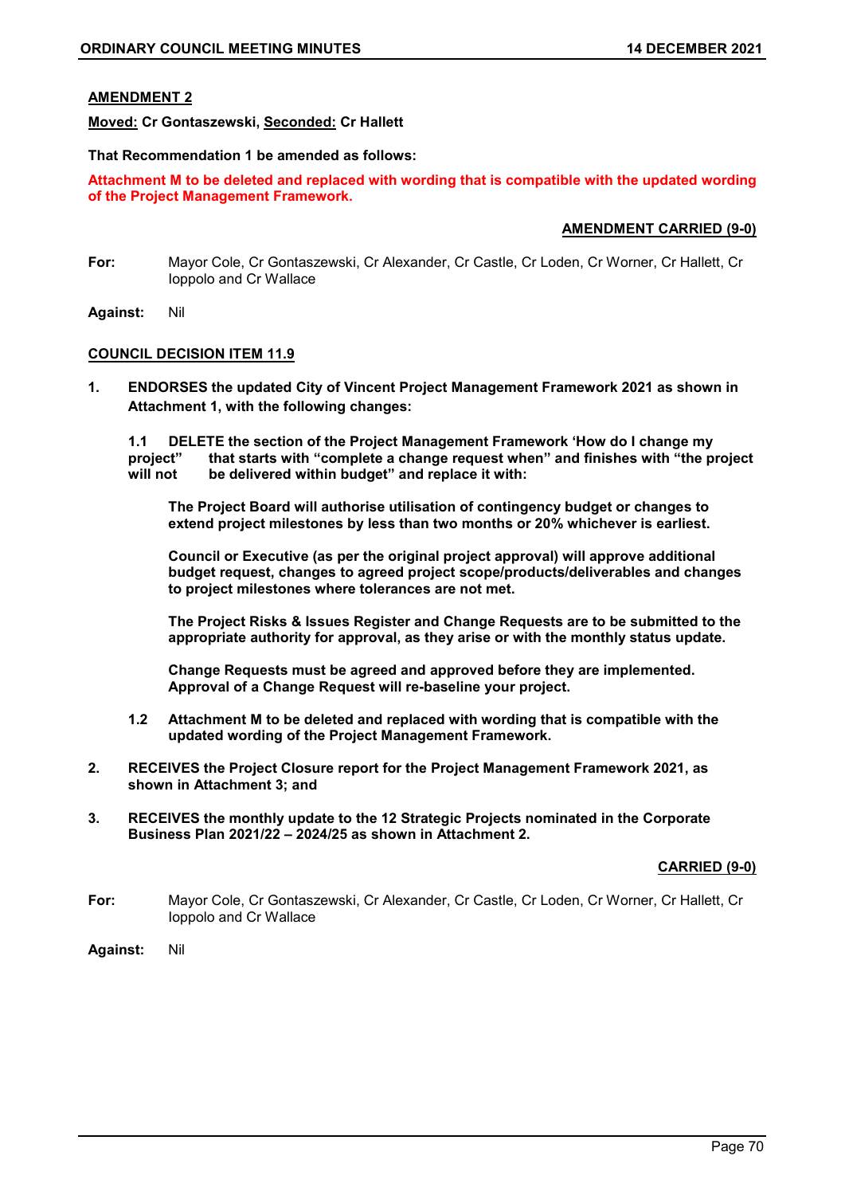**AMENDMENT 2**

**Moved:** **Cr Gontaszewski,** **Seconded:** **Cr Hallett**

**That Recommendation 1 be amended as follows:**

**Attachment M to be deleted and replaced with wording that is compatible with the updated wording of the Project Management Framework.**

**AMENDMENT CARRIED (9-0)**

**For:** Mayor Cole, Cr Gontaszewski, Cr Alexander, Cr Castle, Cr Loden, Cr Worner, Cr Hallett, Cr Ioppolo and Cr Wallace

**Against:** Nil

**COUNCIL DECISION ITEM 11.9**

**1. ENDORSES the updated City of Vincent Project Management Framework 2021 as shown in Attachment 1, with the following changes:**

**1.1 DELETE the section of the Project Management Framework 'How do I change my project" that starts with "complete a change request when" and finishes with "the project will not be delivered within budget" and replace it with:**

**The Project Board will authorise utilisation of contingency budget or changes to extend project milestones by less than two months or 20% whichever is earliest.**

**Council or Executive (as per the original project approval) will approve additional budget request, changes to agreed project scope/products/deliverables and changes to project milestones where tolerances are not met.**

**The Project Risks & Issues Register and Change Requests are to be submitted to the appropriate authority for approval, as they arise or with the monthly status update.**

**Change Requests must be agreed and approved before they are implemented. Approval of a Change Request will re-baseline your project.**

**1.2 Attachment M to be deleted and replaced with wording that is compatible with the updated wording of the Project Management Framework.**

**2. RECEIVES the Project Closure report for the Project Management Framework 2021, as shown in Attachment 3; and**

**3. RECEIVES the monthly update to the 12 Strategic Projects nominated in the Corporate Business Plan 2021/22 – 2024/25 as shown in Attachment 2.**

**CARRIED (9-0)**

**For:** Mayor Cole, Cr Gontaszewski, Cr Alexander, Cr Castle, Cr Loden, Cr Worner, Cr Hallett, Cr Ioppolo and Cr Wallace

**Against:** Nil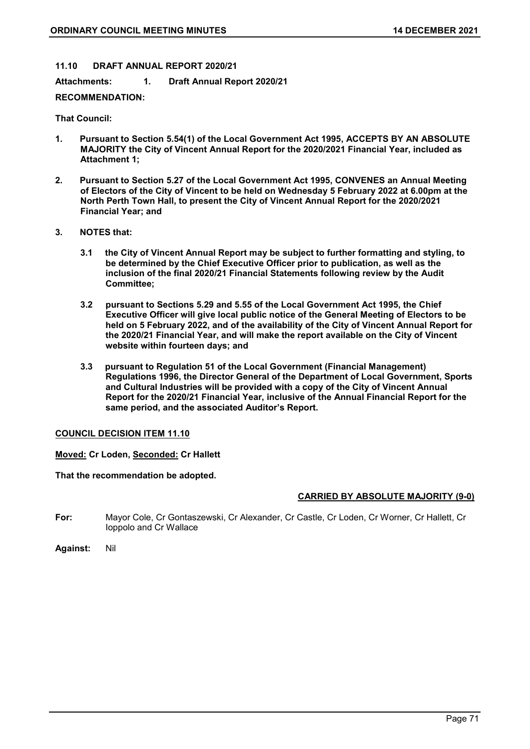## 11.10 DRAFT ANNUAL REPORT 2020/21

**Attachments:** 1. **Draft Annual Report 2020/21**

**RECOMMENDATION:**

**That Council:**

1. **Pursuant to Section 5.54(1) of the Local Government Act 1995, ACCEPTS BY AN ABSOLUTE MAJORITY the City of Vincent Annual Report for the 2020/2021 Financial Year, included as Attachment 1;**

2. **Pursuant to Section 5.27 of the Local Government Act 1995, CONVENES an Annual Meeting of Electors of the City of Vincent to be held on Wednesday 5 February 2022 at 6.00pm at the North Perth Town Hall, to present the City of Vincent Annual Report for the 2020/2021 Financial Year; and**

3. **NOTES that:**

   3.1 **the City of Vincent Annual Report may be subject to further formatting and styling, to be determined by the Chief Executive Officer prior to publication, as well as the inclusion of the final 2020/21 Financial Statements following review by the Audit Committee;**

   3.2 **pursuant to Sections 5.29 and 5.55 of the Local Government Act 1995, the Chief Executive Officer will give local public notice of the General Meeting of Electors to be held on 5 February 2022, and of the availability of the City of Vincent Annual Report for the 2020/21 Financial Year, and will make the report available on the City of Vincent website within fourteen days; and**

   3.3 **pursuant to Regulation 51 of the Local Government (Financial Management) Regulations 1996, the Director General of the Department of Local Government, Sports and Cultural Industries will be provided with a copy of the City of Vincent Annual Report for the 2020/21 Financial Year, inclusive of the Annual Financial Report for the same period, and the associated Auditor's Report.**

**COUNCIL DECISION ITEM 11.10**

**Moved: Cr Loden, Seconded: Cr Hallett**

**That the recommendation be adopted.**

**CARRIED BY ABSOLUTE MAJORITY (9-0)**

**For:** Mayor Cole, Cr Gontaszewski, Cr Alexander, Cr Castle, Cr Loden, Cr Worner, Cr Hallett, Cr Ioppolo and Cr Wallace

**Against:** Nil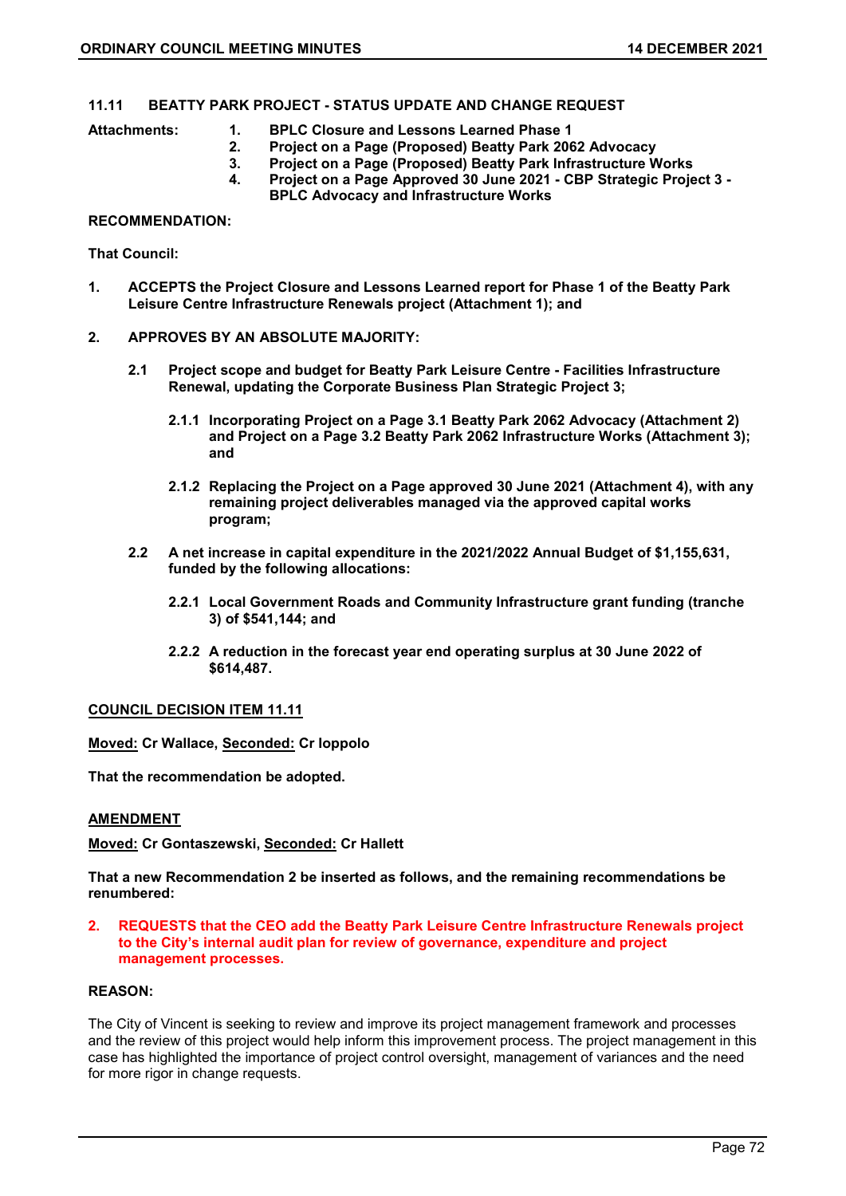## 11.11 BEATTY PARK PROJECT - STATUS UPDATE AND CHANGE REQUEST

**Attachments:**

1. **BPLC Closure and Lessons Learned Phase 1**
2. **Project on a Page (Proposed) Beatty Park 2062 Advocacy**
3. **Project on a Page (Proposed) Beatty Park Infrastructure Works**
4. **Project on a Page Approved 30 June 2021 - CBP Strategic Project 3 - BPLC Advocacy and Infrastructure Works**

**RECOMMENDATION:**

**That Council:**

1. **ACCEPTS the Project Closure and Lessons Learned report for Phase 1 of the Beatty Park Leisure Centre Infrastructure Renewals project (Attachment 1); and**

2. **APPROVES BY AN ABSOLUTE MAJORITY:**

   2.1 **Project scope and budget for Beatty Park Leisure Centre - Facilities Infrastructure Renewal, updating the Corporate Business Plan Strategic Project 3;**

      2.1.1 **Incorporating Project on a Page 3.1 Beatty Park 2062 Advocacy (Attachment 2) and Project on a Page 3.2 Beatty Park 2062 Infrastructure Works (Attachment 3); and**

      2.1.2 **Replacing the Project on a Page approved 30 June 2021 (Attachment 4), with any remaining project deliverables managed via the approved capital works program;**

   2.2 **A net increase in capital expenditure in the 2021/2022 Annual Budget of $1,155,631, funded by the following allocations:**

      2.2.1 **Local Government Roads and Community Infrastructure grant funding (tranche 3) of $541,144; and**

      2.2.2 **A reduction in the forecast year end operating surplus at 30 June 2022 of $614,487.**

**COUNCIL DECISION ITEM 11.11**

**Moved: Cr Wallace, Seconded: Cr Ioppolo**

**That the recommendation be adopted.**

**AMENDMENT**

**Moved: Cr Gontaszewski, Seconded: Cr Hallett**

**That a new Recommendation 2 be inserted as follows, and the remaining recommendations be renumbered:**

2. **REQUESTS that the CEO add the Beatty Park Leisure Centre Infrastructure Renewals project to the City's internal audit plan for review of governance, expenditure and project management processes.**

**REASON:**

The City of Vincent is seeking to review and improve its project management framework and processes and the review of this project would help inform this improvement process. The project management in this case has highlighted the importance of project control oversight, management of variances and the need for more rigor in change requests.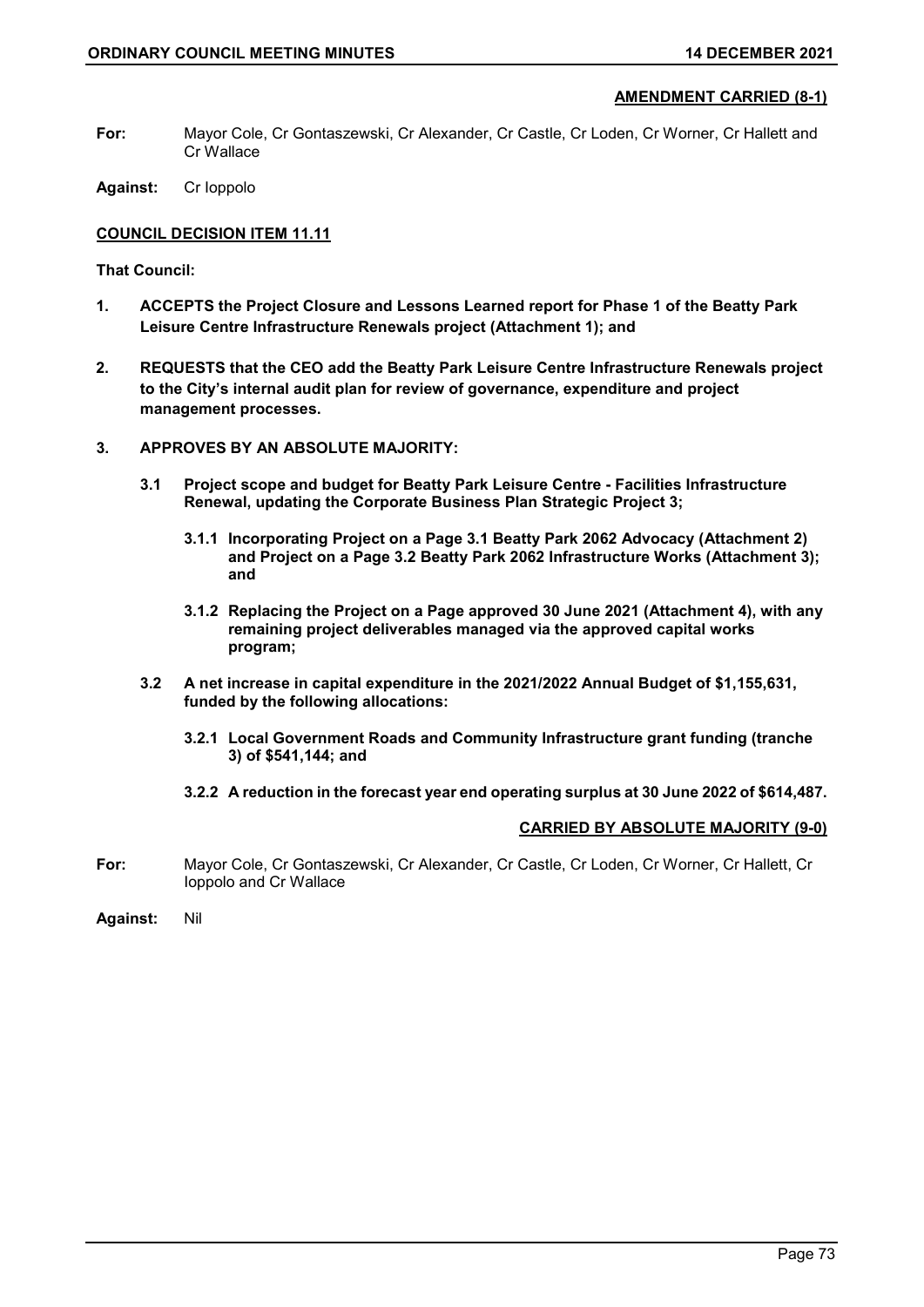**AMENDMENT CARRIED (8-1)**

**For:** Mayor Cole, Cr Gontaszewski, Cr Alexander, Cr Castle, Cr Loden, Cr Worner, Cr Hallett and Cr Wallace

**Against:** Cr Ioppolo

**COUNCIL DECISION ITEM 11.11**

**That Council:**

1. **ACCEPTS the Project Closure and Lessons Learned report for Phase 1 of the Beatty Park Leisure Centre Infrastructure Renewals project (Attachment 1); and**

2. **REQUESTS that the CEO add the Beatty Park Leisure Centre Infrastructure Renewals project to the City's internal audit plan for review of governance, expenditure and project management processes.**

3. **APPROVES BY AN ABSOLUTE MAJORITY:**

   3.1 **Project scope and budget for Beatty Park Leisure Centre - Facilities Infrastructure Renewal, updating the Corporate Business Plan Strategic Project 3;**

   3.1.1 **Incorporating Project on a Page 3.1 Beatty Park 2062 Advocacy (Attachment 2) and Project on a Page 3.2 Beatty Park 2062 Infrastructure Works (Attachment 3); and**

   3.1.2 **Replacing the Project on a Page approved 30 June 2021 (Attachment 4), with any remaining project deliverables managed via the approved capital works program;**

   3.2 **A net increase in capital expenditure in the 2021/2022 Annual Budget of $1,155,631, funded by the following allocations:**

   3.2.1 **Local Government Roads and Community Infrastructure grant funding (tranche 3) of $541,144; and**

   3.2.2 **A reduction in the forecast year end operating surplus at 30 June 2022 of $614,487.**

**CARRIED BY ABSOLUTE MAJORITY (9-0)**

**For:** Mayor Cole, Cr Gontaszewski, Cr Alexander, Cr Castle, Cr Loden, Cr Worner, Cr Hallett, Cr Ioppolo and Cr Wallace

**Against:** Nil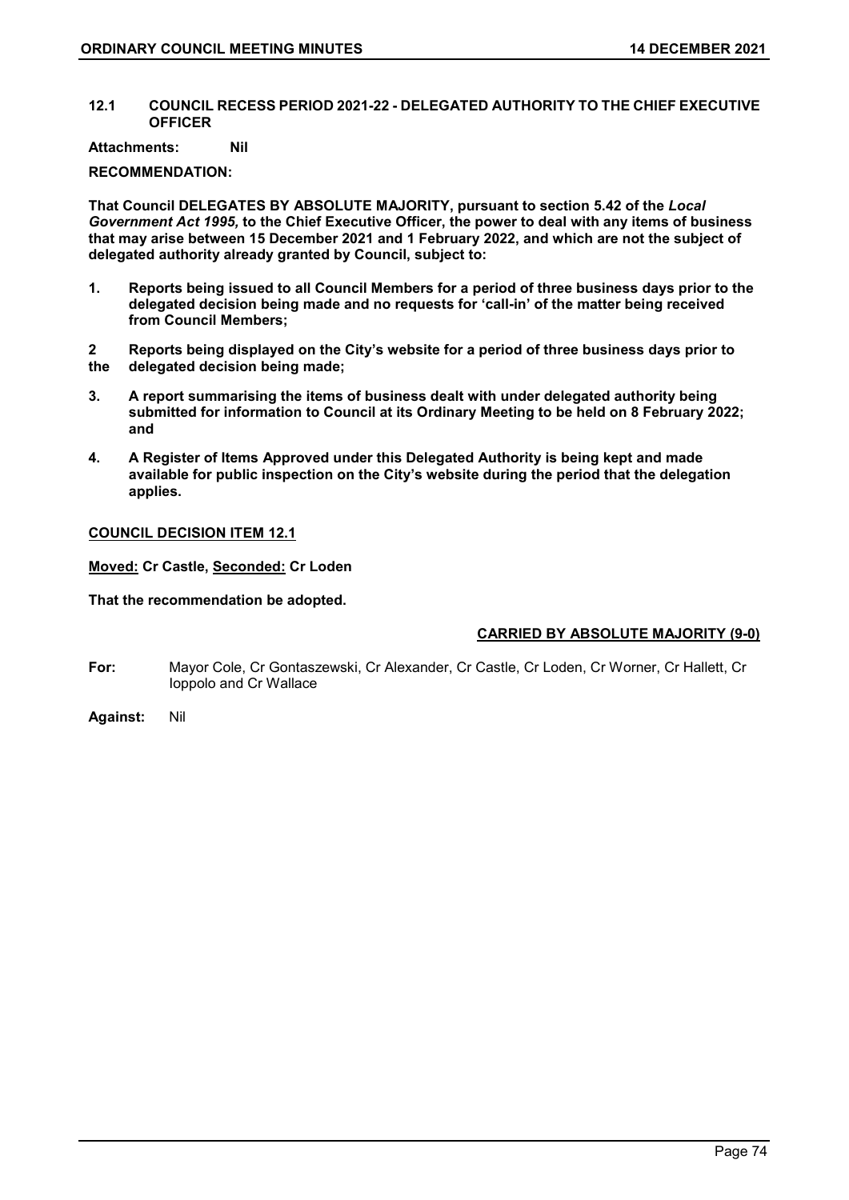## 12.1 COUNCIL RECESS PERIOD 2021-22 - DELEGATED AUTHORITY TO THE CHIEF EXECUTIVE OFFICER

**Attachments:** **Nil**

**RECOMMENDATION:**

**That Council DELEGATES BY ABSOLUTE MAJORITY, pursuant to section 5.42 of the *Local Government Act 1995,* to the Chief Executive Officer, the power to deal with any items of business that may arise between 15 December 2021 and 1 February 2022, and which are not the subject of delegated authority already granted by Council, subject to:**

**1. Reports being issued to all Council Members for a period of three business days prior to the delegated decision being made and no requests for 'call-in' of the matter being received from Council Members;**

**2 Reports being displayed on the City's website for a period of three business days prior to the delegated decision being made;**

**3. A report summarising the items of business dealt with under delegated authority being submitted for information to Council at its Ordinary Meeting to be held on 8 February 2022; and**

**4. A Register of Items Approved under this Delegated Authority is being kept and made available for public inspection on the City's website during the period that the delegation applies.**

**<u>COUNCIL DECISION ITEM 12.1</u>**

**<u>Moved:</u> Cr Castle, <u>Seconded:</u> Cr Loden**

**That the recommendation be adopted.**

**<u>CARRIED BY ABSOLUTE MAJORITY (9-0)</u>**

**For:** Mayor Cole, Cr Gontaszewski, Cr Alexander, Cr Castle, Cr Loden, Cr Worner, Cr Hallett, Cr Ioppolo and Cr Wallace

**Against:** Nil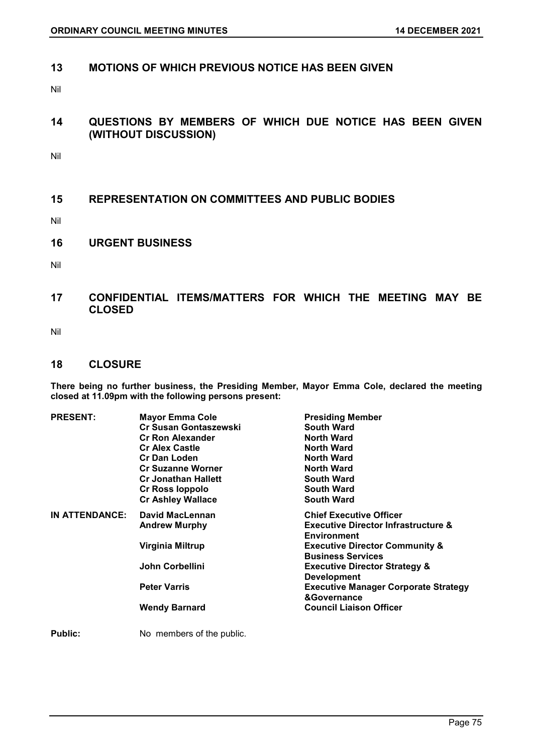## 13 MOTIONS OF WHICH PREVIOUS NOTICE HAS BEEN GIVEN

Nil

## 14 QUESTIONS BY MEMBERS OF WHICH DUE NOTICE HAS BEEN GIVEN (WITHOUT DISCUSSION)

Nil

## 15 REPRESENTATION ON COMMITTEES AND PUBLIC BODIES

Nil

## 16 URGENT BUSINESS

Nil

## 17 CONFIDENTIAL ITEMS/MATTERS FOR WHICH THE MEETING MAY BE CLOSED

Nil

## 18 CLOSURE

**There being no further business, the Presiding Member, Mayor Emma Cole, declared the meeting closed at 11.09pm with the following persons present:**

| | | |
|---|---|---|
| **PRESENT:** | **Mayor Emma Cole** | **Presiding Member** |
| | **Cr Susan Gontaszewski** | **South Ward** |
| | **Cr Ron Alexander** | **North Ward** |
| | **Cr Alex Castle** | **North Ward** |
| | **Cr Dan Loden** | **North Ward** |
| | **Cr Suzanne Worner** | **North Ward** |
| | **Cr Jonathan Hallett** | **South Ward** |
| | **Cr Ross Ioppolo** | **South Ward** |
| | **Cr Ashley Wallace** | **South Ward** |
| **IN ATTENDANCE:** | **David MacLennan** | **Chief Executive Officer** |
| | **Andrew Murphy** | **Executive Director Infrastructure & Environment** |
| | **Virginia Miltrup** | **Executive Director Community & Business Services** |
| | **John Corbellini** | **Executive Director Strategy & Development** |
| | **Peter Varris** | **Executive Manager Corporate Strategy &Governance** |
| | **Wendy Barnard** | **Council Liaison Officer** |

**Public:** No members of the public.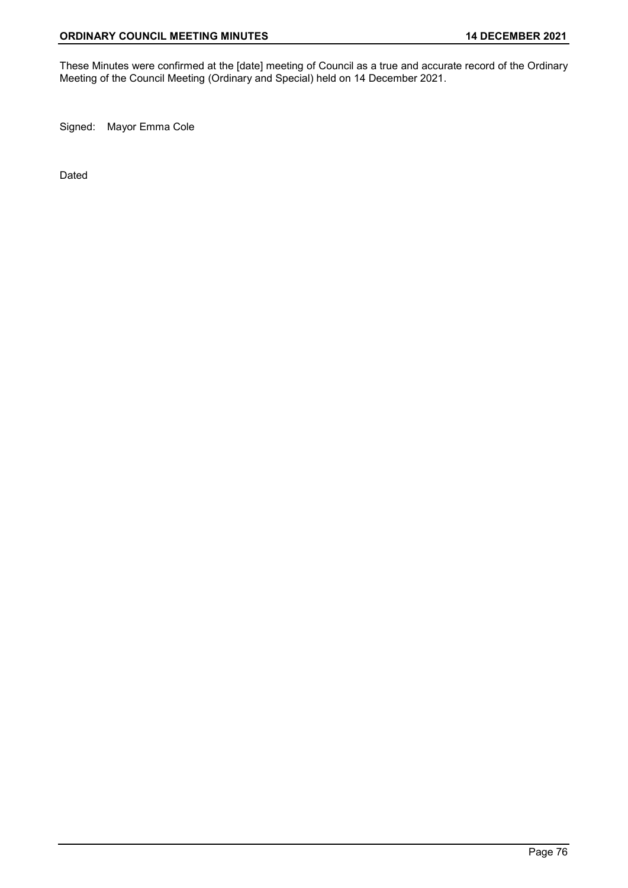These Minutes were confirmed at the [date] meeting of Council as a true and accurate record of the Ordinary Meeting of the Council Meeting (Ordinary and Special) held on 14 December 2021.

Signed: Mayor Emma Cole

Dated